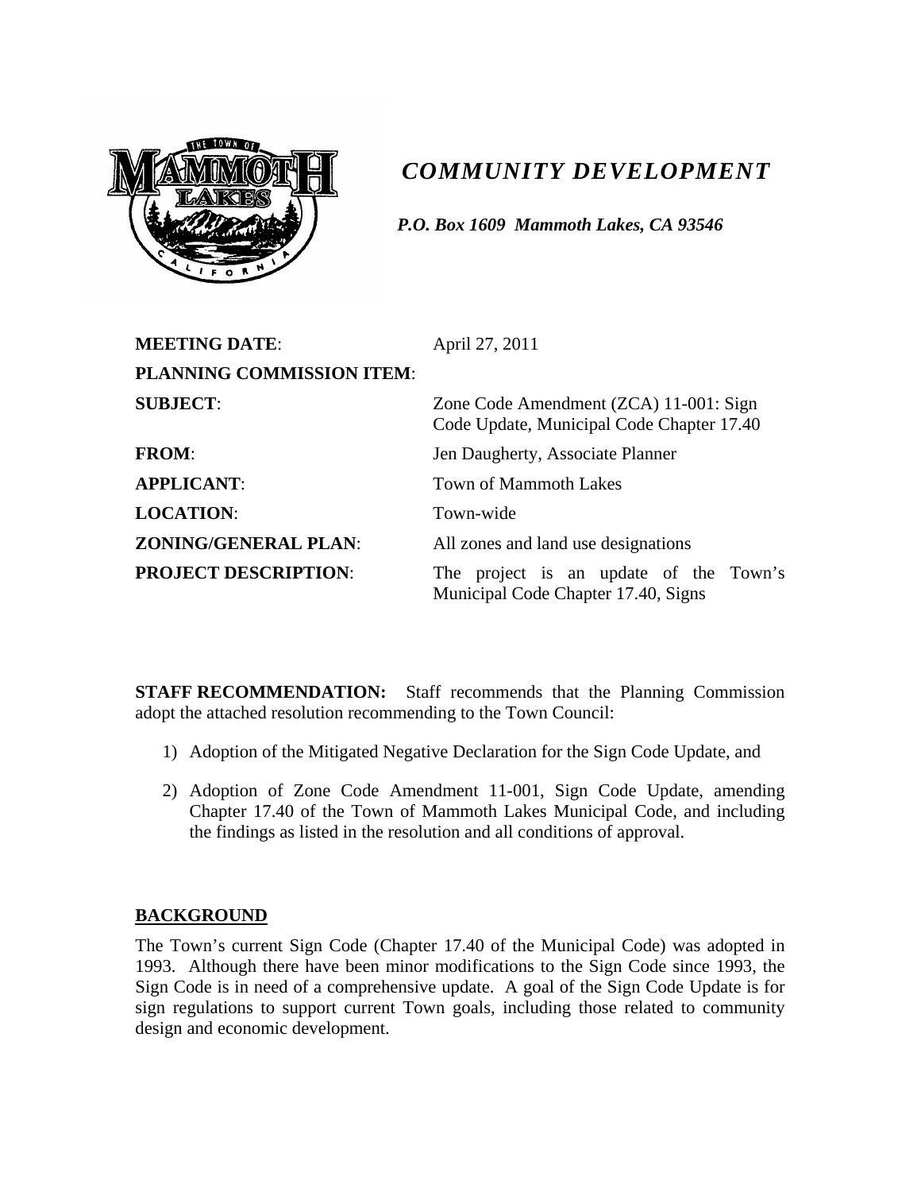# *COMMUNITY DEVELOPMENT*

*P.O. Box 1609 Mammoth Lakes, CA 93546*

| | |
|---|---|
| **MEETING DATE**: | April 27, 2011 |
| **PLANNING COMMISSION ITEM**: | |
| **SUBJECT**: | Zone Code Amendment (ZCA) 11-001: Sign Code Update, Municipal Code Chapter 17.40 |
| **FROM**: | Jen Daugherty, Associate Planner |
| **APPLICANT**: | Town of Mammoth Lakes |
| **LOCATION**: | Town-wide |
| **ZONING/GENERAL PLAN**: | All zones and land use designations |
| **PROJECT DESCRIPTION**: | The project is an update of the Town's Municipal Code Chapter 17.40, Signs |

**STAFF RECOMMENDATION:** Staff recommends that the Planning Commission adopt the attached resolution recommending to the Town Council:

1) Adoption of the Mitigated Negative Declaration for the Sign Code Update, and

2) Adoption of Zone Code Amendment 11-001, Sign Code Update, amending Chapter 17.40 of the Town of Mammoth Lakes Municipal Code, and including the findings as listed in the resolution and all conditions of approval.

## BACKGROUND

The Town's current Sign Code (Chapter 17.40 of the Municipal Code) was adopted in 1993. Although there have been minor modifications to the Sign Code since 1993, the Sign Code is in need of a comprehensive update. A goal of the Sign Code Update is for sign regulations to support current Town goals, including those related to community design and economic development.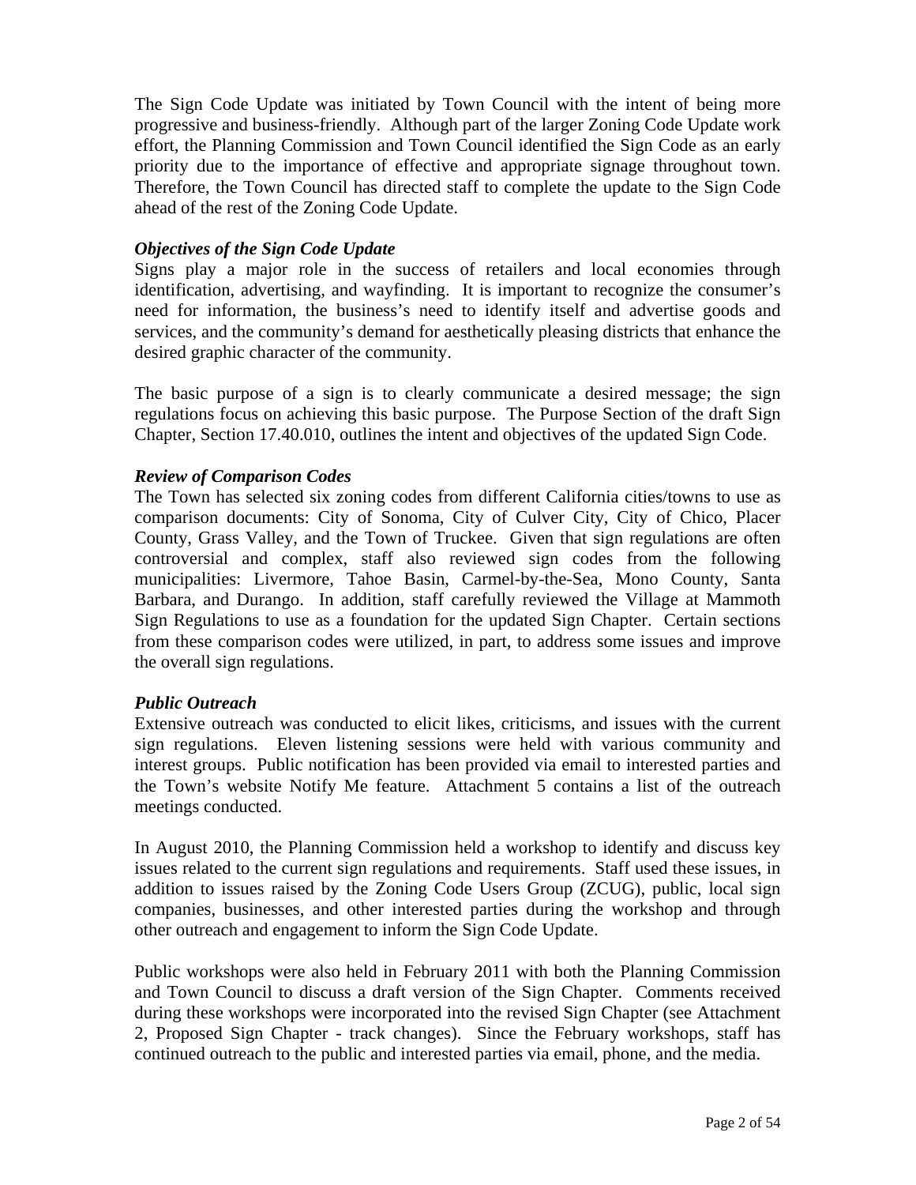The Sign Code Update was initiated by Town Council with the intent of being more progressive and business-friendly. Although part of the larger Zoning Code Update work effort, the Planning Commission and Town Council identified the Sign Code as an early priority due to the importance of effective and appropriate signage throughout town. Therefore, the Town Council has directed staff to complete the update to the Sign Code ahead of the rest of the Zoning Code Update.

***Objectives of the Sign Code Update***

Signs play a major role in the success of retailers and local economies through identification, advertising, and wayfinding. It is important to recognize the consumer's need for information, the business's need to identify itself and advertise goods and services, and the community's demand for aesthetically pleasing districts that enhance the desired graphic character of the community.

The basic purpose of a sign is to clearly communicate a desired message; the sign regulations focus on achieving this basic purpose. The Purpose Section of the draft Sign Chapter, Section 17.40.010, outlines the intent and objectives of the updated Sign Code.

***Review of Comparison Codes***

The Town has selected six zoning codes from different California cities/towns to use as comparison documents: City of Sonoma, City of Culver City, City of Chico, Placer County, Grass Valley, and the Town of Truckee. Given that sign regulations are often controversial and complex, staff also reviewed sign codes from the following municipalities: Livermore, Tahoe Basin, Carmel-by-the-Sea, Mono County, Santa Barbara, and Durango. In addition, staff carefully reviewed the Village at Mammoth Sign Regulations to use as a foundation for the updated Sign Chapter. Certain sections from these comparison codes were utilized, in part, to address some issues and improve the overall sign regulations.

***Public Outreach***

Extensive outreach was conducted to elicit likes, criticisms, and issues with the current sign regulations. Eleven listening sessions were held with various community and interest groups. Public notification has been provided via email to interested parties and the Town's website Notify Me feature. Attachment 5 contains a list of the outreach meetings conducted.

In August 2010, the Planning Commission held a workshop to identify and discuss key issues related to the current sign regulations and requirements. Staff used these issues, in addition to issues raised by the Zoning Code Users Group (ZCUG), public, local sign companies, businesses, and other interested parties during the workshop and through other outreach and engagement to inform the Sign Code Update.

Public workshops were also held in February 2011 with both the Planning Commission and Town Council to discuss a draft version of the Sign Chapter. Comments received during these workshops were incorporated into the revised Sign Chapter (see Attachment 2, Proposed Sign Chapter - track changes). Since the February workshops, staff has continued outreach to the public and interested parties via email, phone, and the media.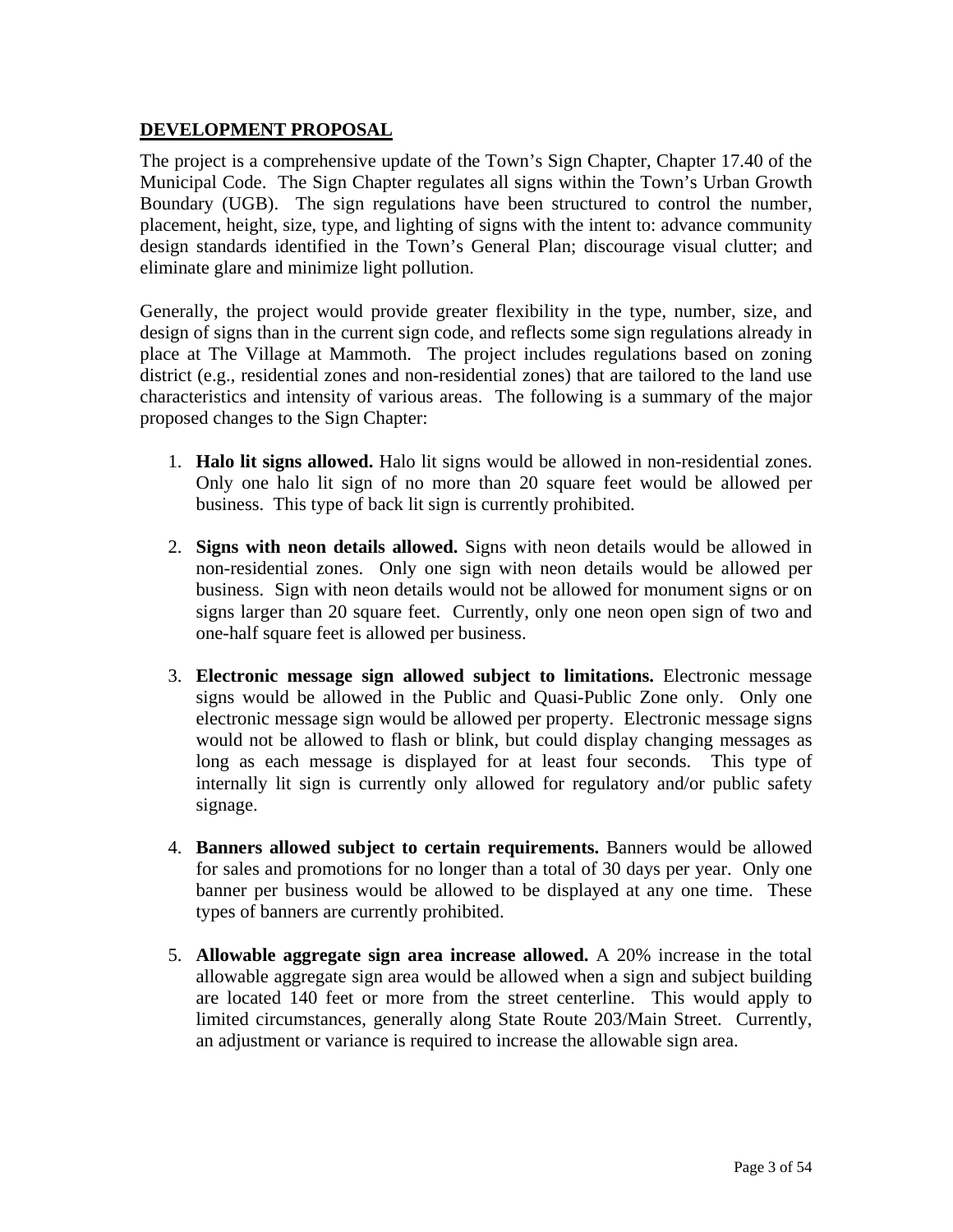## DEVELOPMENT PROPOSAL

The project is a comprehensive update of the Town's Sign Chapter, Chapter 17.40 of the Municipal Code. The Sign Chapter regulates all signs within the Town's Urban Growth Boundary (UGB). The sign regulations have been structured to control the number, placement, height, size, type, and lighting of signs with the intent to: advance community design standards identified in the Town's General Plan; discourage visual clutter; and eliminate glare and minimize light pollution.

Generally, the project would provide greater flexibility in the type, number, size, and design of signs than in the current sign code, and reflects some sign regulations already in place at The Village at Mammoth. The project includes regulations based on zoning district (e.g., residential zones and non-residential zones) that are tailored to the land use characteristics and intensity of various areas. The following is a summary of the major proposed changes to the Sign Chapter:

1. **Halo lit signs allowed.** Halo lit signs would be allowed in non-residential zones. Only one halo lit sign of no more than 20 square feet would be allowed per business. This type of back lit sign is currently prohibited.

2. **Signs with neon details allowed.** Signs with neon details would be allowed in non-residential zones. Only one sign with neon details would be allowed per business. Sign with neon details would not be allowed for monument signs or on signs larger than 20 square feet. Currently, only one neon open sign of two and one-half square feet is allowed per business.

3. **Electronic message sign allowed subject to limitations.** Electronic message signs would be allowed in the Public and Quasi-Public Zone only. Only one electronic message sign would be allowed per property. Electronic message signs would not be allowed to flash or blink, but could display changing messages as long as each message is displayed for at least four seconds. This type of internally lit sign is currently only allowed for regulatory and/or public safety signage.

4. **Banners allowed subject to certain requirements.** Banners would be allowed for sales and promotions for no longer than a total of 30 days per year. Only one banner per business would be allowed to be displayed at any one time. These types of banners are currently prohibited.

5. **Allowable aggregate sign area increase allowed.** A 20% increase in the total allowable aggregate sign area would be allowed when a sign and subject building are located 140 feet or more from the street centerline. This would apply to limited circumstances, generally along State Route 203/Main Street. Currently, an adjustment or variance is required to increase the allowable sign area.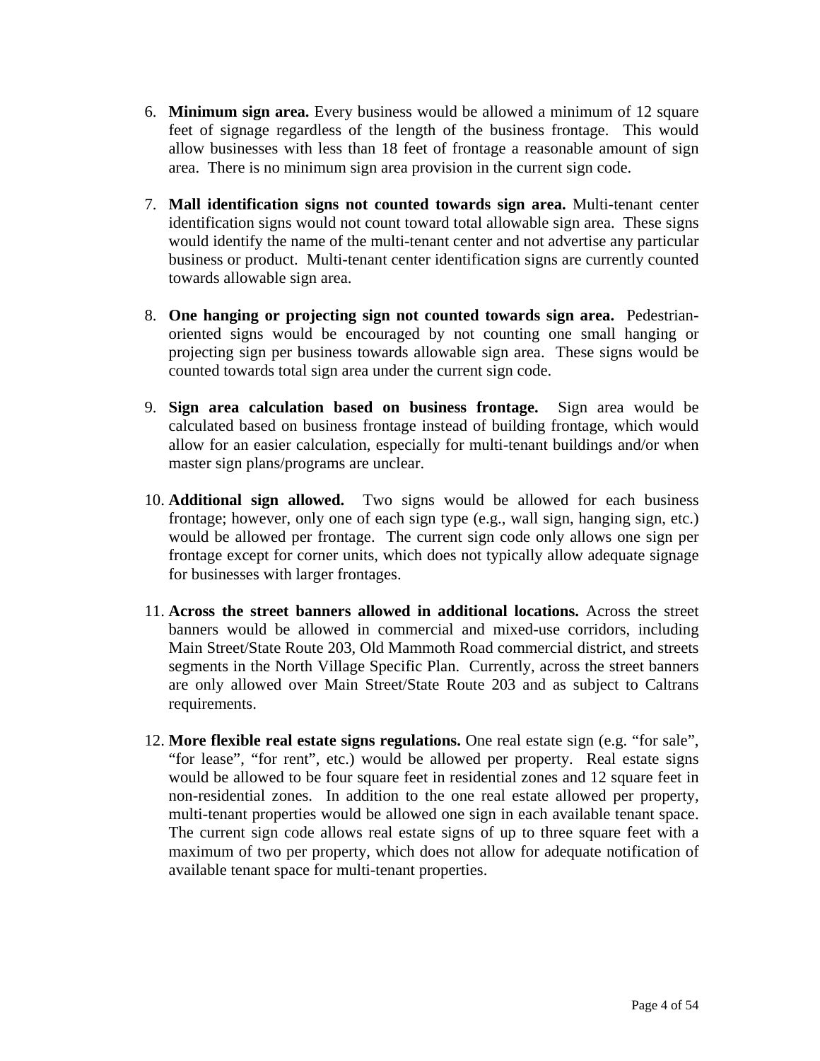6. **Minimum sign area.** Every business would be allowed a minimum of 12 square feet of signage regardless of the length of the business frontage. This would allow businesses with less than 18 feet of frontage a reasonable amount of sign area. There is no minimum sign area provision in the current sign code.

7. **Mall identification signs not counted towards sign area.** Multi-tenant center identification signs would not count toward total allowable sign area. These signs would identify the name of the multi-tenant center and not advertise any particular business or product. Multi-tenant center identification signs are currently counted towards allowable sign area.

8. **One hanging or projecting sign not counted towards sign area.** Pedestrian-oriented signs would be encouraged by not counting one small hanging or projecting sign per business towards allowable sign area. These signs would be counted towards total sign area under the current sign code.

9. **Sign area calculation based on business frontage.** Sign area would be calculated based on business frontage instead of building frontage, which would allow for an easier calculation, especially for multi-tenant buildings and/or when master sign plans/programs are unclear.

10. **Additional sign allowed.** Two signs would be allowed for each business frontage; however, only one of each sign type (e.g., wall sign, hanging sign, etc.) would be allowed per frontage. The current sign code only allows one sign per frontage except for corner units, which does not typically allow adequate signage for businesses with larger frontages.

11. **Across the street banners allowed in additional locations.** Across the street banners would be allowed in commercial and mixed-use corridors, including Main Street/State Route 203, Old Mammoth Road commercial district, and streets segments in the North Village Specific Plan. Currently, across the street banners are only allowed over Main Street/State Route 203 and as subject to Caltrans requirements.

12. **More flexible real estate signs regulations.** One real estate sign (e.g. "for sale", "for lease", "for rent", etc.) would be allowed per property. Real estate signs would be allowed to be four square feet in residential zones and 12 square feet in non-residential zones. In addition to the one real estate allowed per property, multi-tenant properties would be allowed one sign in each available tenant space. The current sign code allows real estate signs of up to three square feet with a maximum of two per property, which does not allow for adequate notification of available tenant space for multi-tenant properties.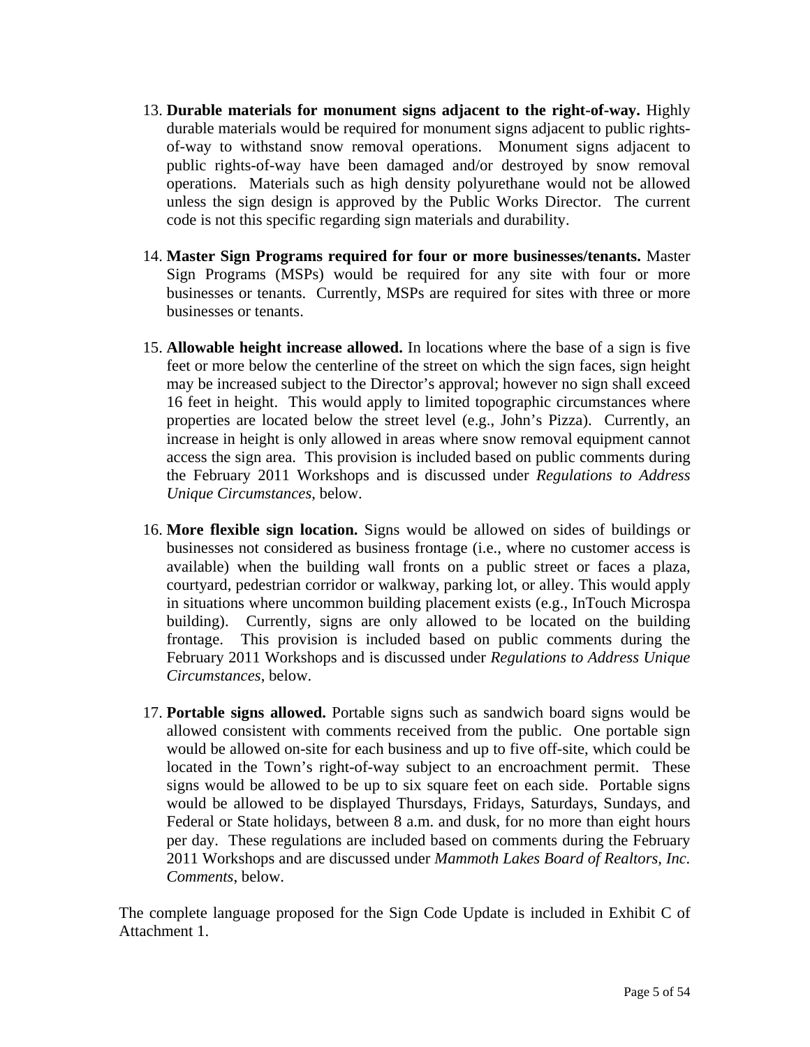13. **Durable materials for monument signs adjacent to the right-of-way.** Highly durable materials would be required for monument signs adjacent to public rights-of-way to withstand snow removal operations. Monument signs adjacent to public rights-of-way have been damaged and/or destroyed by snow removal operations. Materials such as high density polyurethane would not be allowed unless the sign design is approved by the Public Works Director. The current code is not this specific regarding sign materials and durability.

14. **Master Sign Programs required for four or more businesses/tenants.** Master Sign Programs (MSPs) would be required for any site with four or more businesses or tenants. Currently, MSPs are required for sites with three or more businesses or tenants.

15. **Allowable height increase allowed.** In locations where the base of a sign is five feet or more below the centerline of the street on which the sign faces, sign height may be increased subject to the Director's approval; however no sign shall exceed 16 feet in height. This would apply to limited topographic circumstances where properties are located below the street level (e.g., John's Pizza). Currently, an increase in height is only allowed in areas where snow removal equipment cannot access the sign area. This provision is included based on public comments during the February 2011 Workshops and is discussed under *Regulations to Address Unique Circumstances*, below.

16. **More flexible sign location.** Signs would be allowed on sides of buildings or businesses not considered as business frontage (i.e., where no customer access is available) when the building wall fronts on a public street or faces a plaza, courtyard, pedestrian corridor or walkway, parking lot, or alley. This would apply in situations where uncommon building placement exists (e.g., InTouch Microspa building). Currently, signs are only allowed to be located on the building frontage. This provision is included based on public comments during the February 2011 Workshops and is discussed under *Regulations to Address Unique Circumstances*, below.

17. **Portable signs allowed.** Portable signs such as sandwich board signs would be allowed consistent with comments received from the public. One portable sign would be allowed on-site for each business and up to five off-site, which could be located in the Town's right-of-way subject to an encroachment permit. These signs would be allowed to be up to six square feet on each side. Portable signs would be allowed to be displayed Thursdays, Fridays, Saturdays, Sundays, and Federal or State holidays, between 8 a.m. and dusk, for no more than eight hours per day. These regulations are included based on comments during the February 2011 Workshops and are discussed under *Mammoth Lakes Board of Realtors, Inc. Comments*, below.

The complete language proposed for the Sign Code Update is included in Exhibit C of Attachment 1.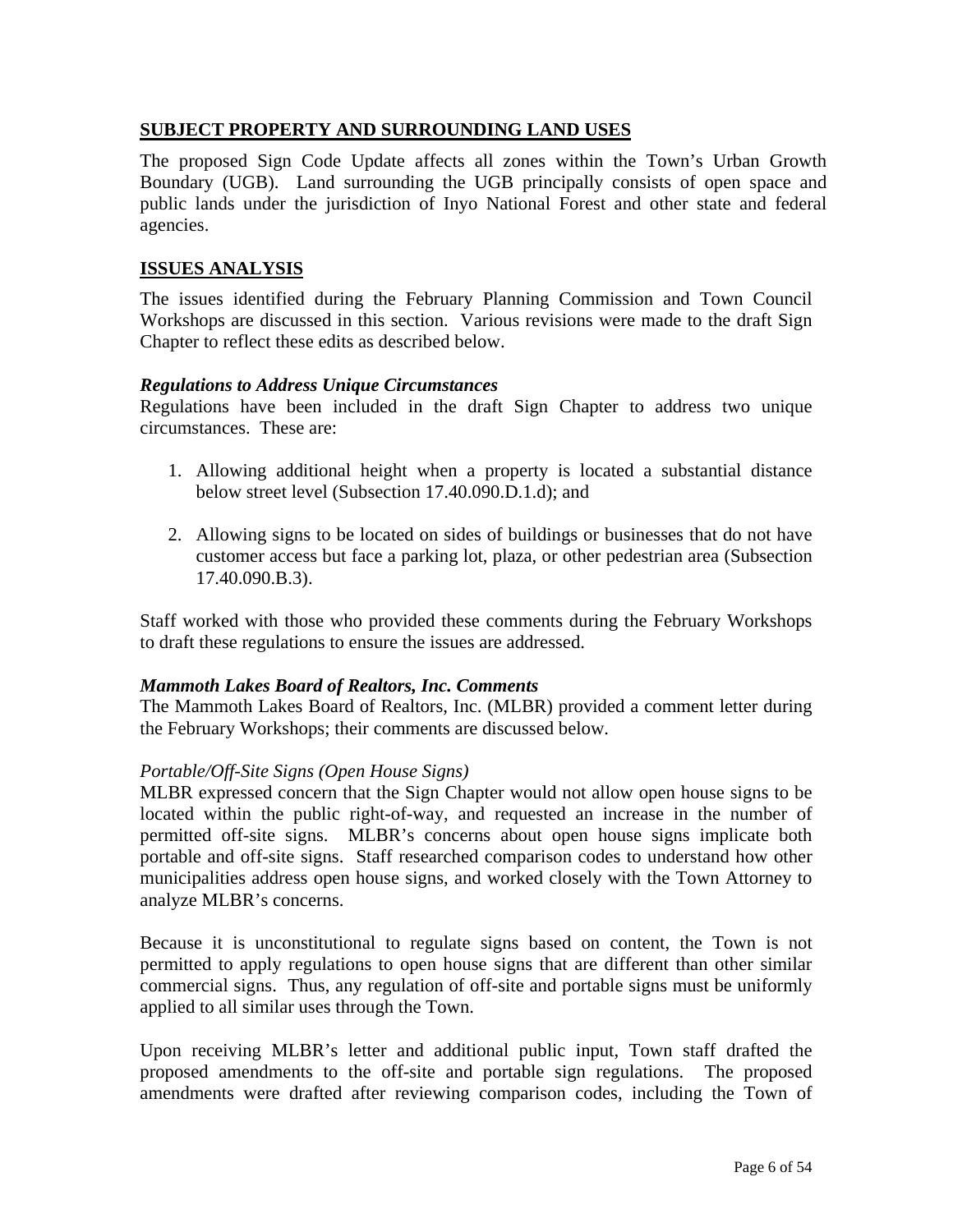## SUBJECT PROPERTY AND SURROUNDING LAND USES

The proposed Sign Code Update affects all zones within the Town's Urban Growth Boundary (UGB). Land surrounding the UGB principally consists of open space and public lands under the jurisdiction of Inyo National Forest and other state and federal agencies.

## ISSUES ANALYSIS

The issues identified during the February Planning Commission and Town Council Workshops are discussed in this section. Various revisions were made to the draft Sign Chapter to reflect these edits as described below.

### *Regulations to Address Unique Circumstances*

Regulations have been included in the draft Sign Chapter to address two unique circumstances. These are:

1. Allowing additional height when a property is located a substantial distance below street level (Subsection 17.40.090.D.1.d); and

2. Allowing signs to be located on sides of buildings or businesses that do not have customer access but face a parking lot, plaza, or other pedestrian area (Subsection 17.40.090.B.3).

Staff worked with those who provided these comments during the February Workshops to draft these regulations to ensure the issues are addressed.

### *Mammoth Lakes Board of Realtors, Inc. Comments*

The Mammoth Lakes Board of Realtors, Inc. (MLBR) provided a comment letter during the February Workshops; their comments are discussed below.

*Portable/Off-Site Signs (Open House Signs)*

MLBR expressed concern that the Sign Chapter would not allow open house signs to be located within the public right-of-way, and requested an increase in the number of permitted off-site signs. MLBR's concerns about open house signs implicate both portable and off-site signs. Staff researched comparison codes to understand how other municipalities address open house signs, and worked closely with the Town Attorney to analyze MLBR's concerns.

Because it is unconstitutional to regulate signs based on content, the Town is not permitted to apply regulations to open house signs that are different than other similar commercial signs. Thus, any regulation of off-site and portable signs must be uniformly applied to all similar uses through the Town.

Upon receiving MLBR's letter and additional public input, Town staff drafted the proposed amendments to the off-site and portable sign regulations. The proposed amendments were drafted after reviewing comparison codes, including the Town of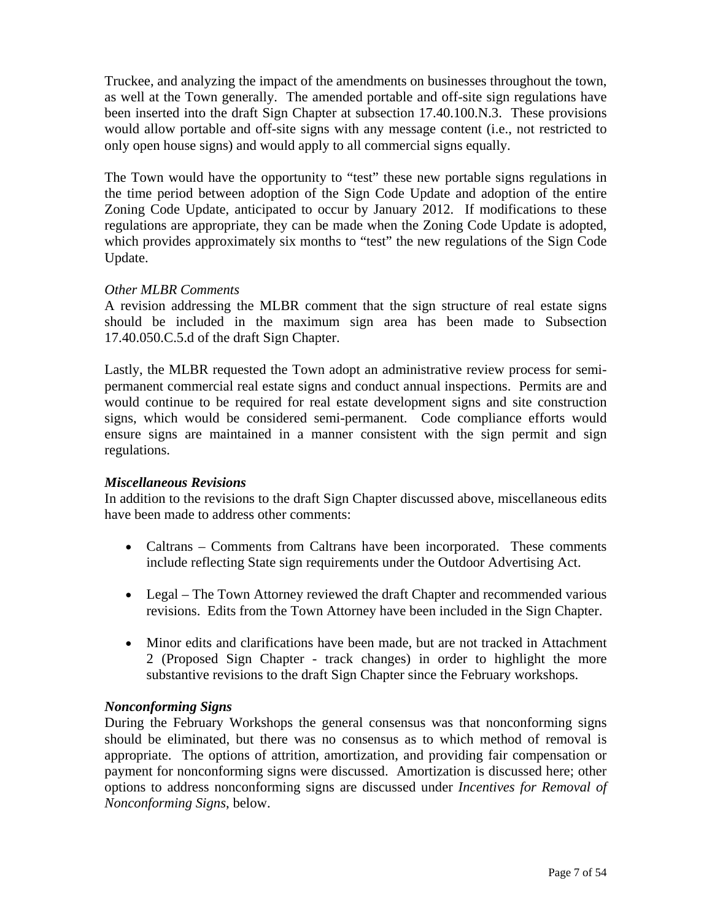Truckee, and analyzing the impact of the amendments on businesses throughout the town, as well at the Town generally. The amended portable and off-site sign regulations have been inserted into the draft Sign Chapter at subsection 17.40.100.N.3. These provisions would allow portable and off-site signs with any message content (i.e., not restricted to only open house signs) and would apply to all commercial signs equally.

The Town would have the opportunity to "test" these new portable signs regulations in the time period between adoption of the Sign Code Update and adoption of the entire Zoning Code Update, anticipated to occur by January 2012. If modifications to these regulations are appropriate, they can be made when the Zoning Code Update is adopted, which provides approximately six months to "test" the new regulations of the Sign Code Update.

*Other MLBR Comments*
A revision addressing the MLBR comment that the sign structure of real estate signs should be included in the maximum sign area has been made to Subsection 17.40.050.C.5.d of the draft Sign Chapter.

Lastly, the MLBR requested the Town adopt an administrative review process for semi-permanent commercial real estate signs and conduct annual inspections. Permits are and would continue to be required for real estate development signs and site construction signs, which would be considered semi-permanent. Code compliance efforts would ensure signs are maintained in a manner consistent with the sign permit and sign regulations.

***Miscellaneous Revisions***
In addition to the revisions to the draft Sign Chapter discussed above, miscellaneous edits have been made to address other comments:

- Caltrans – Comments from Caltrans have been incorporated. These comments include reflecting State sign requirements under the Outdoor Advertising Act.
- Legal – The Town Attorney reviewed the draft Chapter and recommended various revisions. Edits from the Town Attorney have been included in the Sign Chapter.
- Minor edits and clarifications have been made, but are not tracked in Attachment 2 (Proposed Sign Chapter - track changes) in order to highlight the more substantive revisions to the draft Sign Chapter since the February workshops.

***Nonconforming Signs***
During the February Workshops the general consensus was that nonconforming signs should be eliminated, but there was no consensus as to which method of removal is appropriate. The options of attrition, amortization, and providing fair compensation or payment for nonconforming signs were discussed. Amortization is discussed here; other options to address nonconforming signs are discussed under *Incentives for Removal of Nonconforming Signs*, below.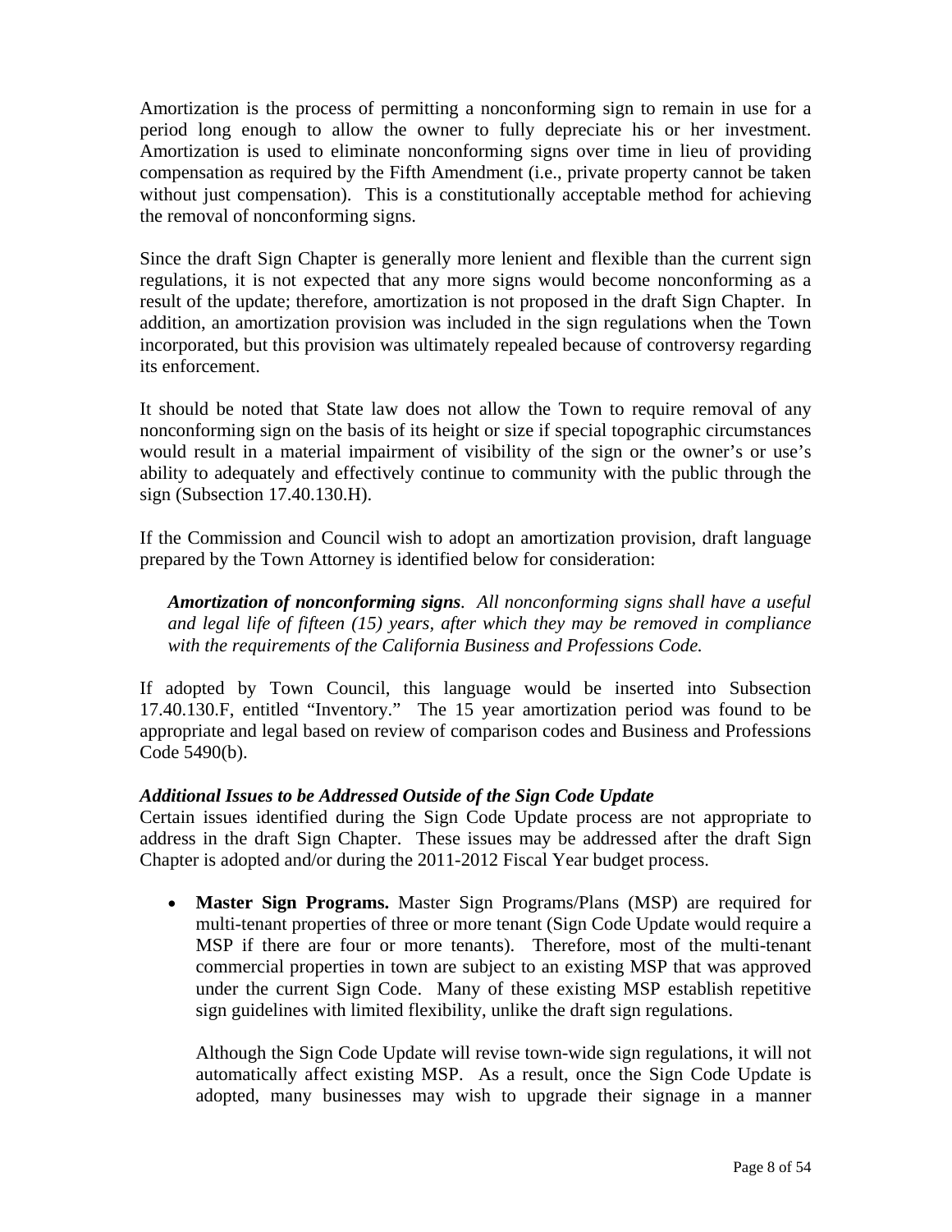Amortization is the process of permitting a nonconforming sign to remain in use for a period long enough to allow the owner to fully depreciate his or her investment. Amortization is used to eliminate nonconforming signs over time in lieu of providing compensation as required by the Fifth Amendment (i.e., private property cannot be taken without just compensation). This is a constitutionally acceptable method for achieving the removal of nonconforming signs.

Since the draft Sign Chapter is generally more lenient and flexible than the current sign regulations, it is not expected that any more signs would become nonconforming as a result of the update; therefore, amortization is not proposed in the draft Sign Chapter. In addition, an amortization provision was included in the sign regulations when the Town incorporated, but this provision was ultimately repealed because of controversy regarding its enforcement.

It should be noted that State law does not allow the Town to require removal of any nonconforming sign on the basis of its height or size if special topographic circumstances would result in a material impairment of visibility of the sign or the owner's or use's ability to adequately and effectively continue to community with the public through the sign (Subsection 17.40.130.H).

If the Commission and Council wish to adopt an amortization provision, draft language prepared by the Town Attorney is identified below for consideration:

> ***Amortization of nonconforming signs****. All nonconforming signs shall have a useful and legal life of fifteen (15) years, after which they may be removed in compliance with the requirements of the California Business and Professions Code.*

If adopted by Town Council, this language would be inserted into Subsection 17.40.130.F, entitled "Inventory." The 15 year amortization period was found to be appropriate and legal based on review of comparison codes and Business and Professions Code 5490(b).

***Additional Issues to be Addressed Outside of the Sign Code Update***

Certain issues identified during the Sign Code Update process are not appropriate to address in the draft Sign Chapter. These issues may be addressed after the draft Sign Chapter is adopted and/or during the 2011-2012 Fiscal Year budget process.

- **Master Sign Programs.** Master Sign Programs/Plans (MSP) are required for multi-tenant properties of three or more tenant (Sign Code Update would require a MSP if there are four or more tenants). Therefore, most of the multi-tenant commercial properties in town are subject to an existing MSP that was approved under the current Sign Code. Many of these existing MSP establish repetitive sign guidelines with limited flexibility, unlike the draft sign regulations.

  Although the Sign Code Update will revise town-wide sign regulations, it will not automatically affect existing MSP. As a result, once the Sign Code Update is adopted, many businesses may wish to upgrade their signage in a manner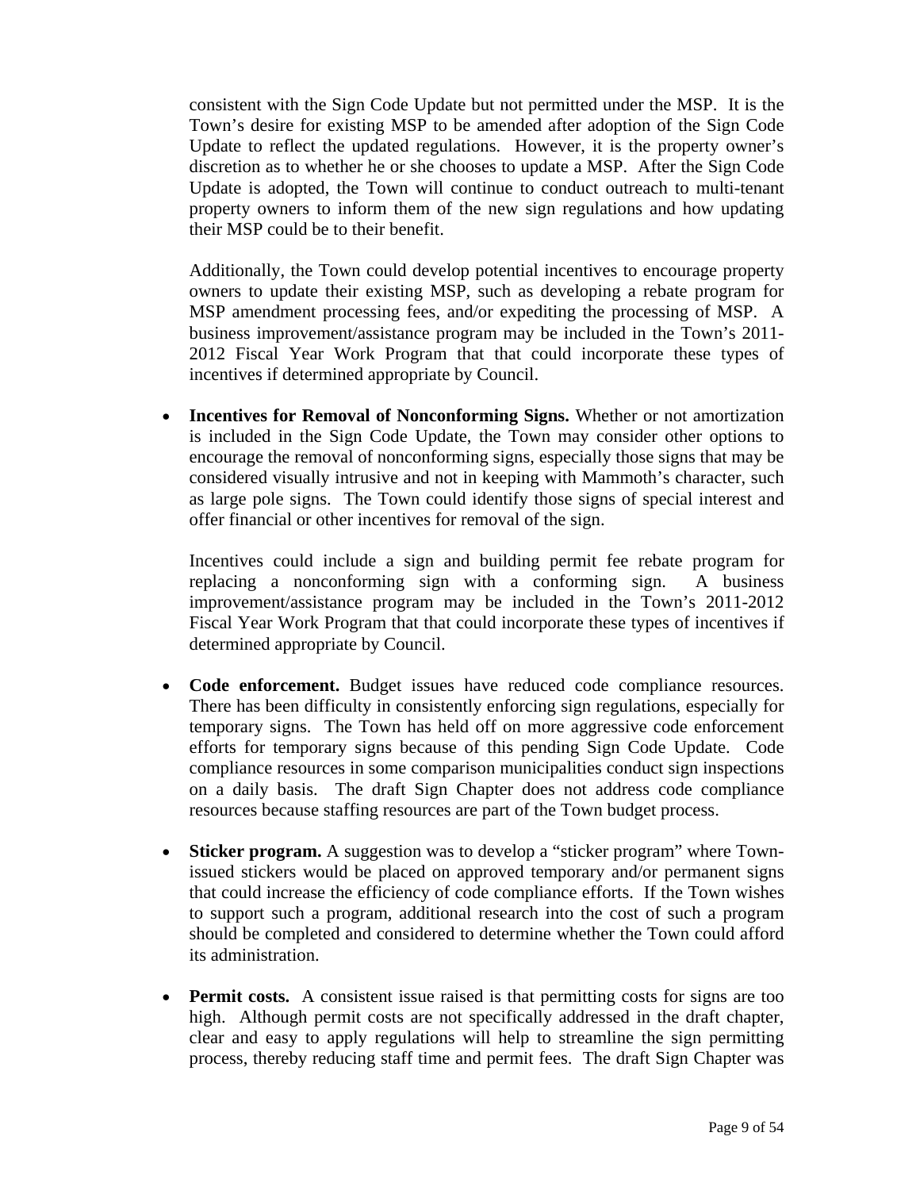consistent with the Sign Code Update but not permitted under the MSP. It is the Town's desire for existing MSP to be amended after adoption of the Sign Code Update to reflect the updated regulations. However, it is the property owner's discretion as to whether he or she chooses to update a MSP. After the Sign Code Update is adopted, the Town will continue to conduct outreach to multi-tenant property owners to inform them of the new sign regulations and how updating their MSP could be to their benefit.

Additionally, the Town could develop potential incentives to encourage property owners to update their existing MSP, such as developing a rebate program for MSP amendment processing fees, and/or expediting the processing of MSP. A business improvement/assistance program may be included in the Town's 2011-2012 Fiscal Year Work Program that that could incorporate these types of incentives if determined appropriate by Council.

- **Incentives for Removal of Nonconforming Signs.** Whether or not amortization is included in the Sign Code Update, the Town may consider other options to encourage the removal of nonconforming signs, especially those signs that may be considered visually intrusive and not in keeping with Mammoth's character, such as large pole signs. The Town could identify those signs of special interest and offer financial or other incentives for removal of the sign.

  Incentives could include a sign and building permit fee rebate program for replacing a nonconforming sign with a conforming sign. A business improvement/assistance program may be included in the Town's 2011-2012 Fiscal Year Work Program that that could incorporate these types of incentives if determined appropriate by Council.

- **Code enforcement.** Budget issues have reduced code compliance resources. There has been difficulty in consistently enforcing sign regulations, especially for temporary signs. The Town has held off on more aggressive code enforcement efforts for temporary signs because of this pending Sign Code Update. Code compliance resources in some comparison municipalities conduct sign inspections on a daily basis. The draft Sign Chapter does not address code compliance resources because staffing resources are part of the Town budget process.

- **Sticker program.** A suggestion was to develop a "sticker program" where Town-issued stickers would be placed on approved temporary and/or permanent signs that could increase the efficiency of code compliance efforts. If the Town wishes to support such a program, additional research into the cost of such a program should be completed and considered to determine whether the Town could afford its administration.

- **Permit costs.** A consistent issue raised is that permitting costs for signs are too high. Although permit costs are not specifically addressed in the draft chapter, clear and easy to apply regulations will help to streamline the sign permitting process, thereby reducing staff time and permit fees. The draft Sign Chapter was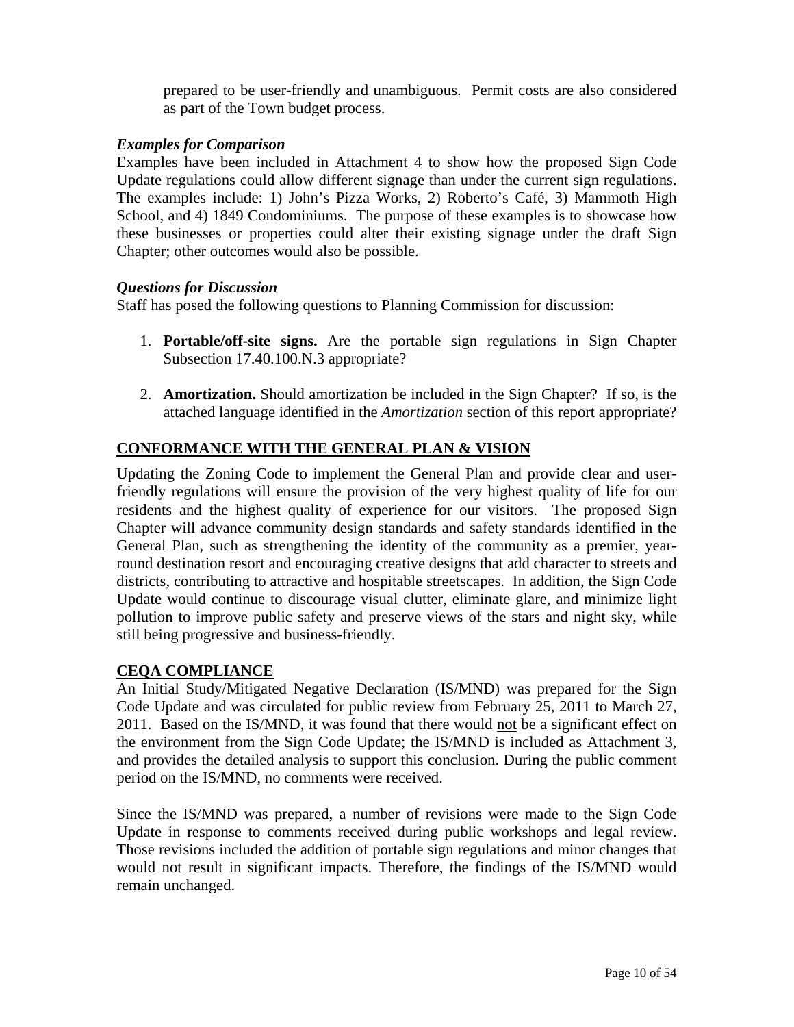prepared to be user-friendly and unambiguous. Permit costs are also considered as part of the Town budget process.

### *Examples for Comparison*

Examples have been included in Attachment 4 to show how the proposed Sign Code Update regulations could allow different signage than under the current sign regulations. The examples include: 1) John's Pizza Works, 2) Roberto's Café, 3) Mammoth High School, and 4) 1849 Condominiums. The purpose of these examples is to showcase how these businesses or properties could alter their existing signage under the draft Sign Chapter; other outcomes would also be possible.

### *Questions for Discussion*

Staff has posed the following questions to Planning Commission for discussion:

1. **Portable/off-site signs.** Are the portable sign regulations in Sign Chapter Subsection 17.40.100.N.3 appropriate?

2. **Amortization.** Should amortization be included in the Sign Chapter? If so, is the attached language identified in the *Amortization* section of this report appropriate?

## CONFORMANCE WITH THE GENERAL PLAN & VISION

Updating the Zoning Code to implement the General Plan and provide clear and user-friendly regulations will ensure the provision of the very highest quality of life for our residents and the highest quality of experience for our visitors. The proposed Sign Chapter will advance community design standards and safety standards identified in the General Plan, such as strengthening the identity of the community as a premier, year-round destination resort and encouraging creative designs that add character to streets and districts, contributing to attractive and hospitable streetscapes. In addition, the Sign Code Update would continue to discourage visual clutter, eliminate glare, and minimize light pollution to improve public safety and preserve views of the stars and night sky, while still being progressive and business-friendly.

## CEQA COMPLIANCE

An Initial Study/Mitigated Negative Declaration (IS/MND) was prepared for the Sign Code Update and was circulated for public review from February 25, 2011 to March 27, 2011. Based on the IS/MND, it was found that there would not be a significant effect on the environment from the Sign Code Update; the IS/MND is included as Attachment 3, and provides the detailed analysis to support this conclusion. During the public comment period on the IS/MND, no comments were received.

Since the IS/MND was prepared, a number of revisions were made to the Sign Code Update in response to comments received during public workshops and legal review. Those revisions included the addition of portable sign regulations and minor changes that would not result in significant impacts. Therefore, the findings of the IS/MND would remain unchanged.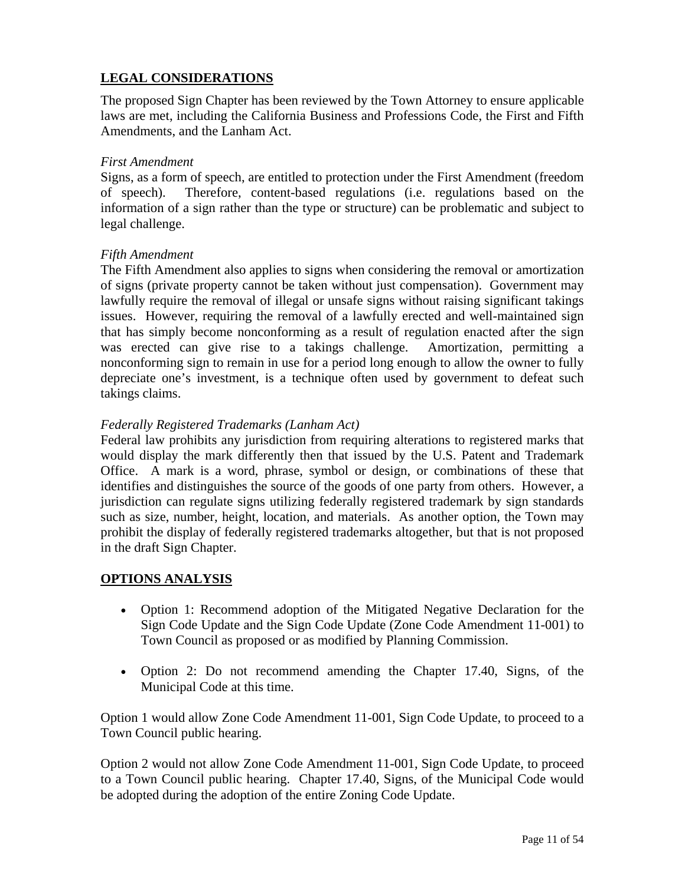## LEGAL CONSIDERATIONS

The proposed Sign Chapter has been reviewed by the Town Attorney to ensure applicable laws are met, including the California Business and Professions Code, the First and Fifth Amendments, and the Lanham Act.

*First Amendment*
Signs, as a form of speech, are entitled to protection under the First Amendment (freedom of speech). Therefore, content-based regulations (i.e. regulations based on the information of a sign rather than the type or structure) can be problematic and subject to legal challenge.

*Fifth Amendment*
The Fifth Amendment also applies to signs when considering the removal or amortization of signs (private property cannot be taken without just compensation). Government may lawfully require the removal of illegal or unsafe signs without raising significant takings issues. However, requiring the removal of a lawfully erected and well-maintained sign that has simply become nonconforming as a result of regulation enacted after the sign was erected can give rise to a takings challenge. Amortization, permitting a nonconforming sign to remain in use for a period long enough to allow the owner to fully depreciate one's investment, is a technique often used by government to defeat such takings claims.

*Federally Registered Trademarks (Lanham Act)*
Federal law prohibits any jurisdiction from requiring alterations to registered marks that would display the mark differently then that issued by the U.S. Patent and Trademark Office. A mark is a word, phrase, symbol or design, or combinations of these that identifies and distinguishes the source of the goods of one party from others. However, a jurisdiction can regulate signs utilizing federally registered trademark by sign standards such as size, number, height, location, and materials. As another option, the Town may prohibit the display of federally registered trademarks altogether, but that is not proposed in the draft Sign Chapter.

## OPTIONS ANALYSIS

- Option 1: Recommend adoption of the Mitigated Negative Declaration for the Sign Code Update and the Sign Code Update (Zone Code Amendment 11-001) to Town Council as proposed or as modified by Planning Commission.
- Option 2: Do not recommend amending the Chapter 17.40, Signs, of the Municipal Code at this time.

Option 1 would allow Zone Code Amendment 11-001, Sign Code Update, to proceed to a Town Council public hearing.

Option 2 would not allow Zone Code Amendment 11-001, Sign Code Update, to proceed to a Town Council public hearing. Chapter 17.40, Signs, of the Municipal Code would be adopted during the adoption of the entire Zoning Code Update.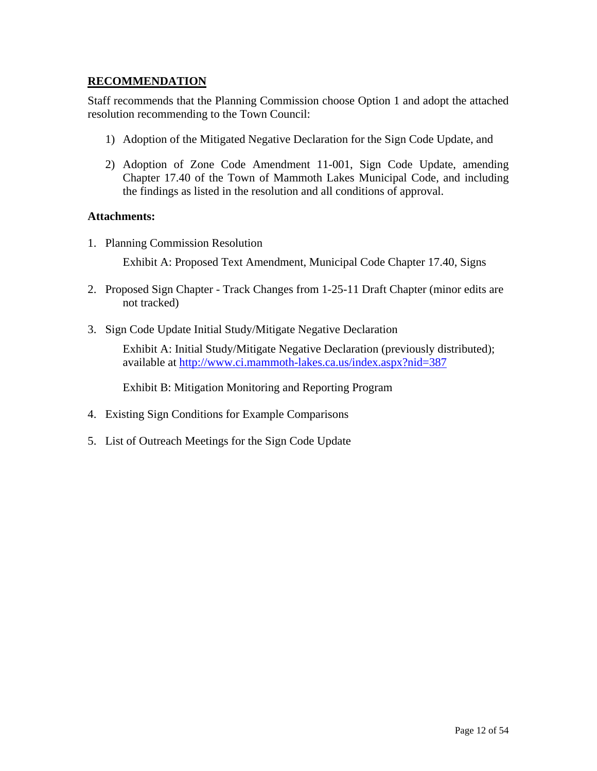## **RECOMMENDATION**

Staff recommends that the Planning Commission choose Option 1 and adopt the attached resolution recommending to the Town Council:

1) Adoption of the Mitigated Negative Declaration for the Sign Code Update, and

2) Adoption of Zone Code Amendment 11-001, Sign Code Update, amending Chapter 17.40 of the Town of Mammoth Lakes Municipal Code, and including the findings as listed in the resolution and all conditions of approval.

**Attachments:**

1. Planning Commission Resolution

   Exhibit A: Proposed Text Amendment, Municipal Code Chapter 17.40, Signs

2. Proposed Sign Chapter - Track Changes from 1-25-11 Draft Chapter (minor edits are not tracked)

3. Sign Code Update Initial Study/Mitigate Negative Declaration

   Exhibit A: Initial Study/Mitigate Negative Declaration (previously distributed); available at http://www.ci.mammoth-lakes.ca.us/index.aspx?nid=387

   Exhibit B: Mitigation Monitoring and Reporting Program

4. Existing Sign Conditions for Example Comparisons

5. List of Outreach Meetings for the Sign Code Update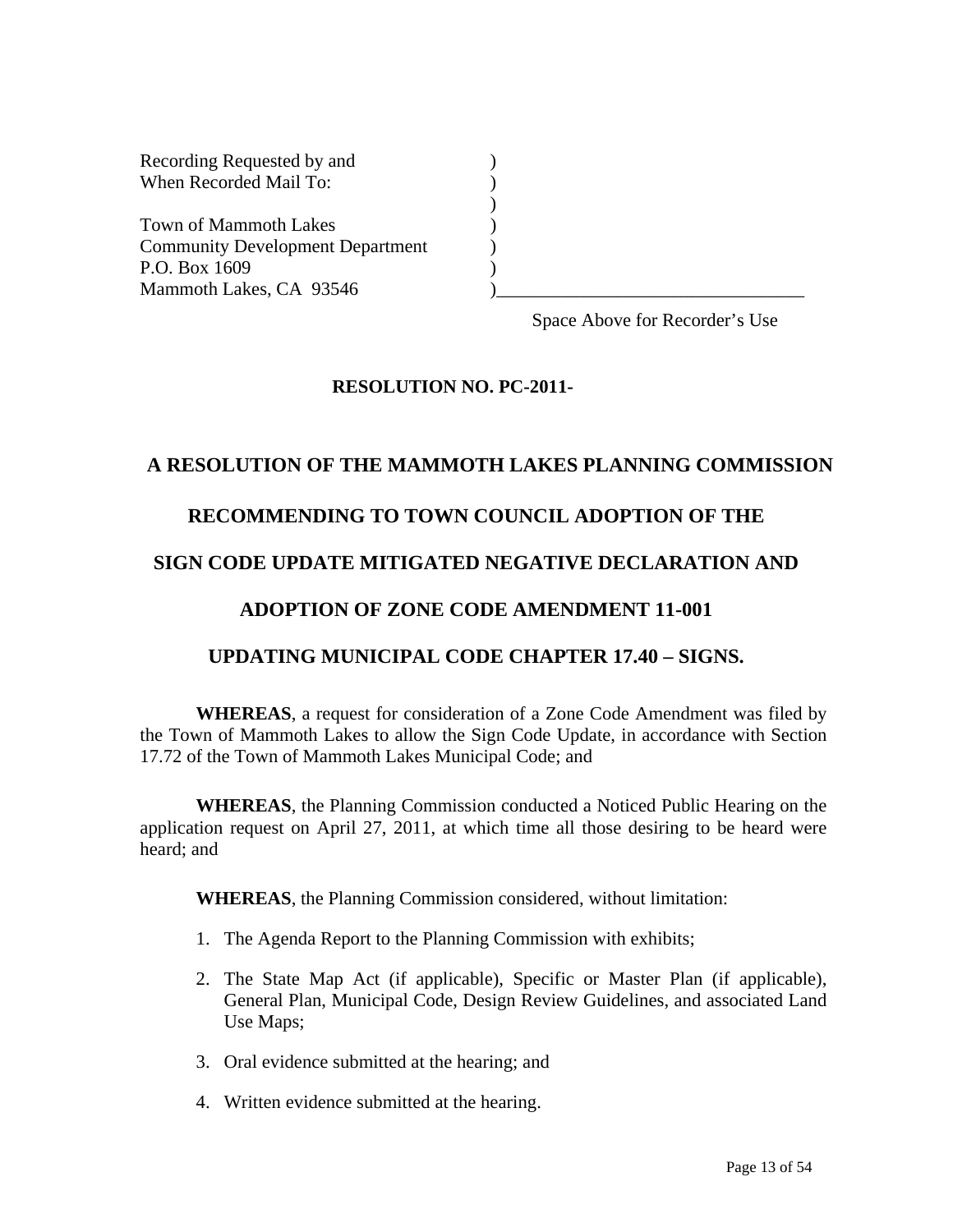Recording Requested by and
When Recorded Mail To:

Town of Mammoth Lakes
Community Development Department
P.O. Box 1609
Mammoth Lakes, CA 93546

Space Above for Recorder's Use

**RESOLUTION NO. PC-2011-**

**A RESOLUTION OF THE MAMMOTH LAKES PLANNING COMMISSION**

**RECOMMENDING TO TOWN COUNCIL ADOPTION OF THE**

**SIGN CODE UPDATE MITIGATED NEGATIVE DECLARATION AND**

**ADOPTION OF ZONE CODE AMENDMENT 11-001**

**UPDATING MUNICIPAL CODE CHAPTER 17.40 – SIGNS.**

**WHEREAS**, a request for consideration of a Zone Code Amendment was filed by the Town of Mammoth Lakes to allow the Sign Code Update, in accordance with Section 17.72 of the Town of Mammoth Lakes Municipal Code; and

**WHEREAS**, the Planning Commission conducted a Noticed Public Hearing on the application request on April 27, 2011, at which time all those desiring to be heard were heard; and

**WHEREAS**, the Planning Commission considered, without limitation:

1. The Agenda Report to the Planning Commission with exhibits;
2. The State Map Act (if applicable), Specific or Master Plan (if applicable), General Plan, Municipal Code, Design Review Guidelines, and associated Land Use Maps;
3. Oral evidence submitted at the hearing; and
4. Written evidence submitted at the hearing.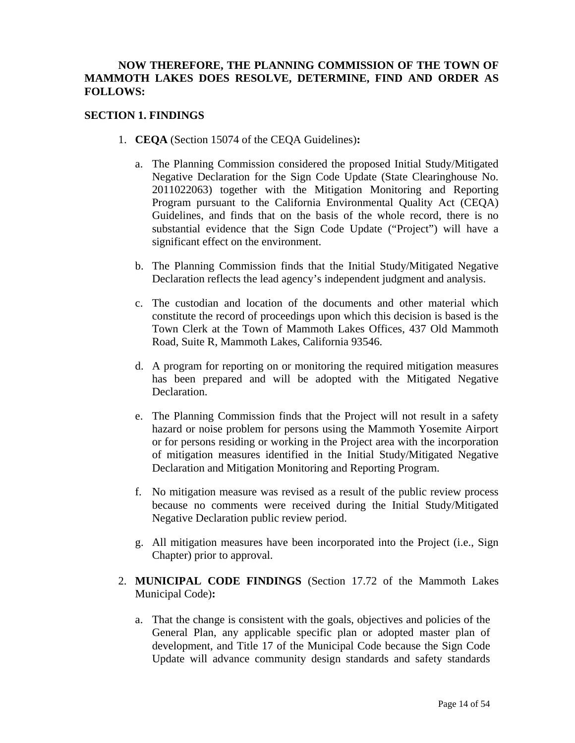**NOW THEREFORE, THE PLANNING COMMISSION OF THE TOWN OF MAMMOTH LAKES DOES RESOLVE, DETERMINE, FIND AND ORDER AS FOLLOWS:**

**SECTION 1. FINDINGS**

1. **CEQA** (Section 15074 of the CEQA Guidelines)**:**

   a. The Planning Commission considered the proposed Initial Study/Mitigated Negative Declaration for the Sign Code Update (State Clearinghouse No. 2011022063) together with the Mitigation Monitoring and Reporting Program pursuant to the California Environmental Quality Act (CEQA) Guidelines, and finds that on the basis of the whole record, there is no substantial evidence that the Sign Code Update ("Project") will have a significant effect on the environment.

   b. The Planning Commission finds that the Initial Study/Mitigated Negative Declaration reflects the lead agency's independent judgment and analysis.

   c. The custodian and location of the documents and other material which constitute the record of proceedings upon which this decision is based is the Town Clerk at the Town of Mammoth Lakes Offices, 437 Old Mammoth Road, Suite R, Mammoth Lakes, California 93546.

   d. A program for reporting on or monitoring the required mitigation measures has been prepared and will be adopted with the Mitigated Negative Declaration.

   e. The Planning Commission finds that the Project will not result in a safety hazard or noise problem for persons using the Mammoth Yosemite Airport or for persons residing or working in the Project area with the incorporation of mitigation measures identified in the Initial Study/Mitigated Negative Declaration and Mitigation Monitoring and Reporting Program.

   f. No mitigation measure was revised as a result of the public review process because no comments were received during the Initial Study/Mitigated Negative Declaration public review period.

   g. All mitigation measures have been incorporated into the Project (i.e., Sign Chapter) prior to approval.

2. **MUNICIPAL CODE FINDINGS** (Section 17.72 of the Mammoth Lakes Municipal Code)**:**

   a. That the change is consistent with the goals, objectives and policies of the General Plan, any applicable specific plan or adopted master plan of development, and Title 17 of the Municipal Code because the Sign Code Update will advance community design standards and safety standards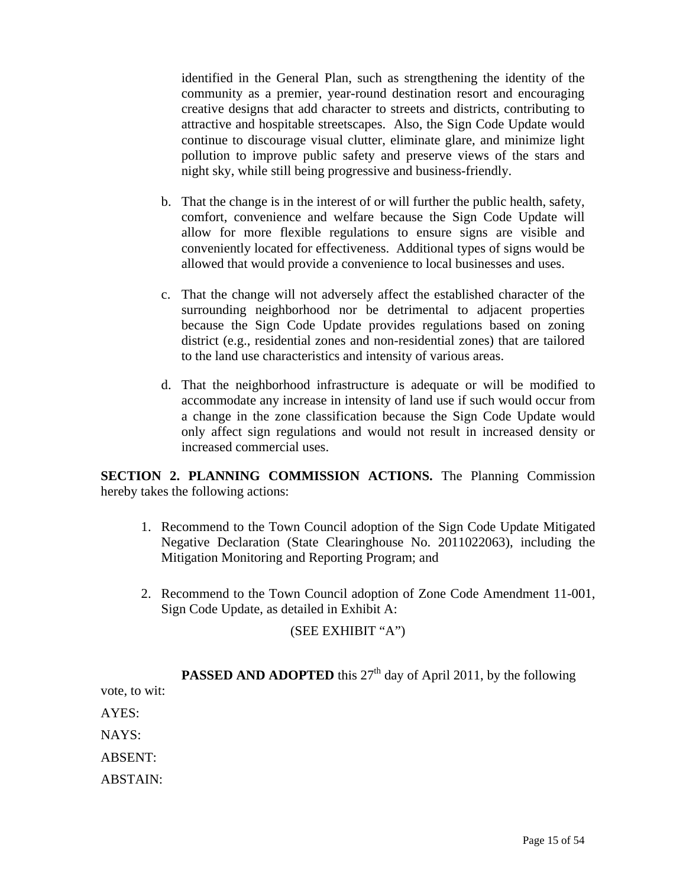identified in the General Plan, such as strengthening the identity of the community as a premier, year-round destination resort and encouraging creative designs that add character to streets and districts, contributing to attractive and hospitable streetscapes. Also, the Sign Code Update would continue to discourage visual clutter, eliminate glare, and minimize light pollution to improve public safety and preserve views of the stars and night sky, while still being progressive and business-friendly.

b. That the change is in the interest of or will further the public health, safety, comfort, convenience and welfare because the Sign Code Update will allow for more flexible regulations to ensure signs are visible and conveniently located for effectiveness. Additional types of signs would be allowed that would provide a convenience to local businesses and uses.

c. That the change will not adversely affect the established character of the surrounding neighborhood nor be detrimental to adjacent properties because the Sign Code Update provides regulations based on zoning district (e.g., residential zones and non-residential zones) that are tailored to the land use characteristics and intensity of various areas.

d. That the neighborhood infrastructure is adequate or will be modified to accommodate any increase in intensity of land use if such would occur from a change in the zone classification because the Sign Code Update would only affect sign regulations and would not result in increased density or increased commercial uses.

**SECTION 2. PLANNING COMMISSION ACTIONS.** The Planning Commission hereby takes the following actions:

1. Recommend to the Town Council adoption of the Sign Code Update Mitigated Negative Declaration (State Clearinghouse No. 2011022063), including the Mitigation Monitoring and Reporting Program; and

2. Recommend to the Town Council adoption of Zone Code Amendment 11-001, Sign Code Update, as detailed in Exhibit A:

(SEE EXHIBIT "A")

**PASSED AND ADOPTED** this 27th day of April 2011, by the following vote, to wit:

AYES:

NAYS:

ABSENT:

ABSTAIN: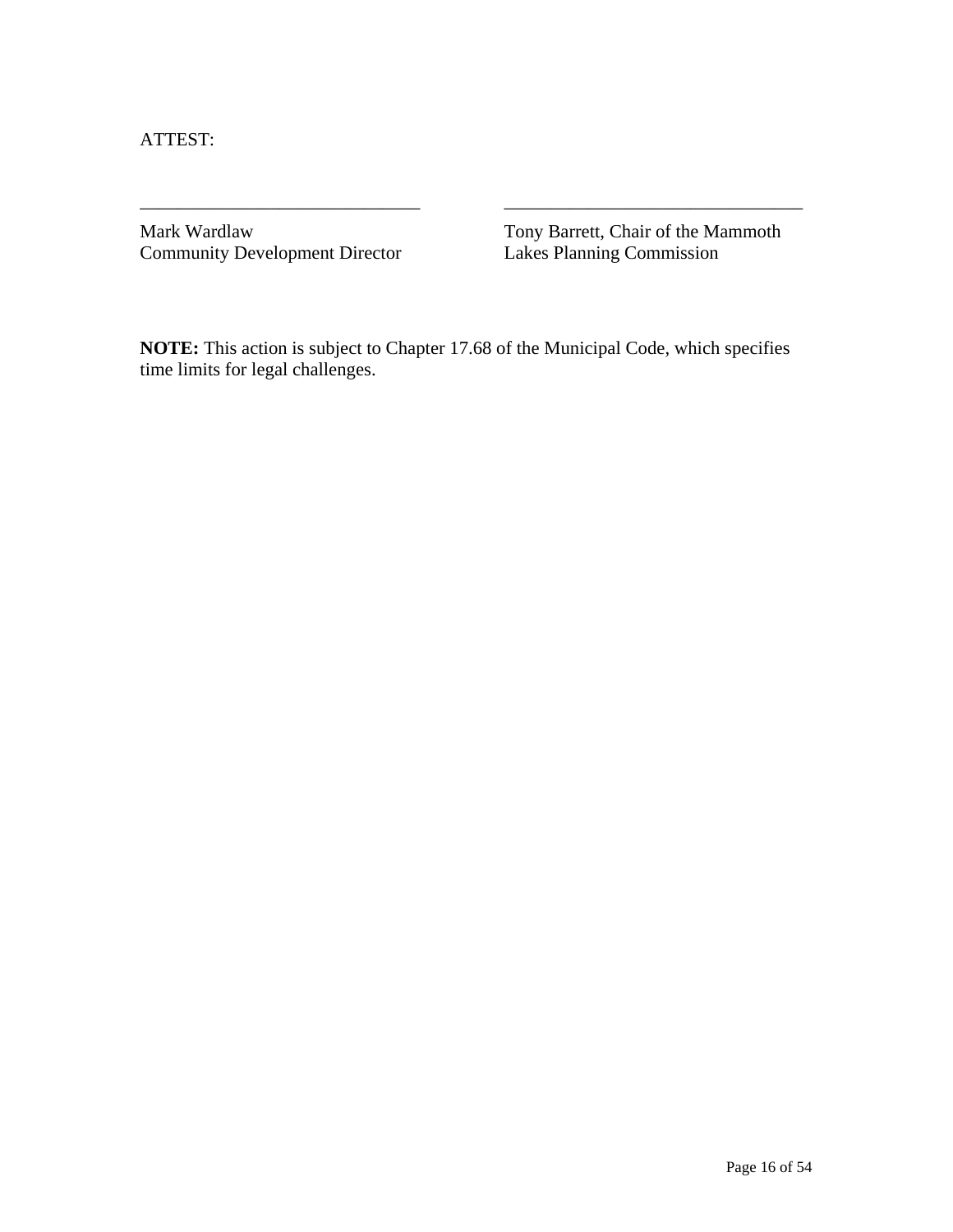ATTEST:

| ______________________________ | ________________________________ |
|---|---|
| Mark Wardlaw<br>Community Development Director | Tony Barrett, Chair of the Mammoth Lakes Planning Commission |

**NOTE:** This action is subject to Chapter 17.68 of the Municipal Code, which specifies time limits for legal challenges.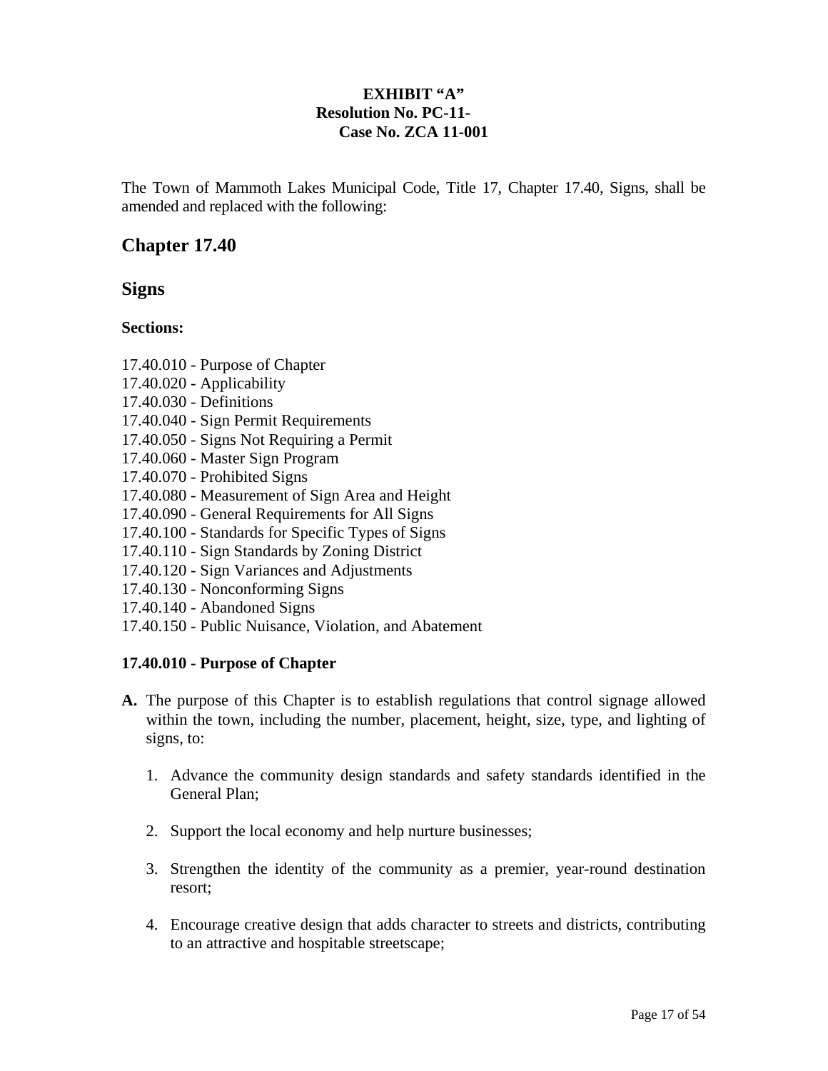**EXHIBIT "A"**
**Resolution No. PC-11-**
**Case No. ZCA 11-001**

The Town of Mammoth Lakes Municipal Code, Title 17, Chapter 17.40, Signs, shall be amended and replaced with the following:

## Chapter 17.40

## Signs

**Sections:**

17.40.010 - Purpose of Chapter
17.40.020 - Applicability
17.40.030 - Definitions
17.40.040 - Sign Permit Requirements
17.40.050 - Signs Not Requiring a Permit
17.40.060 - Master Sign Program
17.40.070 - Prohibited Signs
17.40.080 - Measurement of Sign Area and Height
17.40.090 - General Requirements for All Signs
17.40.100 - Standards for Specific Types of Signs
17.40.110 - Sign Standards by Zoning District
17.40.120 - Sign Variances and Adjustments
17.40.130 - Nonconforming Signs
17.40.140 - Abandoned Signs
17.40.150 - Public Nuisance, Violation, and Abatement

**17.40.010 - Purpose of Chapter**

**A.** The purpose of this Chapter is to establish regulations that control signage allowed within the town, including the number, placement, height, size, type, and lighting of signs, to:

1. Advance the community design standards and safety standards identified in the General Plan;

2. Support the local economy and help nurture businesses;

3. Strengthen the identity of the community as a premier, year-round destination resort;

4. Encourage creative design that adds character to streets and districts, contributing to an attractive and hospitable streetscape;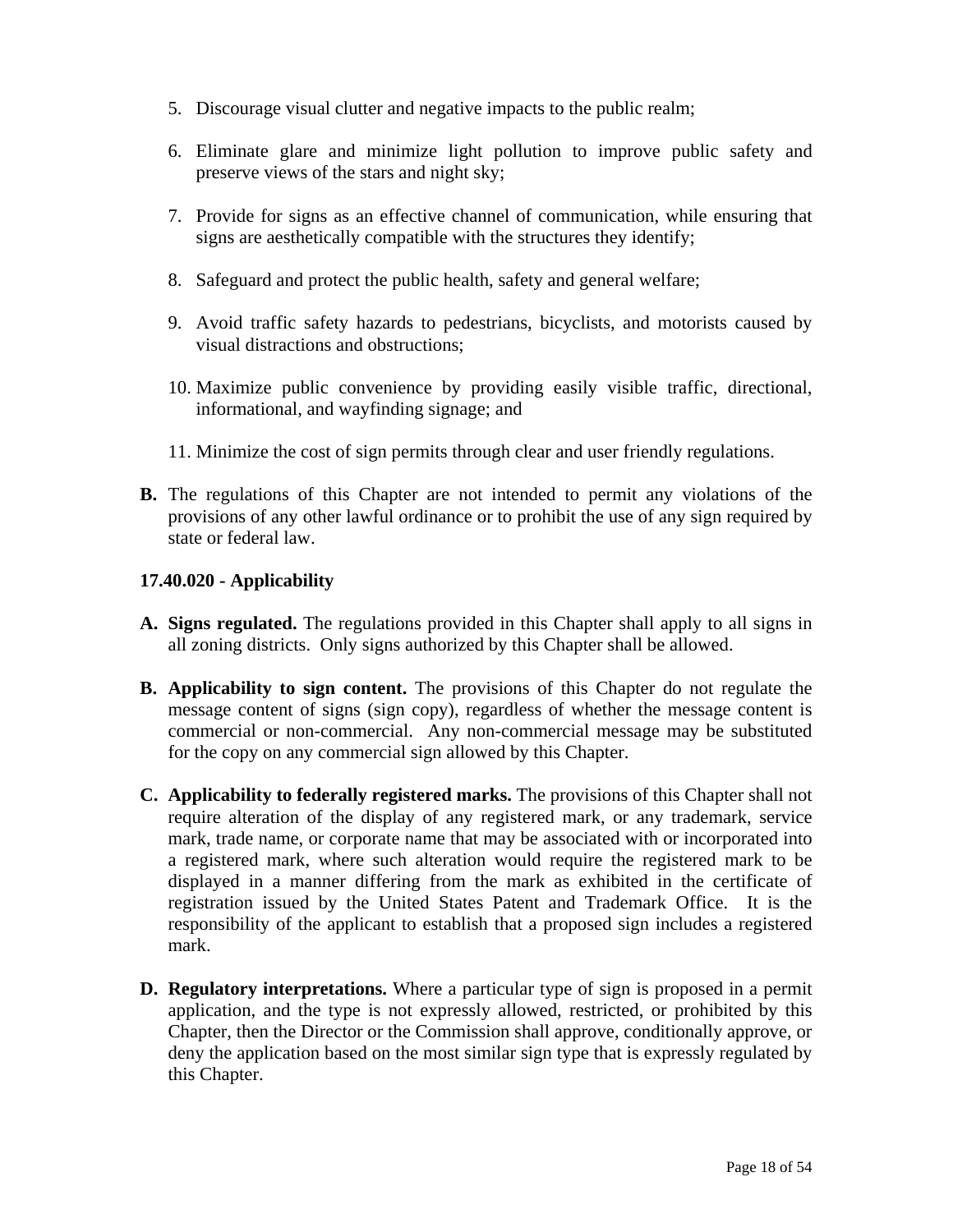5. Discourage visual clutter and negative impacts to the public realm;

6. Eliminate glare and minimize light pollution to improve public safety and preserve views of the stars and night sky;

7. Provide for signs as an effective channel of communication, while ensuring that signs are aesthetically compatible with the structures they identify;

8. Safeguard and protect the public health, safety and general welfare;

9. Avoid traffic safety hazards to pedestrians, bicyclists, and motorists caused by visual distractions and obstructions;

10. Maximize public convenience by providing easily visible traffic, directional, informational, and wayfinding signage; and

11. Minimize the cost of sign permits through clear and user friendly regulations.

**B.** The regulations of this Chapter are not intended to permit any violations of the provisions of any other lawful ordinance or to prohibit the use of any sign required by state or federal law.

### 17.40.020 - Applicability

**A. Signs regulated.** The regulations provided in this Chapter shall apply to all signs in all zoning districts. Only signs authorized by this Chapter shall be allowed.

**B. Applicability to sign content.** The provisions of this Chapter do not regulate the message content of signs (sign copy), regardless of whether the message content is commercial or non-commercial. Any non-commercial message may be substituted for the copy on any commercial sign allowed by this Chapter.

**C. Applicability to federally registered marks.** The provisions of this Chapter shall not require alteration of the display of any registered mark, or any trademark, service mark, trade name, or corporate name that may be associated with or incorporated into a registered mark, where such alteration would require the registered mark to be displayed in a manner differing from the mark as exhibited in the certificate of registration issued by the United States Patent and Trademark Office. It is the responsibility of the applicant to establish that a proposed sign includes a registered mark.

**D. Regulatory interpretations.** Where a particular type of sign is proposed in a permit application, and the type is not expressly allowed, restricted, or prohibited by this Chapter, then the Director or the Commission shall approve, conditionally approve, or deny the application based on the most similar sign type that is expressly regulated by this Chapter.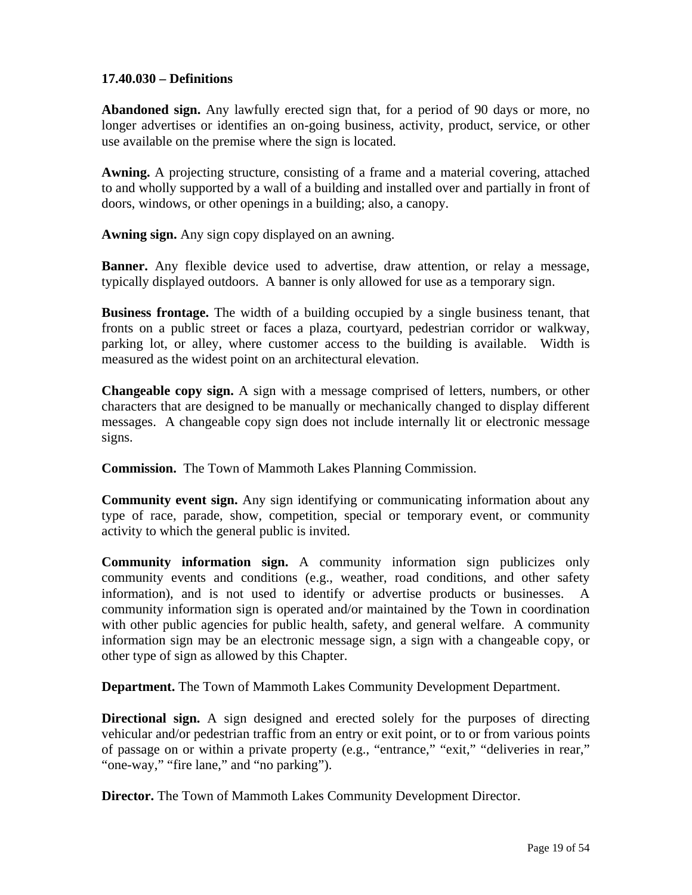### 17.40.030 – Definitions

**Abandoned sign.** Any lawfully erected sign that, for a period of 90 days or more, no longer advertises or identifies an on-going business, activity, product, service, or other use available on the premise where the sign is located.

**Awning.** A projecting structure, consisting of a frame and a material covering, attached to and wholly supported by a wall of a building and installed over and partially in front of doors, windows, or other openings in a building; also, a canopy.

**Awning sign.** Any sign copy displayed on an awning.

**Banner.** Any flexible device used to advertise, draw attention, or relay a message, typically displayed outdoors. A banner is only allowed for use as a temporary sign.

**Business frontage.** The width of a building occupied by a single business tenant, that fronts on a public street or faces a plaza, courtyard, pedestrian corridor or walkway, parking lot, or alley, where customer access to the building is available. Width is measured as the widest point on an architectural elevation.

**Changeable copy sign.** A sign with a message comprised of letters, numbers, or other characters that are designed to be manually or mechanically changed to display different messages. A changeable copy sign does not include internally lit or electronic message signs.

**Commission.** The Town of Mammoth Lakes Planning Commission.

**Community event sign.** Any sign identifying or communicating information about any type of race, parade, show, competition, special or temporary event, or community activity to which the general public is invited.

**Community information sign.** A community information sign publicizes only community events and conditions (e.g., weather, road conditions, and other safety information), and is not used to identify or advertise products or businesses. A community information sign is operated and/or maintained by the Town in coordination with other public agencies for public health, safety, and general welfare. A community information sign may be an electronic message sign, a sign with a changeable copy, or other type of sign as allowed by this Chapter.

**Department.** The Town of Mammoth Lakes Community Development Department.

**Directional sign.** A sign designed and erected solely for the purposes of directing vehicular and/or pedestrian traffic from an entry or exit point, or to or from various points of passage on or within a private property (e.g., "entrance," "exit," "deliveries in rear," "one-way," "fire lane," and "no parking").

**Director.** The Town of Mammoth Lakes Community Development Director.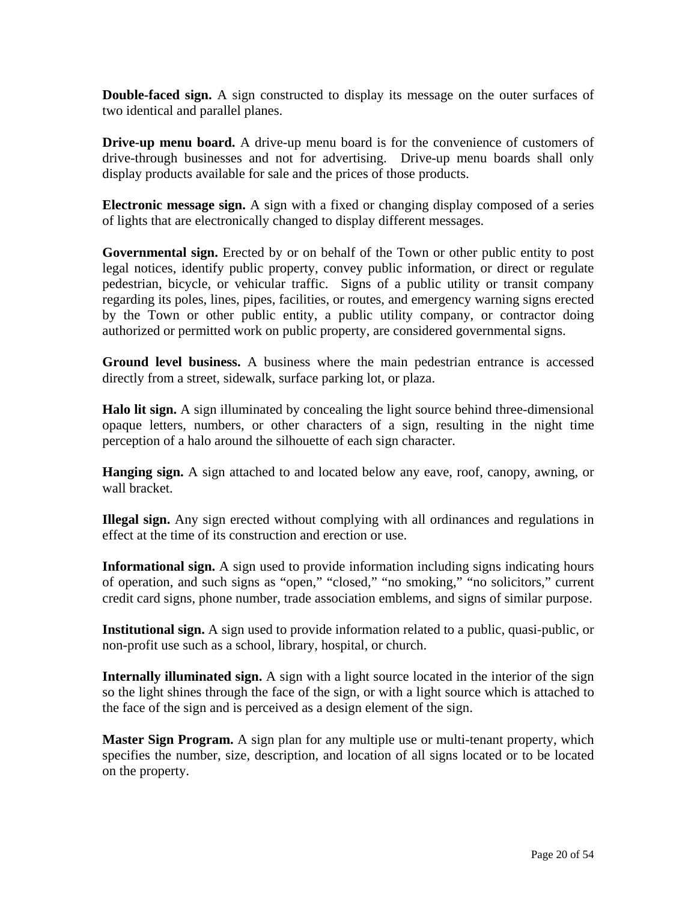**Double-faced sign.** A sign constructed to display its message on the outer surfaces of two identical and parallel planes.

**Drive-up menu board.** A drive-up menu board is for the convenience of customers of drive-through businesses and not for advertising. Drive-up menu boards shall only display products available for sale and the prices of those products.

**Electronic message sign.** A sign with a fixed or changing display composed of a series of lights that are electronically changed to display different messages.

**Governmental sign.** Erected by or on behalf of the Town or other public entity to post legal notices, identify public property, convey public information, or direct or regulate pedestrian, bicycle, or vehicular traffic. Signs of a public utility or transit company regarding its poles, lines, pipes, facilities, or routes, and emergency warning signs erected by the Town or other public entity, a public utility company, or contractor doing authorized or permitted work on public property, are considered governmental signs.

**Ground level business.** A business where the main pedestrian entrance is accessed directly from a street, sidewalk, surface parking lot, or plaza.

**Halo lit sign.** A sign illuminated by concealing the light source behind three-dimensional opaque letters, numbers, or other characters of a sign, resulting in the night time perception of a halo around the silhouette of each sign character.

**Hanging sign.** A sign attached to and located below any eave, roof, canopy, awning, or wall bracket.

**Illegal sign.** Any sign erected without complying with all ordinances and regulations in effect at the time of its construction and erection or use.

**Informational sign.** A sign used to provide information including signs indicating hours of operation, and such signs as "open," "closed," "no smoking," "no solicitors," current credit card signs, phone number, trade association emblems, and signs of similar purpose.

**Institutional sign.** A sign used to provide information related to a public, quasi-public, or non-profit use such as a school, library, hospital, or church.

**Internally illuminated sign.** A sign with a light source located in the interior of the sign so the light shines through the face of the sign, or with a light source which is attached to the face of the sign and is perceived as a design element of the sign.

**Master Sign Program.** A sign plan for any multiple use or multi-tenant property, which specifies the number, size, description, and location of all signs located or to be located on the property.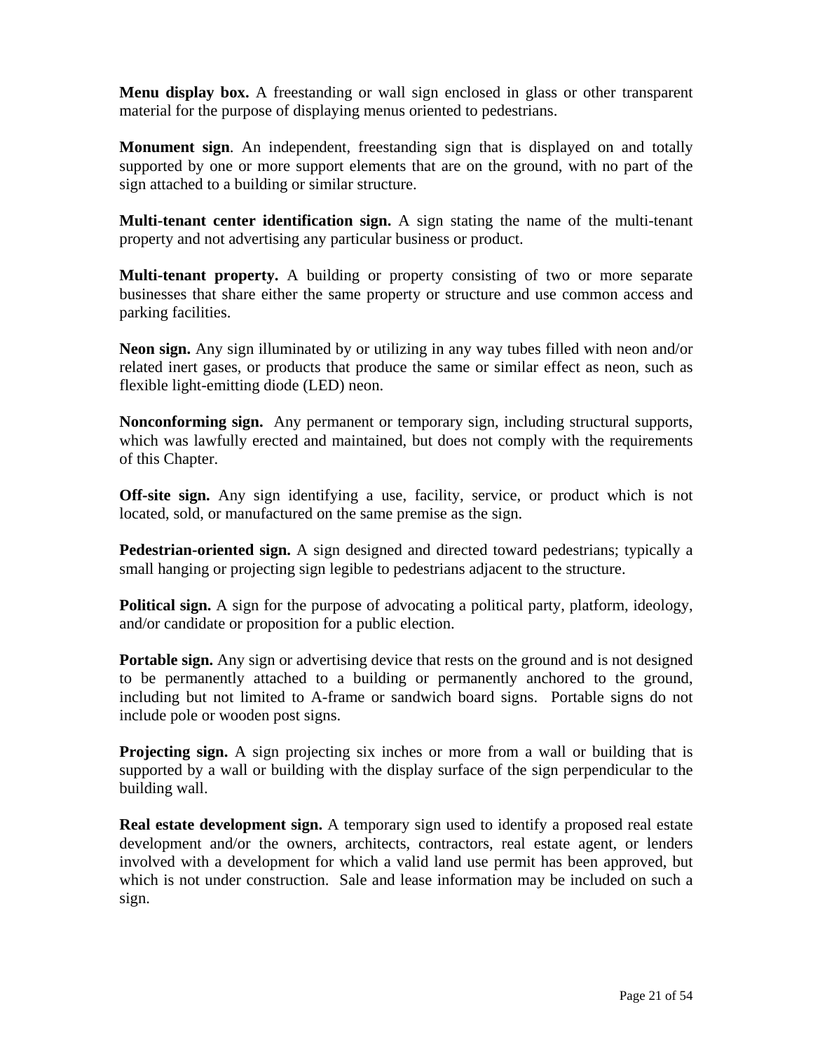**Menu display box.** A freestanding or wall sign enclosed in glass or other transparent material for the purpose of displaying menus oriented to pedestrians.

**Monument sign**. An independent, freestanding sign that is displayed on and totally supported by one or more support elements that are on the ground, with no part of the sign attached to a building or similar structure.

**Multi-tenant center identification sign.** A sign stating the name of the multi-tenant property and not advertising any particular business or product.

**Multi-tenant property.** A building or property consisting of two or more separate businesses that share either the same property or structure and use common access and parking facilities.

**Neon sign.** Any sign illuminated by or utilizing in any way tubes filled with neon and/or related inert gases, or products that produce the same or similar effect as neon, such as flexible light-emitting diode (LED) neon.

**Nonconforming sign.** Any permanent or temporary sign, including structural supports, which was lawfully erected and maintained, but does not comply with the requirements of this Chapter.

**Off-site sign.** Any sign identifying a use, facility, service, or product which is not located, sold, or manufactured on the same premise as the sign.

**Pedestrian-oriented sign.** A sign designed and directed toward pedestrians; typically a small hanging or projecting sign legible to pedestrians adjacent to the structure.

**Political sign.** A sign for the purpose of advocating a political party, platform, ideology, and/or candidate or proposition for a public election.

**Portable sign.** Any sign or advertising device that rests on the ground and is not designed to be permanently attached to a building or permanently anchored to the ground, including but not limited to A-frame or sandwich board signs. Portable signs do not include pole or wooden post signs.

**Projecting sign.** A sign projecting six inches or more from a wall or building that is supported by a wall or building with the display surface of the sign perpendicular to the building wall.

**Real estate development sign.** A temporary sign used to identify a proposed real estate development and/or the owners, architects, contractors, real estate agent, or lenders involved with a development for which a valid land use permit has been approved, but which is not under construction. Sale and lease information may be included on such a sign.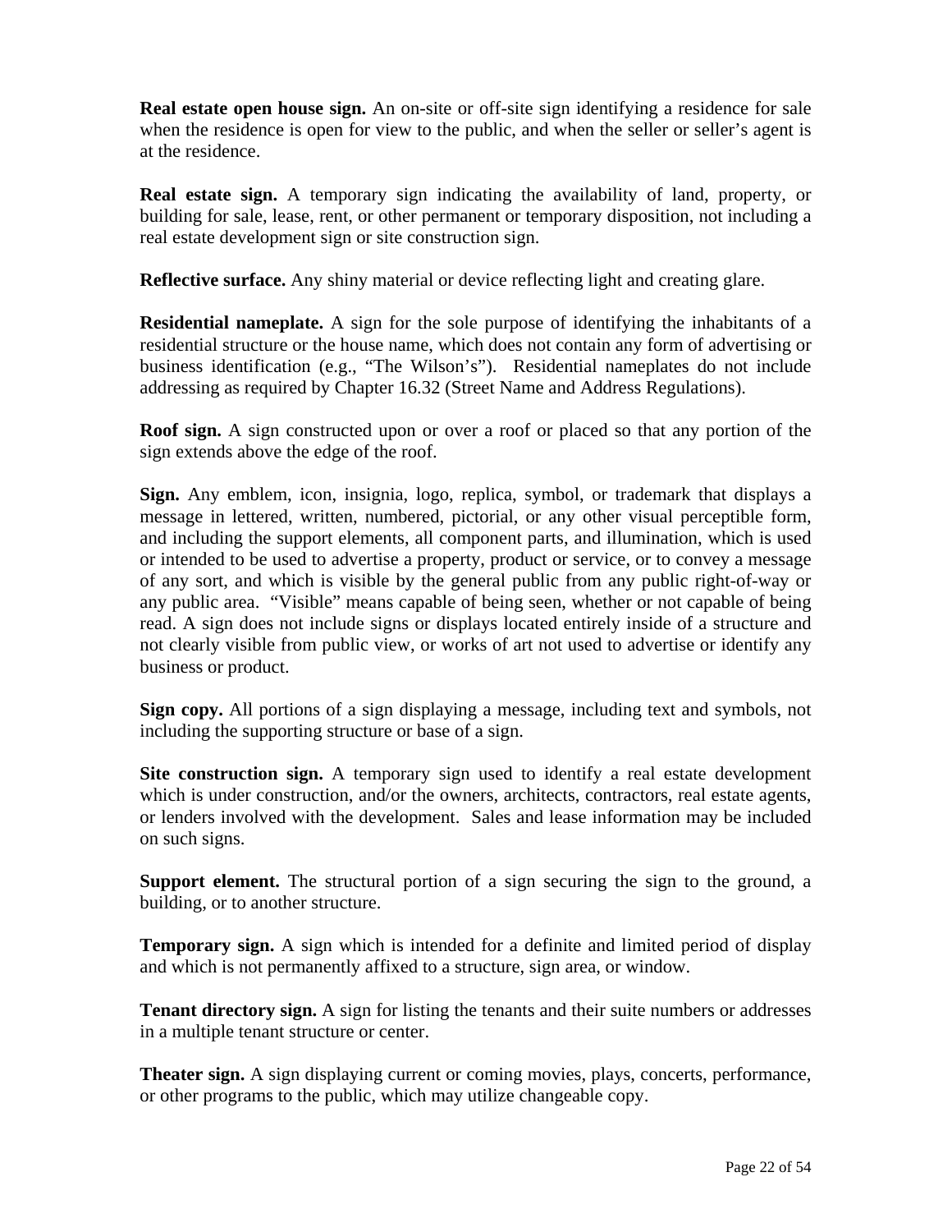**Real estate open house sign.** An on-site or off-site sign identifying a residence for sale when the residence is open for view to the public, and when the seller or seller's agent is at the residence.

**Real estate sign.** A temporary sign indicating the availability of land, property, or building for sale, lease, rent, or other permanent or temporary disposition, not including a real estate development sign or site construction sign.

**Reflective surface.** Any shiny material or device reflecting light and creating glare.

**Residential nameplate.** A sign for the sole purpose of identifying the inhabitants of a residential structure or the house name, which does not contain any form of advertising or business identification (e.g., "The Wilson's"). Residential nameplates do not include addressing as required by Chapter 16.32 (Street Name and Address Regulations).

**Roof sign.** A sign constructed upon or over a roof or placed so that any portion of the sign extends above the edge of the roof.

**Sign.** Any emblem, icon, insignia, logo, replica, symbol, or trademark that displays a message in lettered, written, numbered, pictorial, or any other visual perceptible form, and including the support elements, all component parts, and illumination, which is used or intended to be used to advertise a property, product or service, or to convey a message of any sort, and which is visible by the general public from any public right-of-way or any public area. "Visible" means capable of being seen, whether or not capable of being read. A sign does not include signs or displays located entirely inside of a structure and not clearly visible from public view, or works of art not used to advertise or identify any business or product.

**Sign copy.** All portions of a sign displaying a message, including text and symbols, not including the supporting structure or base of a sign.

**Site construction sign.** A temporary sign used to identify a real estate development which is under construction, and/or the owners, architects, contractors, real estate agents, or lenders involved with the development. Sales and lease information may be included on such signs.

**Support element.** The structural portion of a sign securing the sign to the ground, a building, or to another structure.

**Temporary sign.** A sign which is intended for a definite and limited period of display and which is not permanently affixed to a structure, sign area, or window.

**Tenant directory sign.** A sign for listing the tenants and their suite numbers or addresses in a multiple tenant structure or center.

**Theater sign.** A sign displaying current or coming movies, plays, concerts, performance, or other programs to the public, which may utilize changeable copy.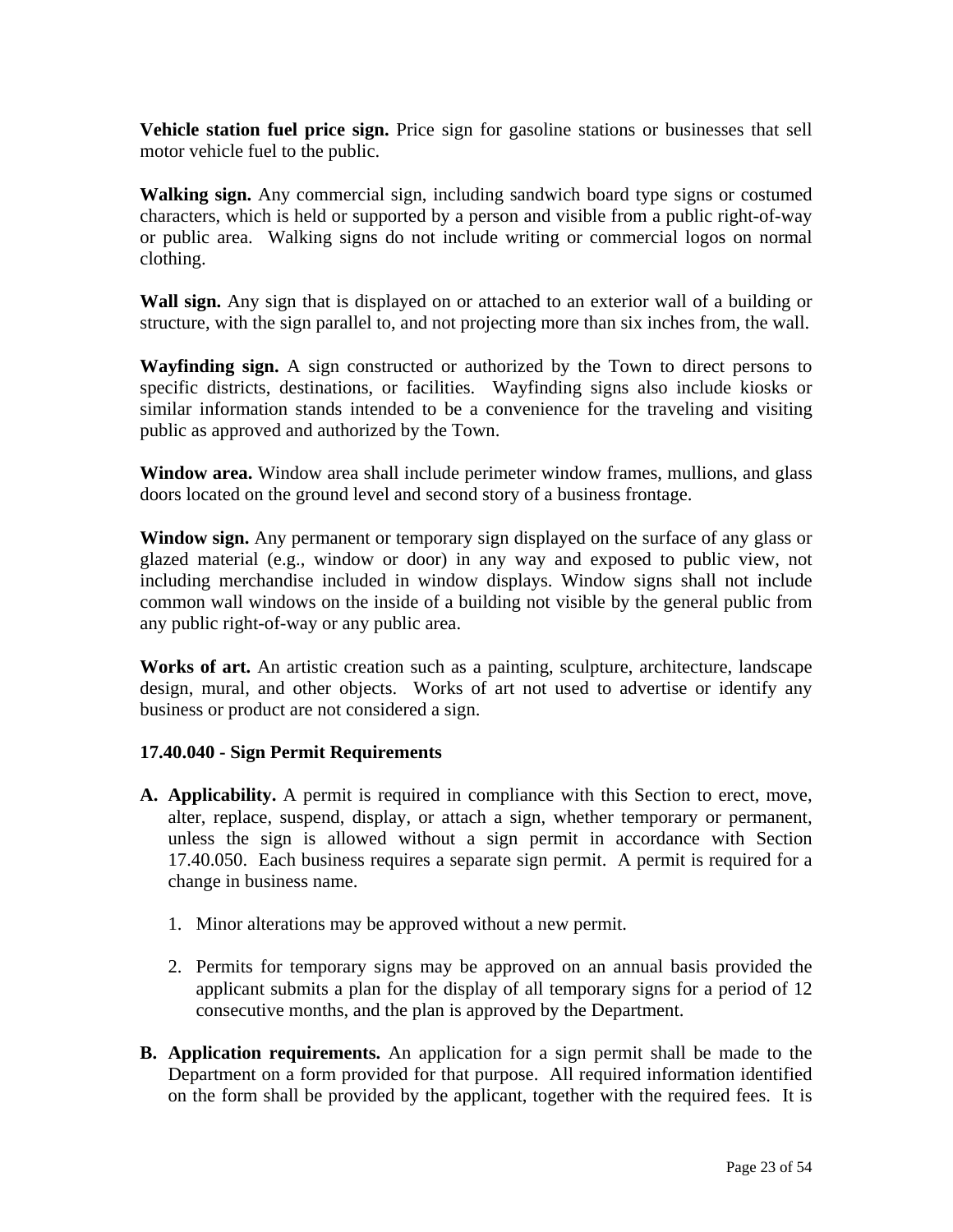**Vehicle station fuel price sign.** Price sign for gasoline stations or businesses that sell motor vehicle fuel to the public.

**Walking sign.** Any commercial sign, including sandwich board type signs or costumed characters, which is held or supported by a person and visible from a public right-of-way or public area. Walking signs do not include writing or commercial logos on normal clothing.

**Wall sign.** Any sign that is displayed on or attached to an exterior wall of a building or structure, with the sign parallel to, and not projecting more than six inches from, the wall.

**Wayfinding sign.** A sign constructed or authorized by the Town to direct persons to specific districts, destinations, or facilities. Wayfinding signs also include kiosks or similar information stands intended to be a convenience for the traveling and visiting public as approved and authorized by the Town.

**Window area.** Window area shall include perimeter window frames, mullions, and glass doors located on the ground level and second story of a business frontage.

**Window sign.** Any permanent or temporary sign displayed on the surface of any glass or glazed material (e.g., window or door) in any way and exposed to public view, not including merchandise included in window displays. Window signs shall not include common wall windows on the inside of a building not visible by the general public from any public right-of-way or any public area.

**Works of art.** An artistic creation such as a painting, sculpture, architecture, landscape design, mural, and other objects. Works of art not used to advertise or identify any business or product are not considered a sign.

### 17.40.040 - Sign Permit Requirements

**A. Applicability.** A permit is required in compliance with this Section to erect, move, alter, replace, suspend, display, or attach a sign, whether temporary or permanent, unless the sign is allowed without a sign permit in accordance with Section 17.40.050. Each business requires a separate sign permit. A permit is required for a change in business name.

1. Minor alterations may be approved without a new permit.

2. Permits for temporary signs may be approved on an annual basis provided the applicant submits a plan for the display of all temporary signs for a period of 12 consecutive months, and the plan is approved by the Department.

**B. Application requirements.** An application for a sign permit shall be made to the Department on a form provided for that purpose. All required information identified on the form shall be provided by the applicant, together with the required fees. It is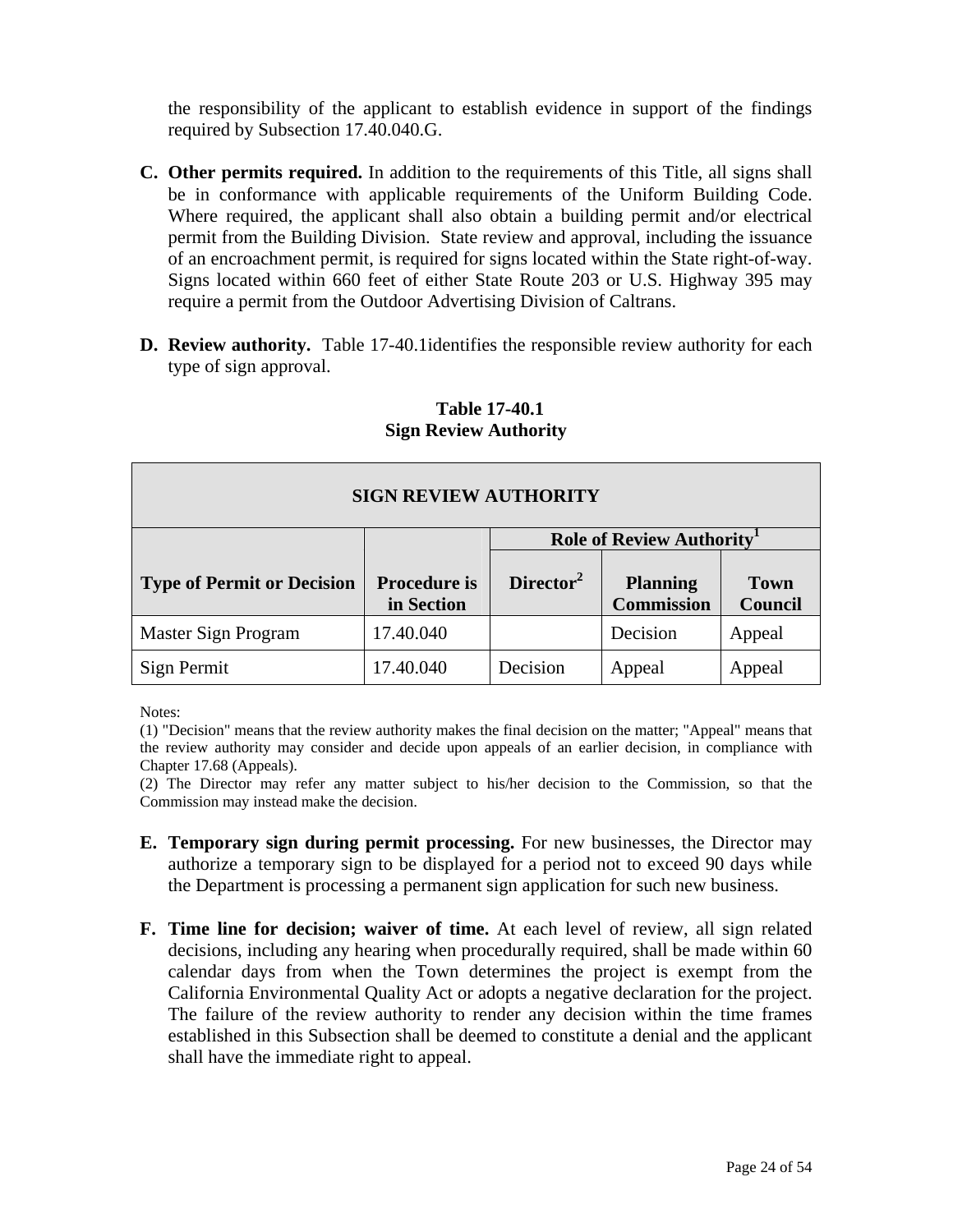the responsibility of the applicant to establish evidence in support of the findings required by Subsection 17.40.040.G.

**C. Other permits required.** In addition to the requirements of this Title, all signs shall be in conformance with applicable requirements of the Uniform Building Code. Where required, the applicant shall also obtain a building permit and/or electrical permit from the Building Division. State review and approval, including the issuance of an encroachment permit, is required for signs located within the State right-of-way. Signs located within 660 feet of either State Route 203 or U.S. Highway 395 may require a permit from the Outdoor Advertising Division of Caltrans.

**D. Review authority.** Table 17-40.1identifies the responsible review authority for each type of sign approval.

**Table 17-40.1**
**Sign Review Authority**

| SIGN REVIEW AUTHORITY | | | | |
|---|---|---|---|---|
| | | Role of Review Authority[1] | | |
| **Type of Permit or Decision** | **Procedure is in Section** | **Director[2]** | **Planning Commission** | **Town Council** |
| Master Sign Program | 17.40.040 | | Decision | Appeal |
| Sign Permit | 17.40.040 | Decision | Appeal | Appeal |

Notes:

(1) "Decision" means that the review authority makes the final decision on the matter; "Appeal" means that the review authority may consider and decide upon appeals of an earlier decision, in compliance with Chapter 17.68 (Appeals).

(2) The Director may refer any matter subject to his/her decision to the Commission, so that the Commission may instead make the decision.

**E. Temporary sign during permit processing.** For new businesses, the Director may authorize a temporary sign to be displayed for a period not to exceed 90 days while the Department is processing a permanent sign application for such new business.

**F. Time line for decision; waiver of time.** At each level of review, all sign related decisions, including any hearing when procedurally required, shall be made within 60 calendar days from when the Town determines the project is exempt from the California Environmental Quality Act or adopts a negative declaration for the project. The failure of the review authority to render any decision within the time frames established in this Subsection shall be deemed to constitute a denial and the applicant shall have the immediate right to appeal.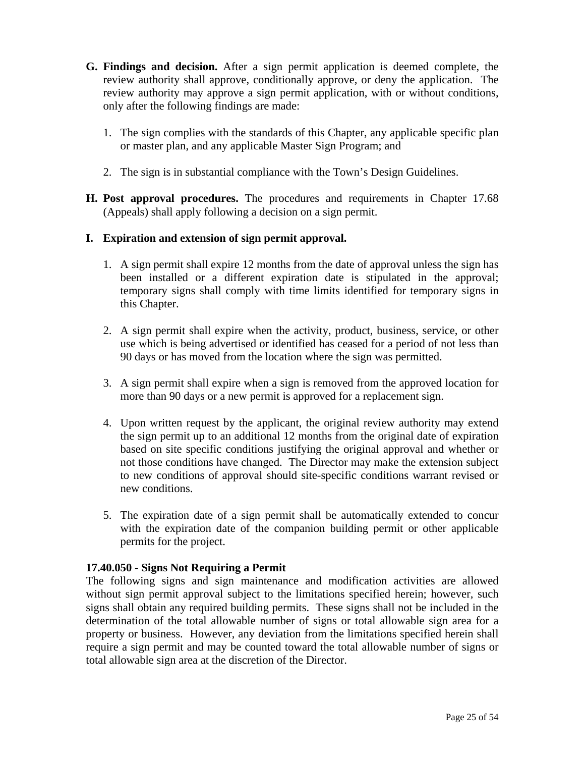**G. Findings and decision.** After a sign permit application is deemed complete, the review authority shall approve, conditionally approve, or deny the application. The review authority may approve a sign permit application, with or without conditions, only after the following findings are made:

1. The sign complies with the standards of this Chapter, any applicable specific plan or master plan, and any applicable Master Sign Program; and

2. The sign is in substantial compliance with the Town's Design Guidelines.

**H. Post approval procedures.** The procedures and requirements in Chapter 17.68 (Appeals) shall apply following a decision on a sign permit.

**I. Expiration and extension of sign permit approval.**

1. A sign permit shall expire 12 months from the date of approval unless the sign has been installed or a different expiration date is stipulated in the approval; temporary signs shall comply with time limits identified for temporary signs in this Chapter.

2. A sign permit shall expire when the activity, product, business, service, or other use which is being advertised or identified has ceased for a period of not less than 90 days or has moved from the location where the sign was permitted.

3. A sign permit shall expire when a sign is removed from the approved location for more than 90 days or a new permit is approved for a replacement sign.

4. Upon written request by the applicant, the original review authority may extend the sign permit up to an additional 12 months from the original date of expiration based on site specific conditions justifying the original approval and whether or not those conditions have changed. The Director may make the extension subject to new conditions of approval should site-specific conditions warrant revised or new conditions.

5. The expiration date of a sign permit shall be automatically extended to concur with the expiration date of the companion building permit or other applicable permits for the project.

### 17.40.050 - Signs Not Requiring a Permit

The following signs and sign maintenance and modification activities are allowed without sign permit approval subject to the limitations specified herein; however, such signs shall obtain any required building permits. These signs shall not be included in the determination of the total allowable number of signs or total allowable sign area for a property or business. However, any deviation from the limitations specified herein shall require a sign permit and may be counted toward the total allowable number of signs or total allowable sign area at the discretion of the Director.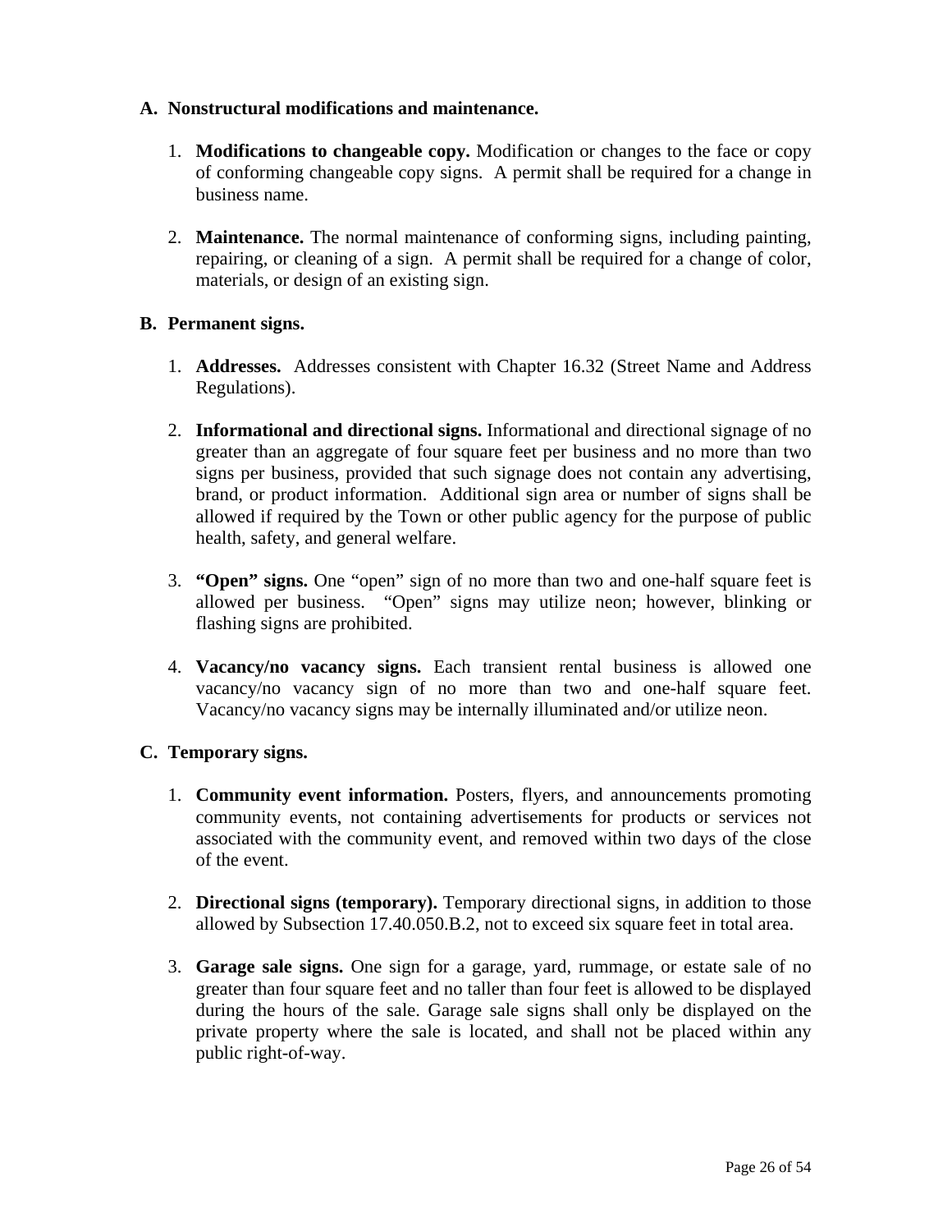**A. Nonstructural modifications and maintenance.**

1. **Modifications to changeable copy.** Modification or changes to the face or copy of conforming changeable copy signs. A permit shall be required for a change in business name.

2. **Maintenance.** The normal maintenance of conforming signs, including painting, repairing, or cleaning of a sign. A permit shall be required for a change of color, materials, or design of an existing sign.

**B. Permanent signs.**

1. **Addresses.** Addresses consistent with Chapter 16.32 (Street Name and Address Regulations).

2. **Informational and directional signs.** Informational and directional signage of no greater than an aggregate of four square feet per business and no more than two signs per business, provided that such signage does not contain any advertising, brand, or product information. Additional sign area or number of signs shall be allowed if required by the Town or other public agency for the purpose of public health, safety, and general welfare.

3. **"Open" signs.** One "open" sign of no more than two and one-half square feet is allowed per business. "Open" signs may utilize neon; however, blinking or flashing signs are prohibited.

4. **Vacancy/no vacancy signs.** Each transient rental business is allowed one vacancy/no vacancy sign of no more than two and one-half square feet. Vacancy/no vacancy signs may be internally illuminated and/or utilize neon.

**C. Temporary signs.**

1. **Community event information.** Posters, flyers, and announcements promoting community events, not containing advertisements for products or services not associated with the community event, and removed within two days of the close of the event.

2. **Directional signs (temporary).** Temporary directional signs, in addition to those allowed by Subsection 17.40.050.B.2, not to exceed six square feet in total area.

3. **Garage sale signs.** One sign for a garage, yard, rummage, or estate sale of no greater than four square feet and no taller than four feet is allowed to be displayed during the hours of the sale. Garage sale signs shall only be displayed on the private property where the sale is located, and shall not be placed within any public right-of-way.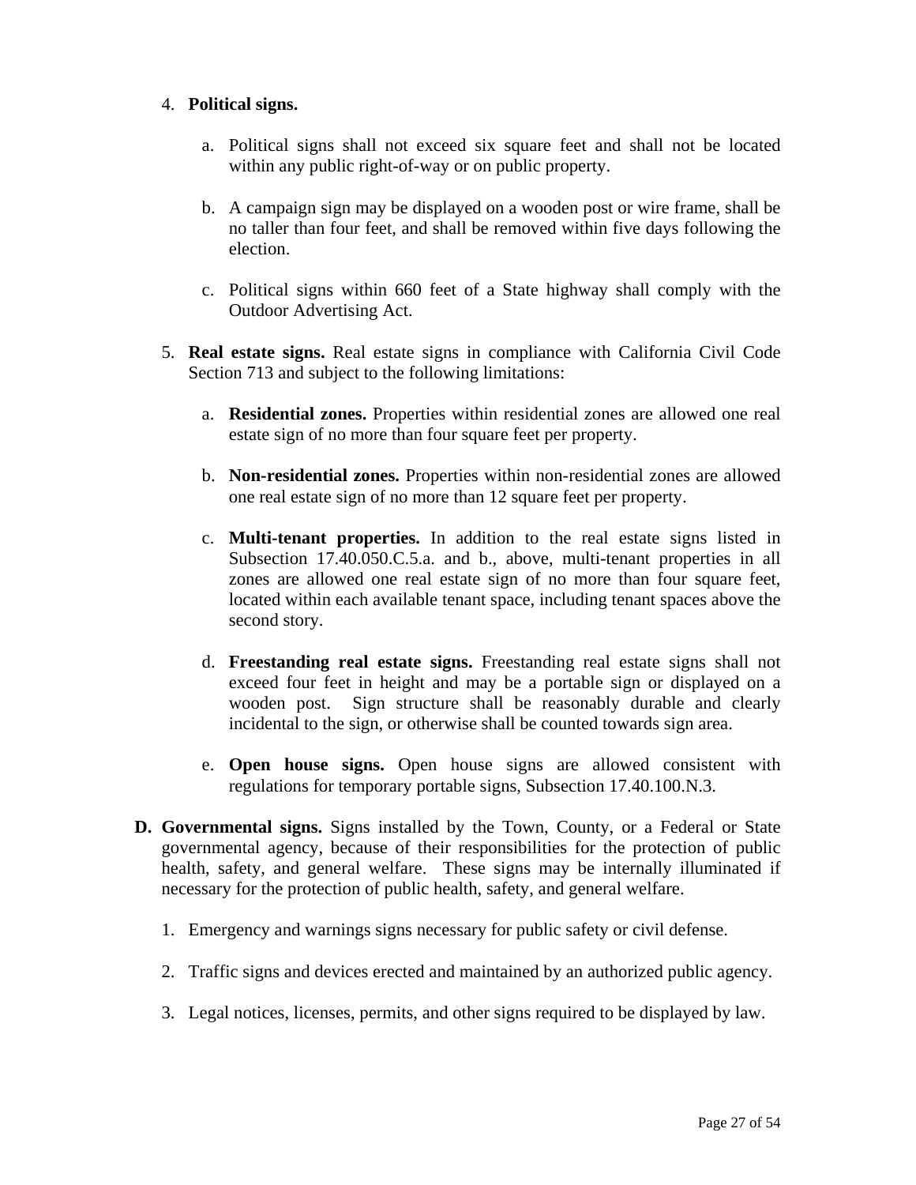4. **Political signs.**

    a. Political signs shall not exceed six square feet and shall not be located within any public right-of-way or on public property.

    b. A campaign sign may be displayed on a wooden post or wire frame, shall be no taller than four feet, and shall be removed within five days following the election.

    c. Political signs within 660 feet of a State highway shall comply with the Outdoor Advertising Act.

5. **Real estate signs.** Real estate signs in compliance with California Civil Code Section 713 and subject to the following limitations:

    a. **Residential zones.** Properties within residential zones are allowed one real estate sign of no more than four square feet per property.

    b. **Non-residential zones.** Properties within non-residential zones are allowed one real estate sign of no more than 12 square feet per property.

    c. **Multi-tenant properties.** In addition to the real estate signs listed in Subsection 17.40.050.C.5.a. and b., above, multi-tenant properties in all zones are allowed one real estate sign of no more than four square feet, located within each available tenant space, including tenant spaces above the second story.

    d. **Freestanding real estate signs.** Freestanding real estate signs shall not exceed four feet in height and may be a portable sign or displayed on a wooden post. Sign structure shall be reasonably durable and clearly incidental to the sign, or otherwise shall be counted towards sign area.

    e. **Open house signs.** Open house signs are allowed consistent with regulations for temporary portable signs, Subsection 17.40.100.N.3.

**D. Governmental signs.** Signs installed by the Town, County, or a Federal or State governmental agency, because of their responsibilities for the protection of public health, safety, and general welfare. These signs may be internally illuminated if necessary for the protection of public health, safety, and general welfare.

1. Emergency and warnings signs necessary for public safety or civil defense.

2. Traffic signs and devices erected and maintained by an authorized public agency.

3. Legal notices, licenses, permits, and other signs required to be displayed by law.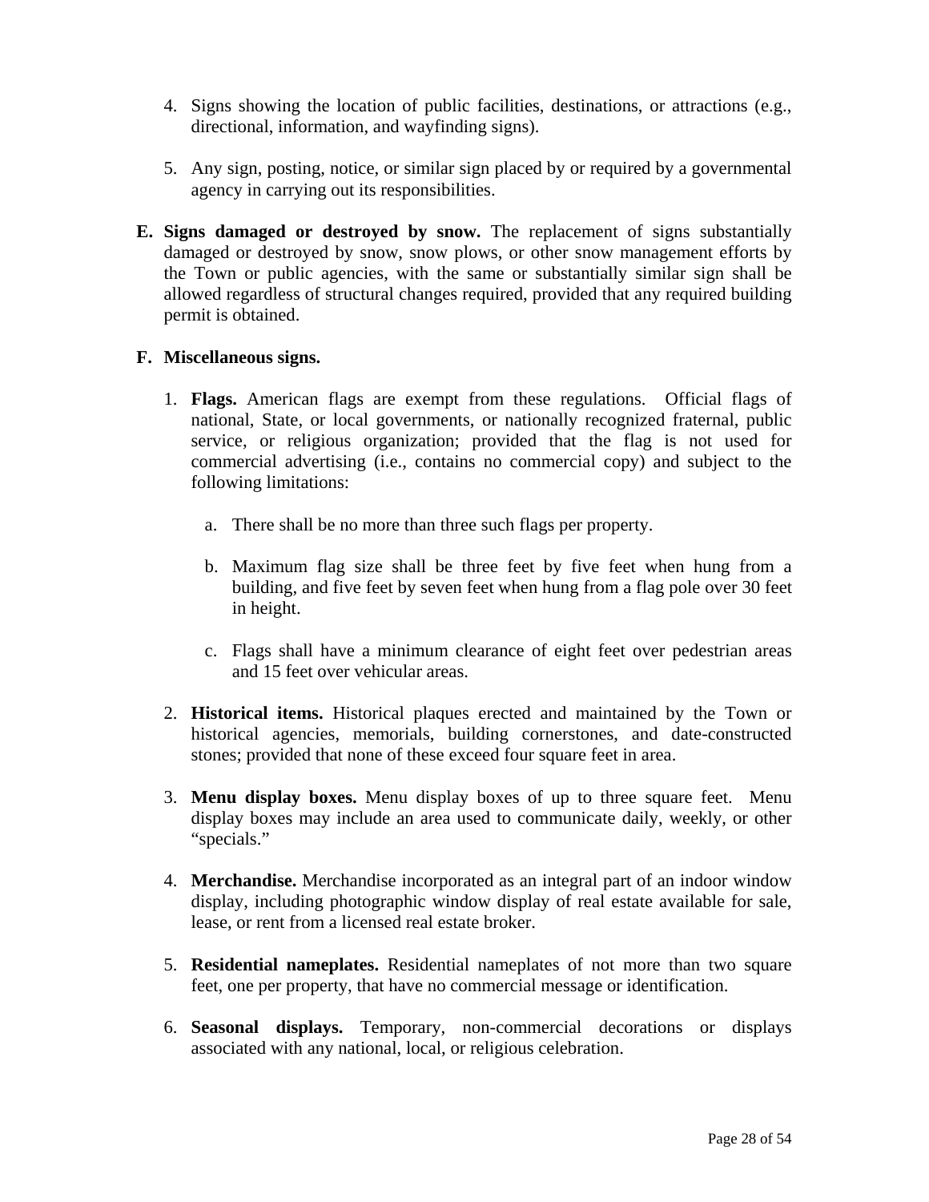4. Signs showing the location of public facilities, destinations, or attractions (e.g., directional, information, and wayfinding signs).

5. Any sign, posting, notice, or similar sign placed by or required by a governmental agency in carrying out its responsibilities.

**E. Signs damaged or destroyed by snow.** The replacement of signs substantially damaged or destroyed by snow, snow plows, or other snow management efforts by the Town or public agencies, with the same or substantially similar sign shall be allowed regardless of structural changes required, provided that any required building permit is obtained.

**F. Miscellaneous signs.**

1. **Flags.** American flags are exempt from these regulations. Official flags of national, State, or local governments, or nationally recognized fraternal, public service, or religious organization; provided that the flag is not used for commercial advertising (i.e., contains no commercial copy) and subject to the following limitations:

    a. There shall be no more than three such flags per property.

    b. Maximum flag size shall be three feet by five feet when hung from a building, and five feet by seven feet when hung from a flag pole over 30 feet in height.

    c. Flags shall have a minimum clearance of eight feet over pedestrian areas and 15 feet over vehicular areas.

2. **Historical items.** Historical plaques erected and maintained by the Town or historical agencies, memorials, building cornerstones, and date-constructed stones; provided that none of these exceed four square feet in area.

3. **Menu display boxes.** Menu display boxes of up to three square feet. Menu display boxes may include an area used to communicate daily, weekly, or other "specials."

4. **Merchandise.** Merchandise incorporated as an integral part of an indoor window display, including photographic window display of real estate available for sale, lease, or rent from a licensed real estate broker.

5. **Residential nameplates.** Residential nameplates of not more than two square feet, one per property, that have no commercial message or identification.

6. **Seasonal displays.** Temporary, non-commercial decorations or displays associated with any national, local, or religious celebration.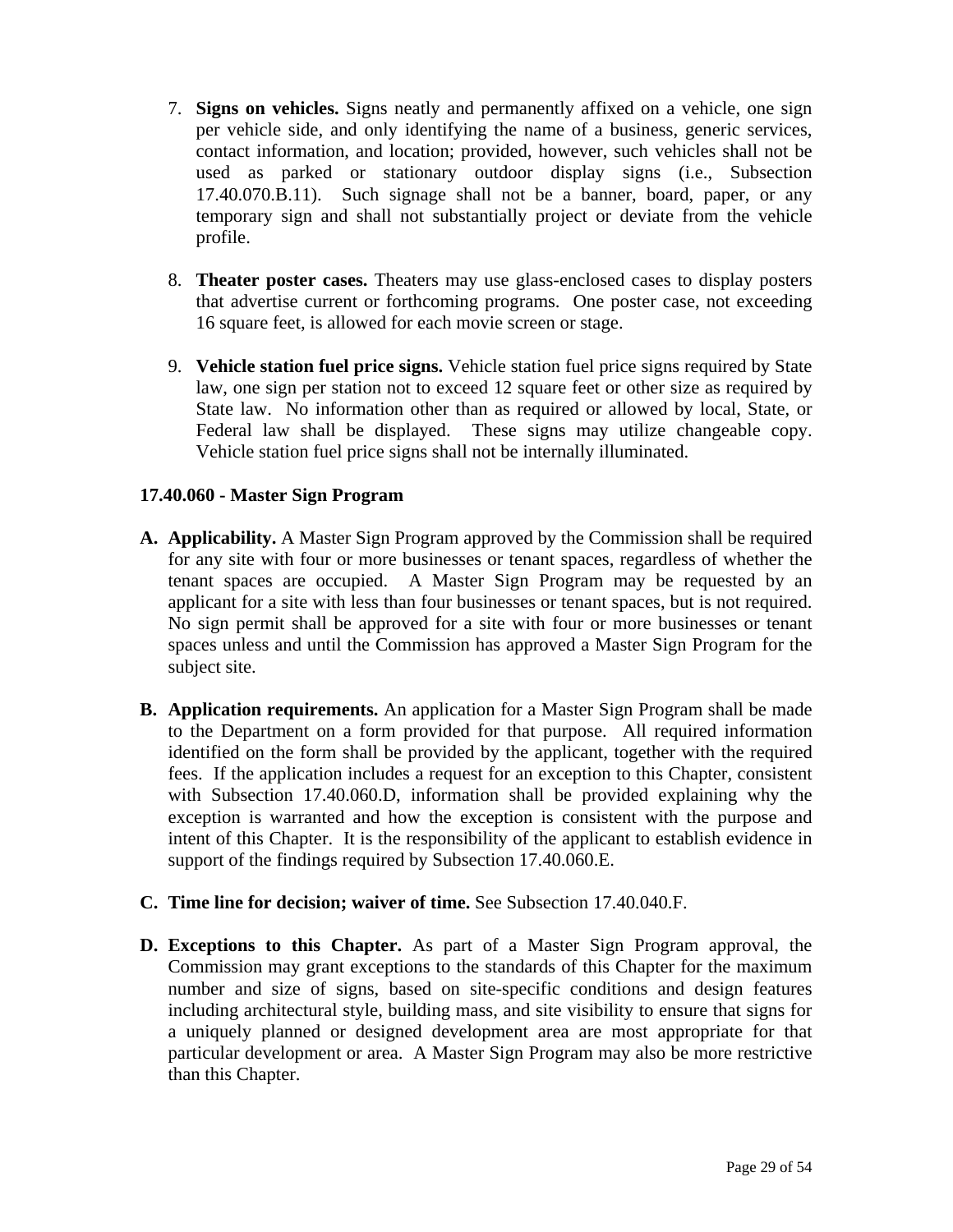7. **Signs on vehicles.** Signs neatly and permanently affixed on a vehicle, one sign per vehicle side, and only identifying the name of a business, generic services, contact information, and location; provided, however, such vehicles shall not be used as parked or stationary outdoor display signs (i.e., Subsection 17.40.070.B.11). Such signage shall not be a banner, board, paper, or any temporary sign and shall not substantially project or deviate from the vehicle profile.

8. **Theater poster cases.** Theaters may use glass-enclosed cases to display posters that advertise current or forthcoming programs. One poster case, not exceeding 16 square feet, is allowed for each movie screen or stage.

9. **Vehicle station fuel price signs.** Vehicle station fuel price signs required by State law, one sign per station not to exceed 12 square feet or other size as required by State law. No information other than as required or allowed by local, State, or Federal law shall be displayed. These signs may utilize changeable copy. Vehicle station fuel price signs shall not be internally illuminated.

### 17.40.060 - Master Sign Program

**A. Applicability.** A Master Sign Program approved by the Commission shall be required for any site with four or more businesses or tenant spaces, regardless of whether the tenant spaces are occupied. A Master Sign Program may be requested by an applicant for a site with less than four businesses or tenant spaces, but is not required. No sign permit shall be approved for a site with four or more businesses or tenant spaces unless and until the Commission has approved a Master Sign Program for the subject site.

**B. Application requirements.** An application for a Master Sign Program shall be made to the Department on a form provided for that purpose. All required information identified on the form shall be provided by the applicant, together with the required fees. If the application includes a request for an exception to this Chapter, consistent with Subsection 17.40.060.D, information shall be provided explaining why the exception is warranted and how the exception is consistent with the purpose and intent of this Chapter. It is the responsibility of the applicant to establish evidence in support of the findings required by Subsection 17.40.060.E.

**C. Time line for decision; waiver of time.** See Subsection 17.40.040.F.

**D. Exceptions to this Chapter.** As part of a Master Sign Program approval, the Commission may grant exceptions to the standards of this Chapter for the maximum number and size of signs, based on site-specific conditions and design features including architectural style, building mass, and site visibility to ensure that signs for a uniquely planned or designed development area are most appropriate for that particular development or area. A Master Sign Program may also be more restrictive than this Chapter.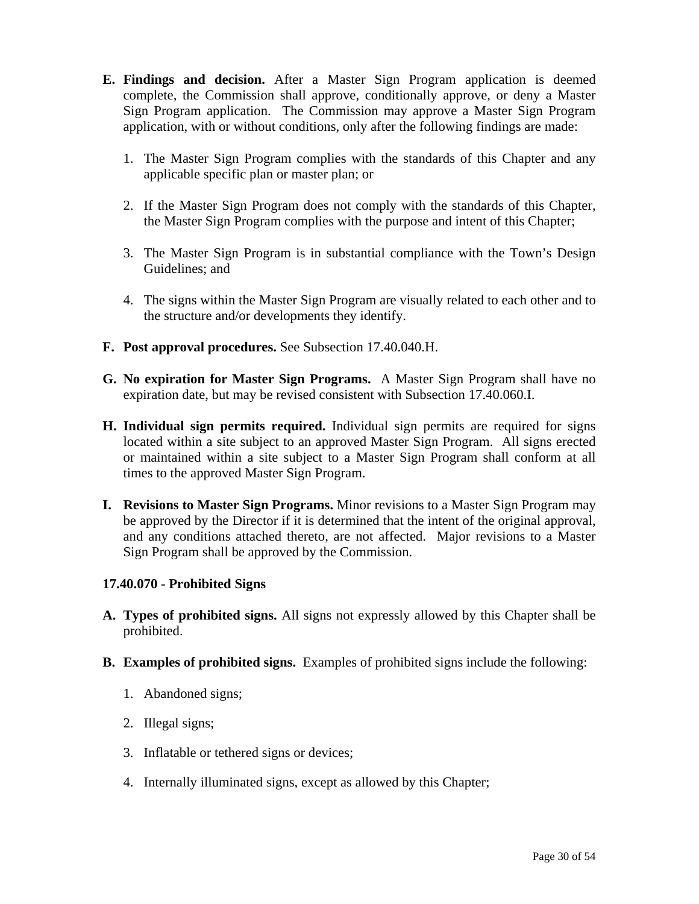**E. Findings and decision.** After a Master Sign Program application is deemed complete, the Commission shall approve, conditionally approve, or deny a Master Sign Program application. The Commission may approve a Master Sign Program application, with or without conditions, only after the following findings are made:

1. The Master Sign Program complies with the standards of this Chapter and any applicable specific plan or master plan; or

2. If the Master Sign Program does not comply with the standards of this Chapter, the Master Sign Program complies with the purpose and intent of this Chapter;

3. The Master Sign Program is in substantial compliance with the Town's Design Guidelines; and

4. The signs within the Master Sign Program are visually related to each other and to the structure and/or developments they identify.

**F. Post approval procedures.** See Subsection 17.40.040.H.

**G. No expiration for Master Sign Programs.** A Master Sign Program shall have no expiration date, but may be revised consistent with Subsection 17.40.060.I.

**H. Individual sign permits required.** Individual sign permits are required for signs located within a site subject to an approved Master Sign Program. All signs erected or maintained within a site subject to a Master Sign Program shall conform at all times to the approved Master Sign Program.

**I. Revisions to Master Sign Programs.** Minor revisions to a Master Sign Program may be approved by the Director if it is determined that the intent of the original approval, and any conditions attached thereto, are not affected. Major revisions to a Master Sign Program shall be approved by the Commission.

### 17.40.070 - Prohibited Signs

**A. Types of prohibited signs.** All signs not expressly allowed by this Chapter shall be prohibited.

**B. Examples of prohibited signs.** Examples of prohibited signs include the following:

1. Abandoned signs;

2. Illegal signs;

3. Inflatable or tethered signs or devices;

4. Internally illuminated signs, except as allowed by this Chapter;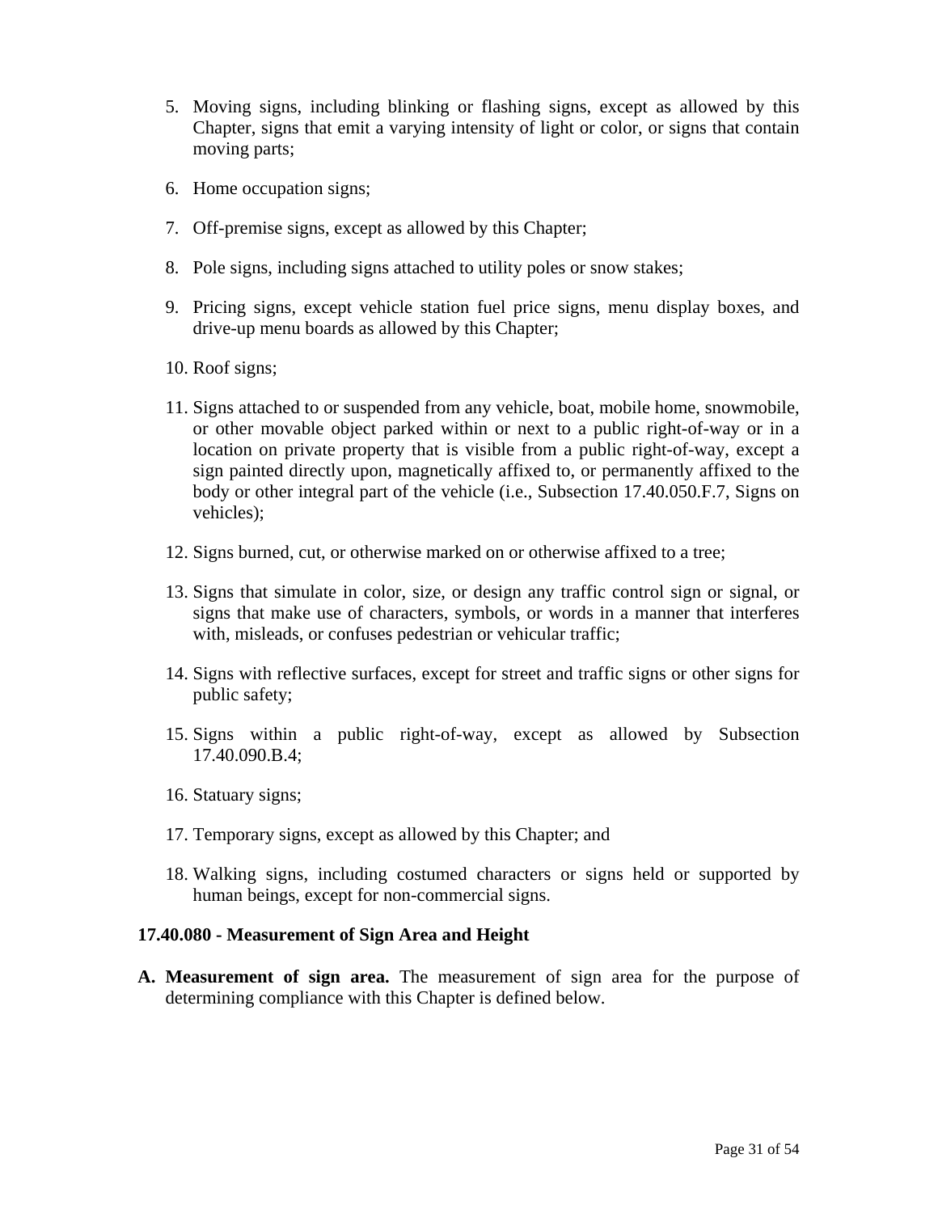5. Moving signs, including blinking or flashing signs, except as allowed by this Chapter, signs that emit a varying intensity of light or color, or signs that contain moving parts;

6. Home occupation signs;

7. Off-premise signs, except as allowed by this Chapter;

8. Pole signs, including signs attached to utility poles or snow stakes;

9. Pricing signs, except vehicle station fuel price signs, menu display boxes, and drive-up menu boards as allowed by this Chapter;

10. Roof signs;

11. Signs attached to or suspended from any vehicle, boat, mobile home, snowmobile, or other movable object parked within or next to a public right-of-way or in a location on private property that is visible from a public right-of-way, except a sign painted directly upon, magnetically affixed to, or permanently affixed to the body or other integral part of the vehicle (i.e., Subsection 17.40.050.F.7, Signs on vehicles);

12. Signs burned, cut, or otherwise marked on or otherwise affixed to a tree;

13. Signs that simulate in color, size, or design any traffic control sign or signal, or signs that make use of characters, symbols, or words in a manner that interferes with, misleads, or confuses pedestrian or vehicular traffic;

14. Signs with reflective surfaces, except for street and traffic signs or other signs for public safety;

15. Signs within a public right-of-way, except as allowed by Subsection 17.40.090.B.4;

16. Statuary signs;

17. Temporary signs, except as allowed by this Chapter; and

18. Walking signs, including costumed characters or signs held or supported by human beings, except for non-commercial signs.

### 17.40.080 - Measurement of Sign Area and Height

**A. Measurement of sign area.** The measurement of sign area for the purpose of determining compliance with this Chapter is defined below.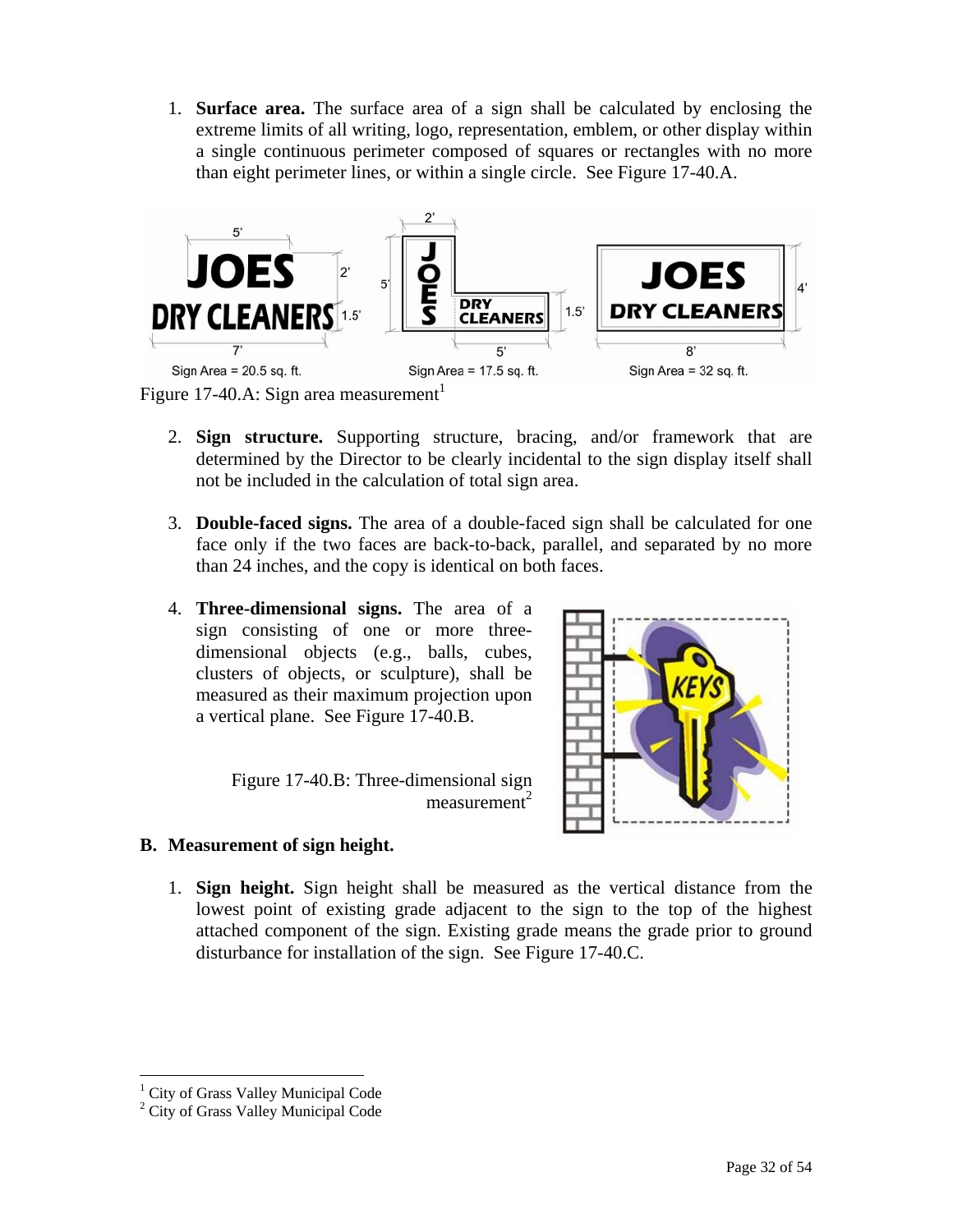1. **Surface area.** The surface area of a sign shall be calculated by enclosing the extreme limits of all writing, logo, representation, emblem, or other display within a single continuous perimeter composed of squares or rectangles with no more than eight perimeter lines, or within a single circle. See Figure 17-40.A.

Figure 17-40.A: Sign area measurement[1]

2. **Sign structure.** Supporting structure, bracing, and/or framework that are determined by the Director to be clearly incidental to the sign display itself shall not be included in the calculation of total sign area.

3. **Double-faced signs.** The area of a double-faced sign shall be calculated for one face only if the two faces are back-to-back, parallel, and separated by no more than 24 inches, and the copy is identical on both faces.

4. **Three-dimensional signs.** The area of a sign consisting of one or more three-dimensional objects (e.g., balls, cubes, clusters of objects, or sculpture), shall be measured as their maximum projection upon a vertical plane. See Figure 17-40.B.

Figure 17-40.B: Three-dimensional sign measurement[2]

**B. Measurement of sign height.**

1. **Sign height.** Sign height shall be measured as the vertical distance from the lowest point of existing grade adjacent to the sign to the top of the highest attached component of the sign. Existing grade means the grade prior to ground disturbance for installation of the sign. See Figure 17-40.C.

---

[1] City of Grass Valley Municipal Code

[2] City of Grass Valley Municipal Code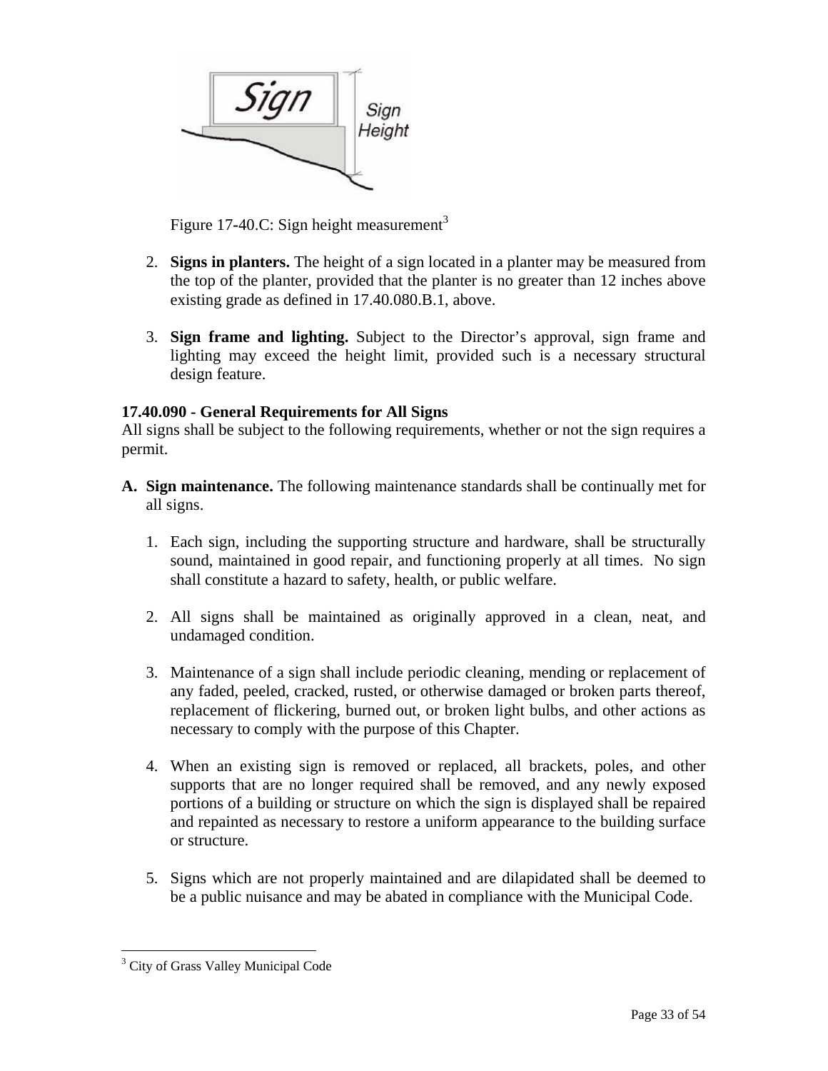Figure 17-40.C: Sign height measurement[3]

2. **Signs in planters.** The height of a sign located in a planter may be measured from the top of the planter, provided that the planter is no greater than 12 inches above existing grade as defined in 17.40.080.B.1, above.

3. **Sign frame and lighting.** Subject to the Director's approval, sign frame and lighting may exceed the height limit, provided such is a necessary structural design feature.

**17.40.090 - General Requirements for All Signs**

All signs shall be subject to the following requirements, whether or not the sign requires a permit.

**A. Sign maintenance.** The following maintenance standards shall be continually met for all signs.

1. Each sign, including the supporting structure and hardware, shall be structurally sound, maintained in good repair, and functioning properly at all times. No sign shall constitute a hazard to safety, health, or public welfare.

2. All signs shall be maintained as originally approved in a clean, neat, and undamaged condition.

3. Maintenance of a sign shall include periodic cleaning, mending or replacement of any faded, peeled, cracked, rusted, or otherwise damaged or broken parts thereof, replacement of flickering, burned out, or broken light bulbs, and other actions as necessary to comply with the purpose of this Chapter.

4. When an existing sign is removed or replaced, all brackets, poles, and other supports that are no longer required shall be removed, and any newly exposed portions of a building or structure on which the sign is displayed shall be repaired and repainted as necessary to restore a uniform appearance to the building surface or structure.

5. Signs which are not properly maintained and are dilapidated shall be deemed to be a public nuisance and may be abated in compliance with the Municipal Code.

[3] City of Grass Valley Municipal Code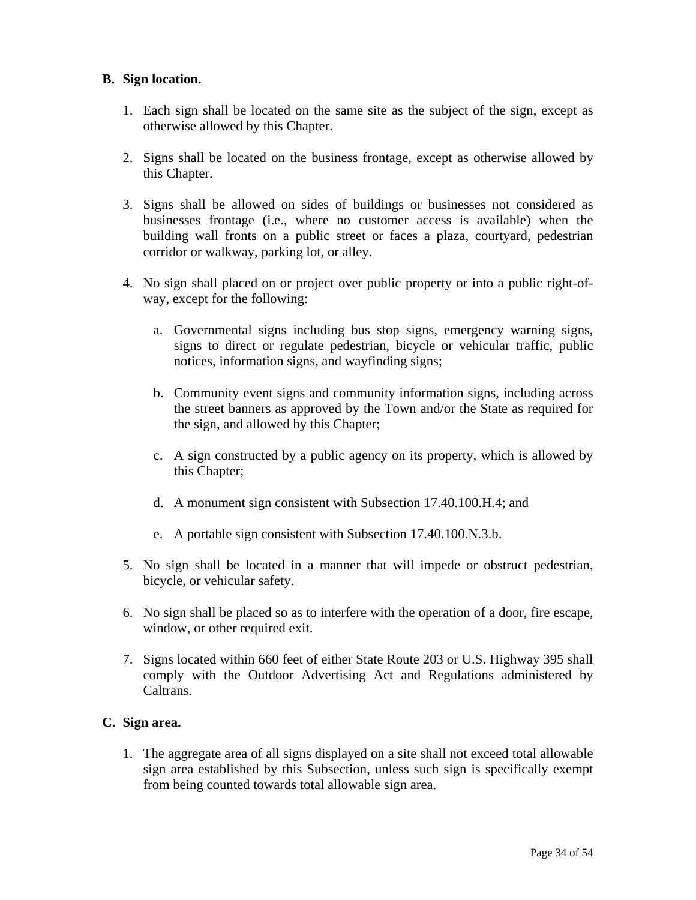**B. Sign location.**

1. Each sign shall be located on the same site as the subject of the sign, except as otherwise allowed by this Chapter.

2. Signs shall be located on the business frontage, except as otherwise allowed by this Chapter.

3. Signs shall be allowed on sides of buildings or businesses not considered as businesses frontage (i.e., where no customer access is available) when the building wall fronts on a public street or faces a plaza, courtyard, pedestrian corridor or walkway, parking lot, or alley.

4. No sign shall placed on or project over public property or into a public right-of-way, except for the following:

   a. Governmental signs including bus stop signs, emergency warning signs, signs to direct or regulate pedestrian, bicycle or vehicular traffic, public notices, information signs, and wayfinding signs;

   b. Community event signs and community information signs, including across the street banners as approved by the Town and/or the State as required for the sign, and allowed by this Chapter;

   c. A sign constructed by a public agency on its property, which is allowed by this Chapter;

   d. A monument sign consistent with Subsection 17.40.100.H.4; and

   e. A portable sign consistent with Subsection 17.40.100.N.3.b.

5. No sign shall be located in a manner that will impede or obstruct pedestrian, bicycle, or vehicular safety.

6. No sign shall be placed so as to interfere with the operation of a door, fire escape, window, or other required exit.

7. Signs located within 660 feet of either State Route 203 or U.S. Highway 395 shall comply with the Outdoor Advertising Act and Regulations administered by Caltrans.

**C. Sign area.**

1. The aggregate area of all signs displayed on a site shall not exceed total allowable sign area established by this Subsection, unless such sign is specifically exempt from being counted towards total allowable sign area.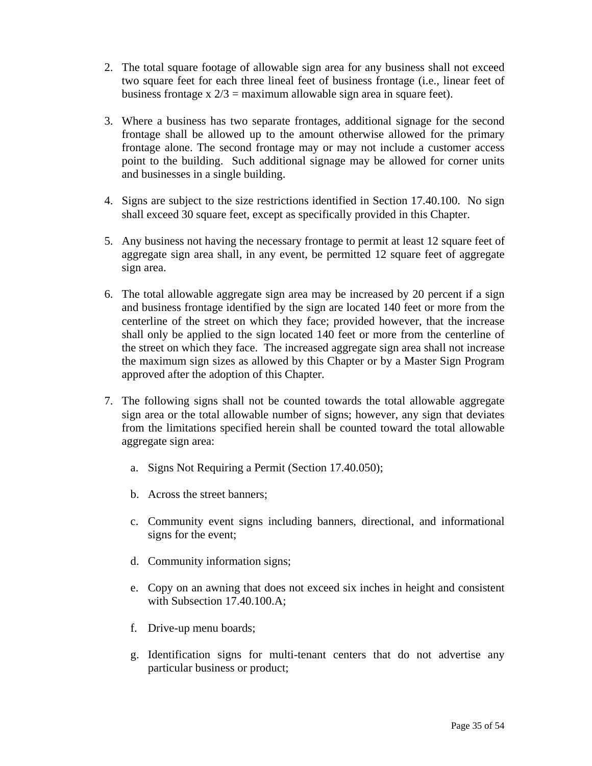2. The total square footage of allowable sign area for any business shall not exceed two square feet for each three lineal feet of business frontage (i.e., linear feet of business frontage x 2/3 = maximum allowable sign area in square feet).

3. Where a business has two separate frontages, additional signage for the second frontage shall be allowed up to the amount otherwise allowed for the primary frontage alone. The second frontage may or may not include a customer access point to the building. Such additional signage may be allowed for corner units and businesses in a single building.

4. Signs are subject to the size restrictions identified in Section 17.40.100. No sign shall exceed 30 square feet, except as specifically provided in this Chapter.

5. Any business not having the necessary frontage to permit at least 12 square feet of aggregate sign area shall, in any event, be permitted 12 square feet of aggregate sign area.

6. The total allowable aggregate sign area may be increased by 20 percent if a sign and business frontage identified by the sign are located 140 feet or more from the centerline of the street on which they face; provided however, that the increase shall only be applied to the sign located 140 feet or more from the centerline of the street on which they face. The increased aggregate sign area shall not increase the maximum sign sizes as allowed by this Chapter or by a Master Sign Program approved after the adoption of this Chapter.

7. The following signs shall not be counted towards the total allowable aggregate sign area or the total allowable number of signs; however, any sign that deviates from the limitations specified herein shall be counted toward the total allowable aggregate sign area:

   a. Signs Not Requiring a Permit (Section 17.40.050);

   b. Across the street banners;

   c. Community event signs including banners, directional, and informational signs for the event;

   d. Community information signs;

   e. Copy on an awning that does not exceed six inches in height and consistent with Subsection 17.40.100.A;

   f. Drive-up menu boards;

   g. Identification signs for multi-tenant centers that do not advertise any particular business or product;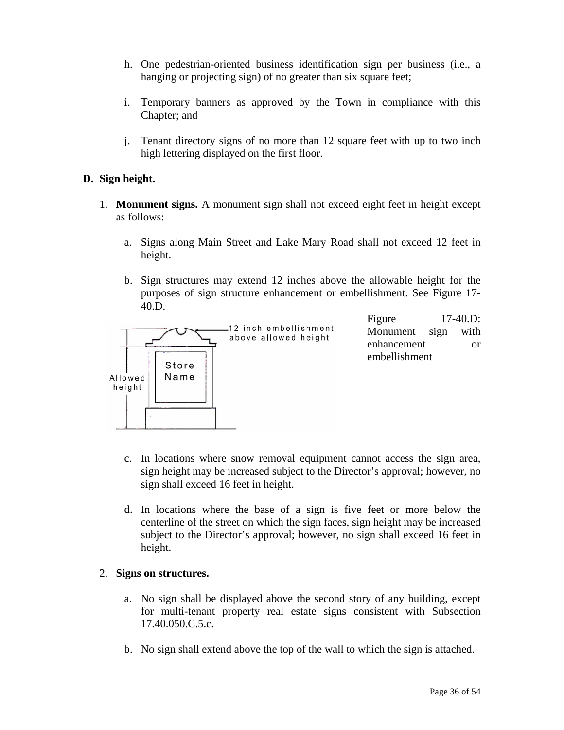h. One pedestrian-oriented business identification sign per business (i.e., a hanging or projecting sign) of no greater than six square feet;

i. Temporary banners as approved by the Town in compliance with this Chapter; and

j. Tenant directory signs of no more than 12 square feet with up to two inch high lettering displayed on the first floor.

**D. Sign height.**

1. **Monument signs.** A monument sign shall not exceed eight feet in height except as follows:

   a. Signs along Main Street and Lake Mary Road shall not exceed 12 feet in height.

   b. Sign structures may extend 12 inches above the allowable height for the purposes of sign structure enhancement or embellishment. See Figure 17-40.D.

   Figure 17-40.D: Monument sign with enhancement or embellishment

   c. In locations where snow removal equipment cannot access the sign area, sign height may be increased subject to the Director's approval; however, no sign shall exceed 16 feet in height.

   d. In locations where the base of a sign is five feet or more below the centerline of the street on which the sign faces, sign height may be increased subject to the Director's approval; however, no sign shall exceed 16 feet in height.

2. **Signs on structures.**

   a. No sign shall be displayed above the second story of any building, except for multi-tenant property real estate signs consistent with Subsection 17.40.050.C.5.c.

   b. No sign shall extend above the top of the wall to which the sign is attached.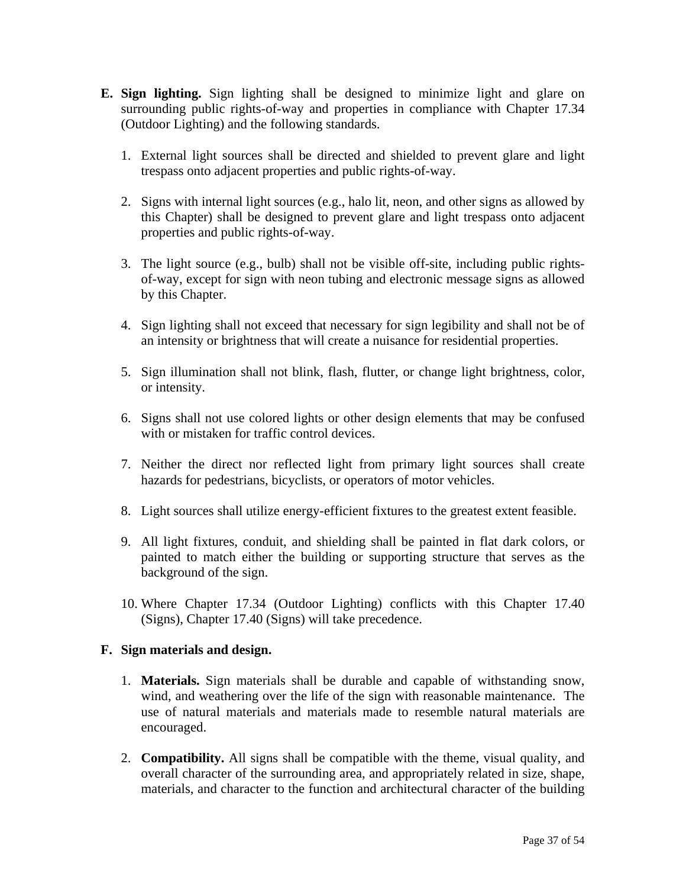**E. Sign lighting.** Sign lighting shall be designed to minimize light and glare on surrounding public rights-of-way and properties in compliance with Chapter 17.34 (Outdoor Lighting) and the following standards.

1. External light sources shall be directed and shielded to prevent glare and light trespass onto adjacent properties and public rights-of-way.

2. Signs with internal light sources (e.g., halo lit, neon, and other signs as allowed by this Chapter) shall be designed to prevent glare and light trespass onto adjacent properties and public rights-of-way.

3. The light source (e.g., bulb) shall not be visible off-site, including public rights-of-way, except for sign with neon tubing and electronic message signs as allowed by this Chapter.

4. Sign lighting shall not exceed that necessary for sign legibility and shall not be of an intensity or brightness that will create a nuisance for residential properties.

5. Sign illumination shall not blink, flash, flutter, or change light brightness, color, or intensity.

6. Signs shall not use colored lights or other design elements that may be confused with or mistaken for traffic control devices.

7. Neither the direct nor reflected light from primary light sources shall create hazards for pedestrians, bicyclists, or operators of motor vehicles.

8. Light sources shall utilize energy-efficient fixtures to the greatest extent feasible.

9. All light fixtures, conduit, and shielding shall be painted in flat dark colors, or painted to match either the building or supporting structure that serves as the background of the sign.

10. Where Chapter 17.34 (Outdoor Lighting) conflicts with this Chapter 17.40 (Signs), Chapter 17.40 (Signs) will take precedence.

**F. Sign materials and design.**

1. **Materials.** Sign materials shall be durable and capable of withstanding snow, wind, and weathering over the life of the sign with reasonable maintenance. The use of natural materials and materials made to resemble natural materials are encouraged.

2. **Compatibility.** All signs shall be compatible with the theme, visual quality, and overall character of the surrounding area, and appropriately related in size, shape, materials, and character to the function and architectural character of the building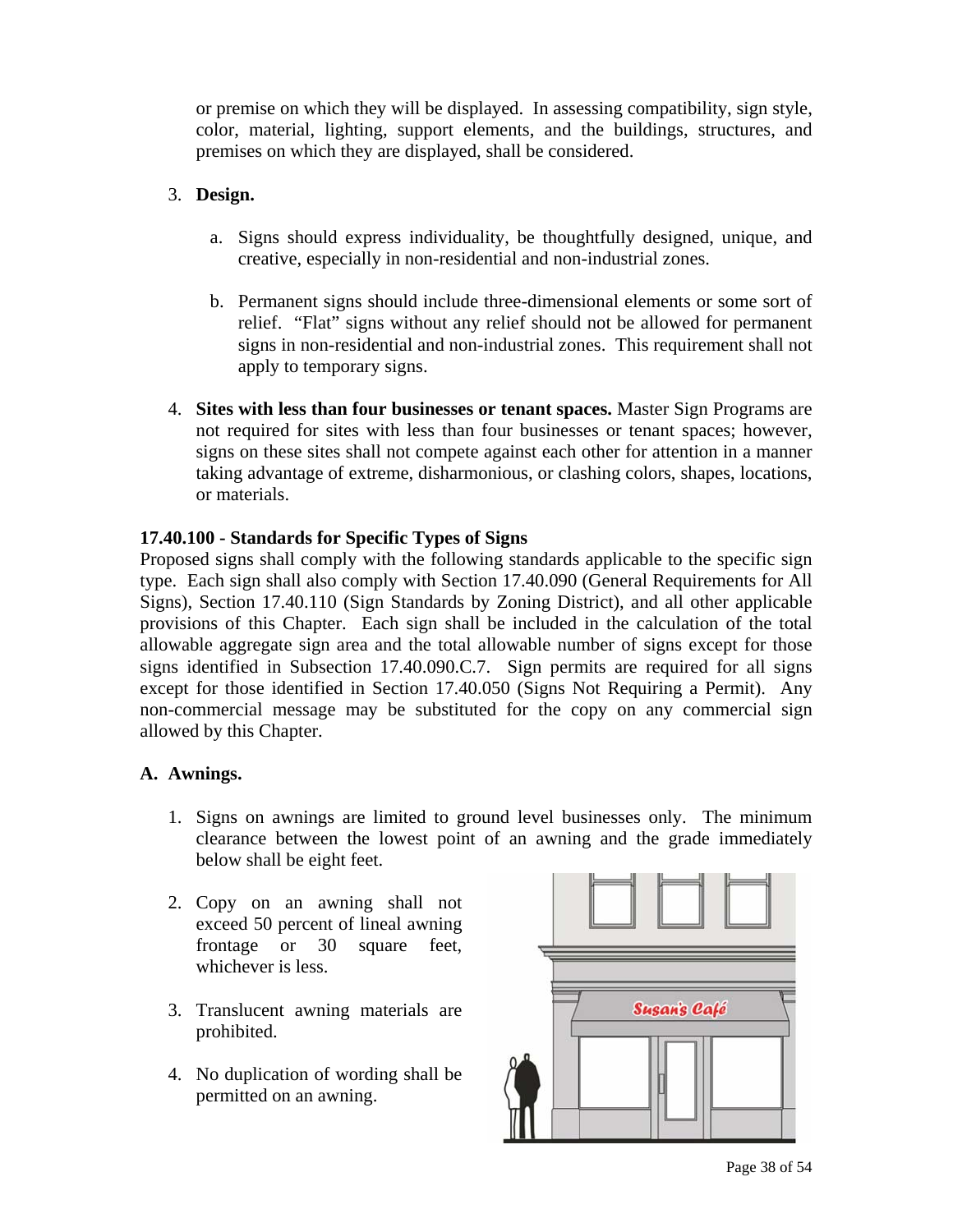or premise on which they will be displayed. In assessing compatibility, sign style, color, material, lighting, support elements, and the buildings, structures, and premises on which they are displayed, shall be considered.

3. **Design.**

   a. Signs should express individuality, be thoughtfully designed, unique, and creative, especially in non-residential and non-industrial zones.

   b. Permanent signs should include three-dimensional elements or some sort of relief. "Flat" signs without any relief should not be allowed for permanent signs in non-residential and non-industrial zones. This requirement shall not apply to temporary signs.

4. **Sites with less than four businesses or tenant spaces.** Master Sign Programs are not required for sites with less than four businesses or tenant spaces; however, signs on these sites shall not compete against each other for attention in a manner taking advantage of extreme, disharmonious, or clashing colors, shapes, locations, or materials.

### 17.40.100 - Standards for Specific Types of Signs

Proposed signs shall comply with the following standards applicable to the specific sign type. Each sign shall also comply with Section 17.40.090 (General Requirements for All Signs), Section 17.40.110 (Sign Standards by Zoning District), and all other applicable provisions of this Chapter. Each sign shall be included in the calculation of the total allowable aggregate sign area and the total allowable number of signs except for those signs identified in Subsection 17.40.090.C.7. Sign permits are required for all signs except for those identified in Section 17.40.050 (Signs Not Requiring a Permit). Any non-commercial message may be substituted for the copy on any commercial sign allowed by this Chapter.

**A. Awnings.**

1. Signs on awnings are limited to ground level businesses only. The minimum clearance between the lowest point of an awning and the grade immediately below shall be eight feet.

2. Copy on an awning shall not exceed 50 percent of lineal awning frontage or 30 square feet, whichever is less.

3. Translucent awning materials are prohibited.

4. No duplication of wording shall be permitted on an awning.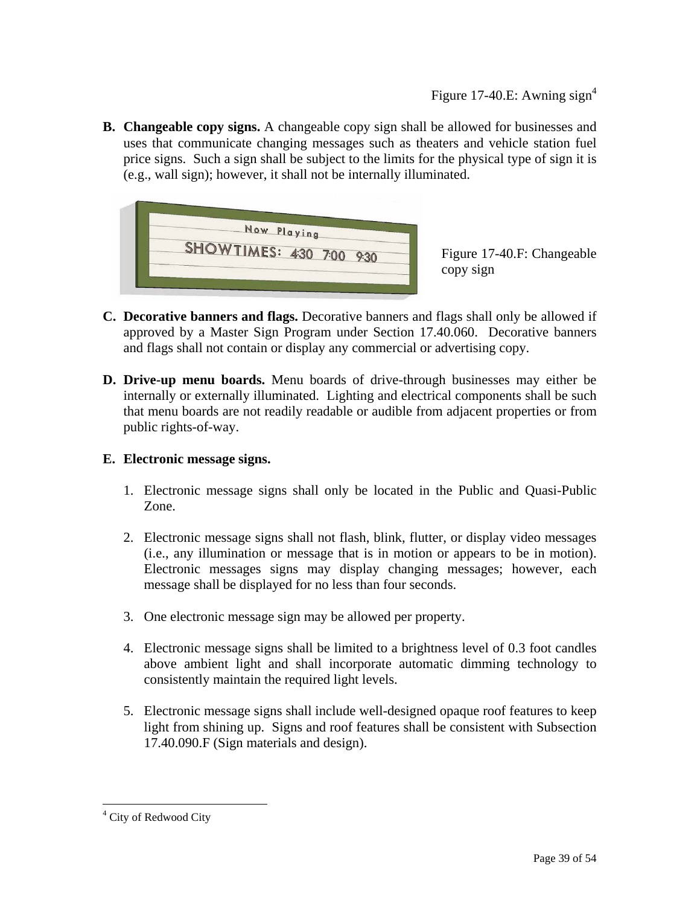Figure 17-40.E: Awning sign[4]

**B. Changeable copy signs.** A changeable copy sign shall be allowed for businesses and uses that communicate changing messages such as theaters and vehicle station fuel price signs. Such a sign shall be subject to the limits for the physical type of sign it is (e.g., wall sign); however, it shall not be internally illuminated.

Figure 17-40.F: Changeable copy sign

**C. Decorative banners and flags.** Decorative banners and flags shall only be allowed if approved by a Master Sign Program under Section 17.40.060. Decorative banners and flags shall not contain or display any commercial or advertising copy.

**D. Drive-up menu boards.** Menu boards of drive-through businesses may either be internally or externally illuminated. Lighting and electrical components shall be such that menu boards are not readily readable or audible from adjacent properties or from public rights-of-way.

**E. Electronic message signs.**

1. Electronic message signs shall only be located in the Public and Quasi-Public Zone.

2. Electronic message signs shall not flash, blink, flutter, or display video messages (i.e., any illumination or message that is in motion or appears to be in motion). Electronic messages signs may display changing messages; however, each message shall be displayed for no less than four seconds.

3. One electronic message sign may be allowed per property.

4. Electronic message signs shall be limited to a brightness level of 0.3 foot candles above ambient light and shall incorporate automatic dimming technology to consistently maintain the required light levels.

5. Electronic message signs shall include well-designed opaque roof features to keep light from shining up. Signs and roof features shall be consistent with Subsection 17.40.090.F (Sign materials and design).

---

[4] City of Redwood City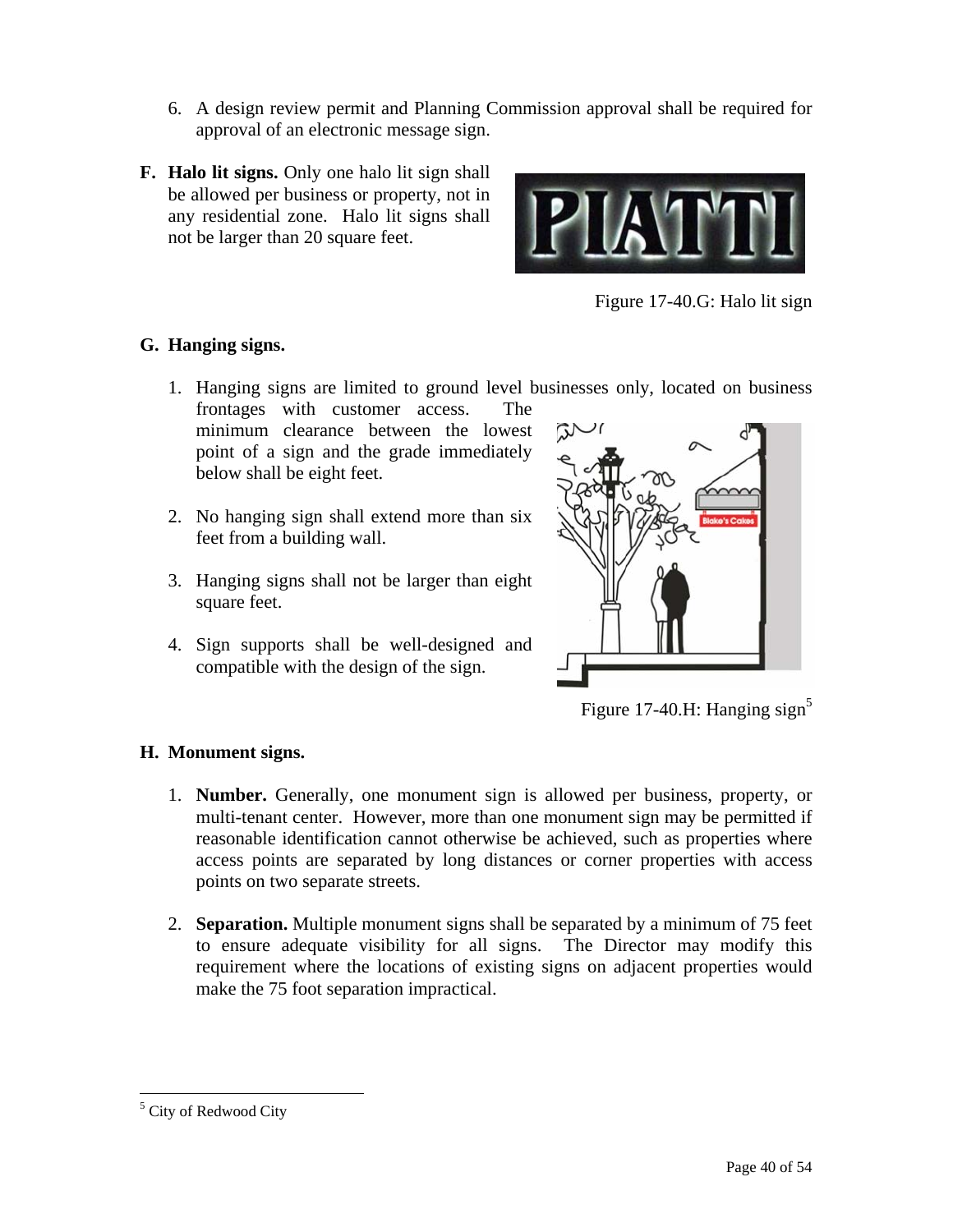6. A design review permit and Planning Commission approval shall be required for approval of an electronic message sign.

**F. Halo lit signs.** Only one halo lit sign shall be allowed per business or property, not in any residential zone. Halo lit signs shall not be larger than 20 square feet.

Figure 17-40.G: Halo lit sign

**G. Hanging signs.**

1. Hanging signs are limited to ground level businesses only, located on business frontages with customer access. The minimum clearance between the lowest point of a sign and the grade immediately below shall be eight feet.

2. No hanging sign shall extend more than six feet from a building wall.

3. Hanging signs shall not be larger than eight square feet.

4. Sign supports shall be well-designed and compatible with the design of the sign.

Figure 17-40.H: Hanging sign[5]

**H. Monument signs.**

1. **Number.** Generally, one monument sign is allowed per business, property, or multi-tenant center. However, more than one monument sign may be permitted if reasonable identification cannot otherwise be achieved, such as properties where access points are separated by long distances or corner properties with access points on two separate streets.

2. **Separation.** Multiple monument signs shall be separated by a minimum of 75 feet to ensure adequate visibility for all signs. The Director may modify this requirement where the locations of existing signs on adjacent properties would make the 75 foot separation impractical.

---

[5] City of Redwood City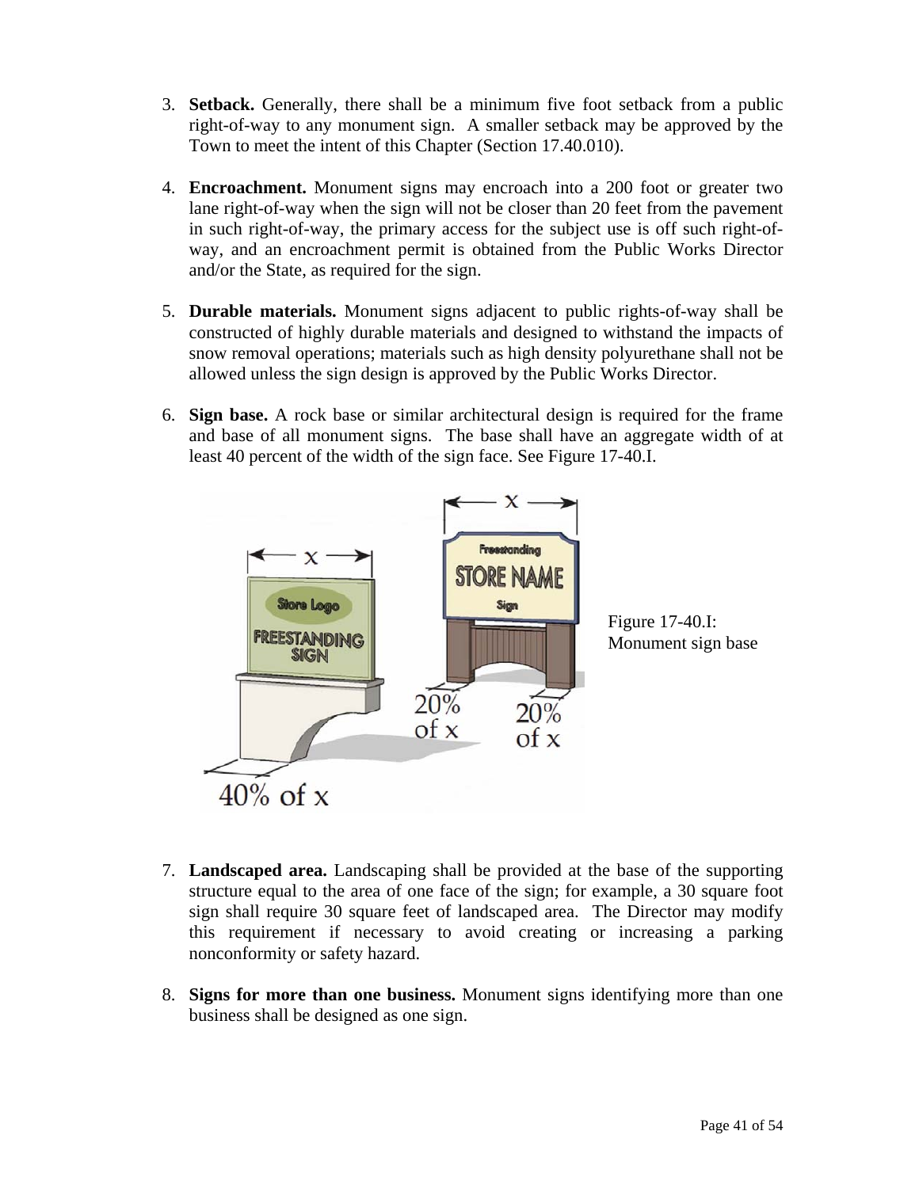3. **Setback.** Generally, there shall be a minimum five foot setback from a public right-of-way to any monument sign. A smaller setback may be approved by the Town to meet the intent of this Chapter (Section 17.40.010).

4. **Encroachment.** Monument signs may encroach into a 200 foot or greater two lane right-of-way when the sign will not be closer than 20 feet from the pavement in such right-of-way, the primary access for the subject use is off such right-of-way, and an encroachment permit is obtained from the Public Works Director and/or the State, as required for the sign.

5. **Durable materials.** Monument signs adjacent to public rights-of-way shall be constructed of highly durable materials and designed to withstand the impacts of snow removal operations; materials such as high density polyurethane shall not be allowed unless the sign design is approved by the Public Works Director.

6. **Sign base.** A rock base or similar architectural design is required for the frame and base of all monument signs. The base shall have an aggregate width of at least 40 percent of the width of the sign face. See Figure 17-40.I.

Figure 17-40.I: Monument sign base

7. **Landscaped area.** Landscaping shall be provided at the base of the supporting structure equal to the area of one face of the sign; for example, a 30 square foot sign shall require 30 square feet of landscaped area. The Director may modify this requirement if necessary to avoid creating or increasing a parking nonconformity or safety hazard.

8. **Signs for more than one business.** Monument signs identifying more than one business shall be designed as one sign.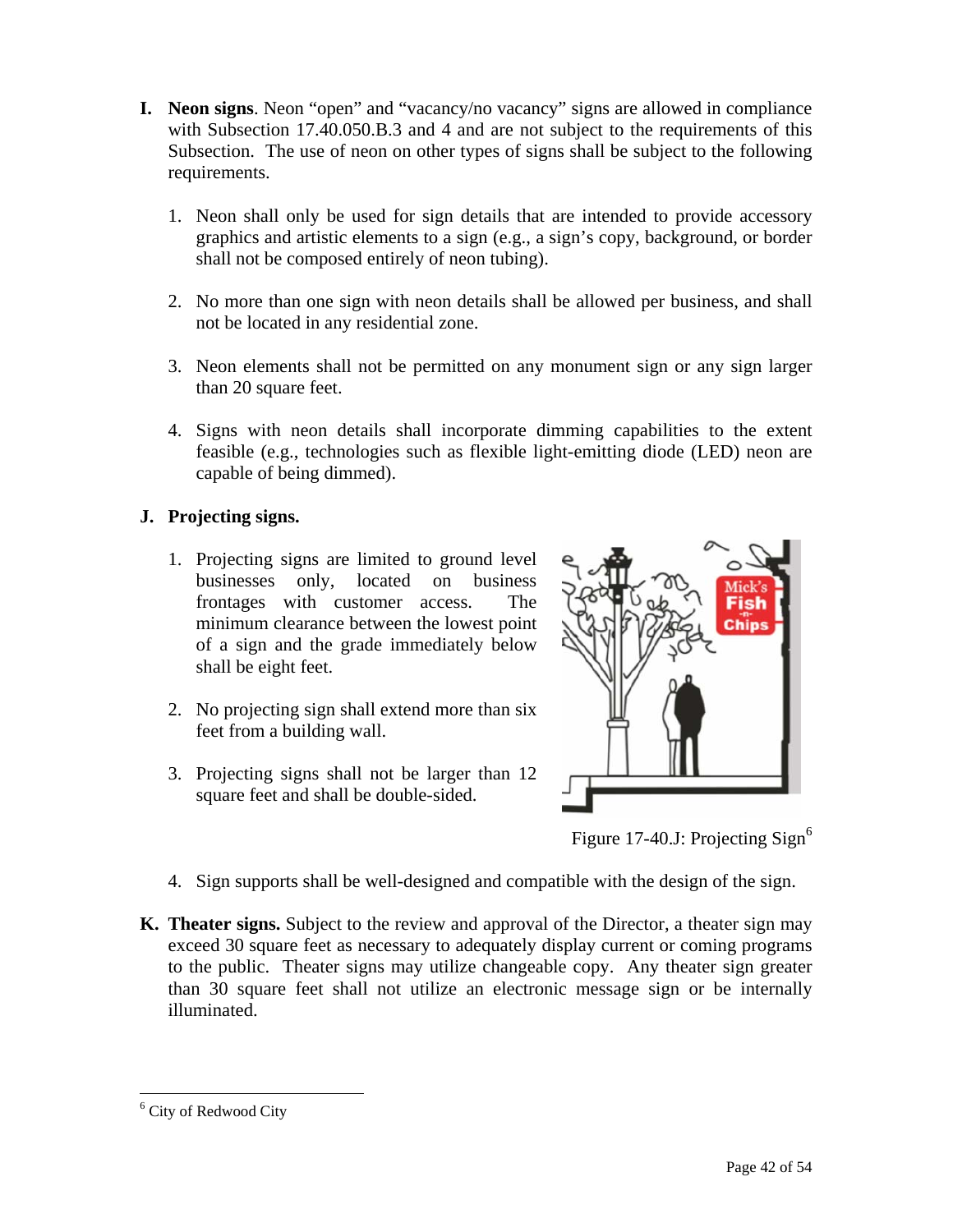**I. Neon signs**. Neon "open" and "vacancy/no vacancy" signs are allowed in compliance with Subsection 17.40.050.B.3 and 4 and are not subject to the requirements of this Subsection. The use of neon on other types of signs shall be subject to the following requirements.

1. Neon shall only be used for sign details that are intended to provide accessory graphics and artistic elements to a sign (e.g., a sign's copy, background, or border shall not be composed entirely of neon tubing).

2. No more than one sign with neon details shall be allowed per business, and shall not be located in any residential zone.

3. Neon elements shall not be permitted on any monument sign or any sign larger than 20 square feet.

4. Signs with neon details shall incorporate dimming capabilities to the extent feasible (e.g., technologies such as flexible light-emitting diode (LED) neon are capable of being dimmed).

**J. Projecting signs.**

1. Projecting signs are limited to ground level businesses only, located on business frontages with customer access. The minimum clearance between the lowest point of a sign and the grade immediately below shall be eight feet.

2. No projecting sign shall extend more than six feet from a building wall.

3. Projecting signs shall not be larger than 12 square feet and shall be double-sided.

Figure 17-40.J: Projecting Sign[6]

4. Sign supports shall be well-designed and compatible with the design of the sign.

**K. Theater signs.** Subject to the review and approval of the Director, a theater sign may exceed 30 square feet as necessary to adequately display current or coming programs to the public. Theater signs may utilize changeable copy. Any theater sign greater than 30 square feet shall not utilize an electronic message sign or be internally illuminated.

---

[6] City of Redwood City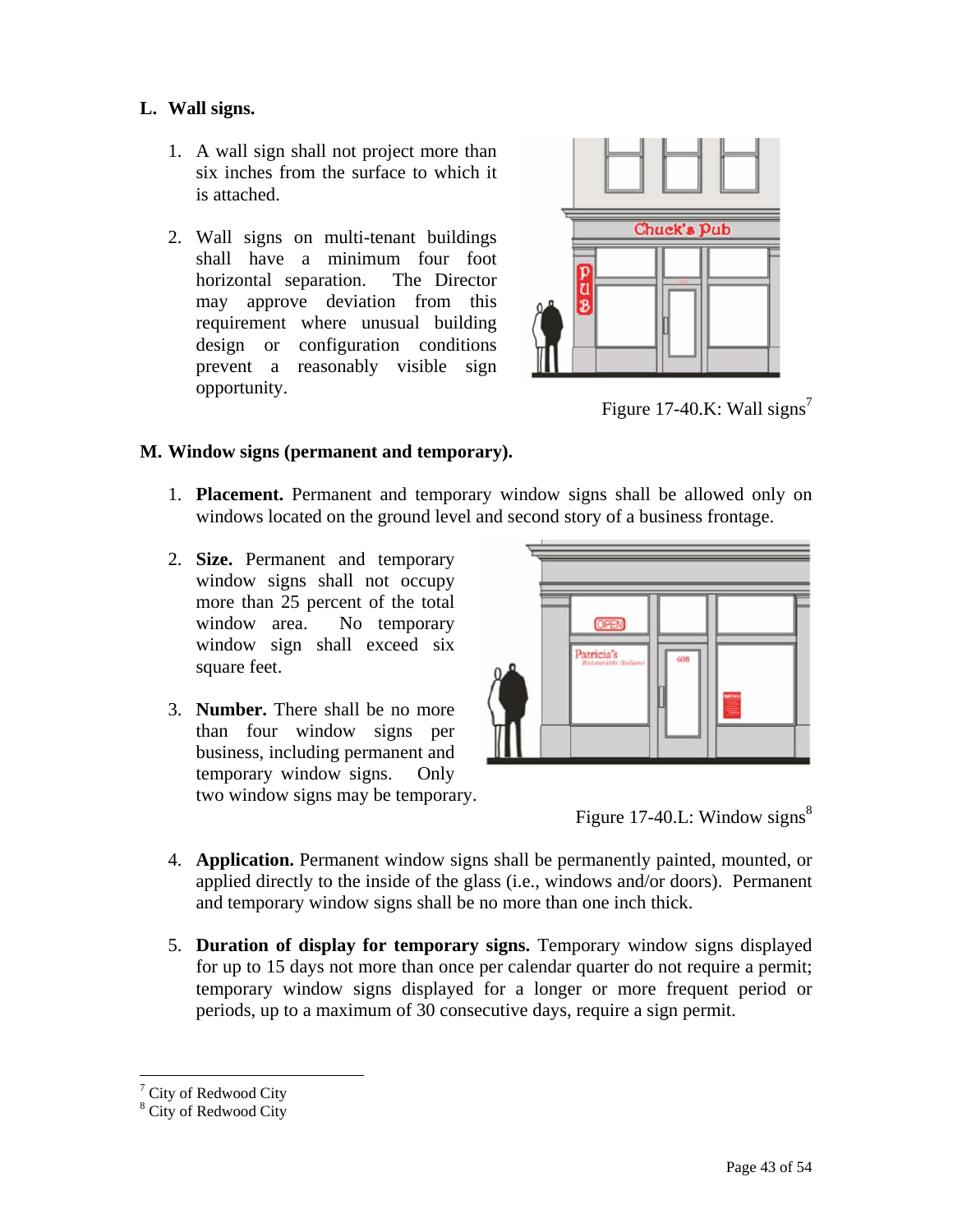**L. Wall signs.**

1. A wall sign shall not project more than six inches from the surface to which it is attached.

2. Wall signs on multi-tenant buildings shall have a minimum four foot horizontal separation. The Director may approve deviation from this requirement where unusual building design or configuration conditions prevent a reasonably visible sign opportunity.

Figure 17-40.K: Wall signs[7]

**M. Window signs (permanent and temporary).**

1. **Placement.** Permanent and temporary window signs shall be allowed only on windows located on the ground level and second story of a business frontage.

2. **Size.** Permanent and temporary window signs shall not occupy more than 25 percent of the total window area. No temporary window sign shall exceed six square feet.

3. **Number.** There shall be no more than four window signs per business, including permanent and temporary window signs. Only two window signs may be temporary.

Figure 17-40.L: Window signs[8]

4. **Application.** Permanent window signs shall be permanently painted, mounted, or applied directly to the inside of the glass (i.e., windows and/or doors). Permanent and temporary window signs shall be no more than one inch thick.

5. **Duration of display for temporary signs.** Temporary window signs displayed for up to 15 days not more than once per calendar quarter do not require a permit; temporary window signs displayed for a longer or more frequent period or periods, up to a maximum of 30 consecutive days, require a sign permit.

---

[7] City of Redwood City

[8] City of Redwood City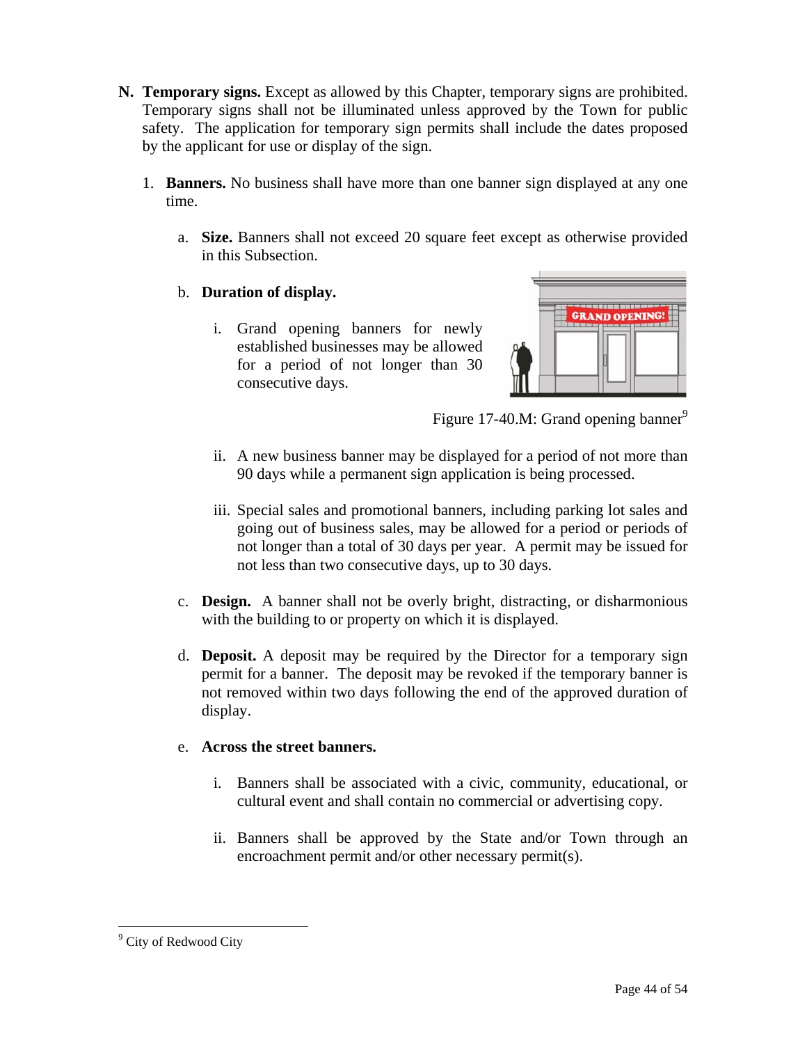**N. Temporary signs.** Except as allowed by this Chapter, temporary signs are prohibited. Temporary signs shall not be illuminated unless approved by the Town for public safety. The application for temporary sign permits shall include the dates proposed by the applicant for use or display of the sign.

1. **Banners.** No business shall have more than one banner sign displayed at any one time.

   a. **Size.** Banners shall not exceed 20 square feet except as otherwise provided in this Subsection.

   b. **Duration of display.**

      i. Grand opening banners for newly established businesses may be allowed for a period of not longer than 30 consecutive days.

      Figure 17-40.M: Grand opening banner[9]

      ii. A new business banner may be displayed for a period of not more than 90 days while a permanent sign application is being processed.

      iii. Special sales and promotional banners, including parking lot sales and going out of business sales, may be allowed for a period or periods of not longer than a total of 30 days per year. A permit may be issued for not less than two consecutive days, up to 30 days.

   c. **Design.** A banner shall not be overly bright, distracting, or disharmonious with the building to or property on which it is displayed.

   d. **Deposit.** A deposit may be required by the Director for a temporary sign permit for a banner. The deposit may be revoked if the temporary banner is not removed within two days following the end of the approved duration of display.

   e. **Across the street banners.**

      i. Banners shall be associated with a civic, community, educational, or cultural event and shall contain no commercial or advertising copy.

      ii. Banners shall be approved by the State and/or Town through an encroachment permit and/or other necessary permit(s).

---

[9] City of Redwood City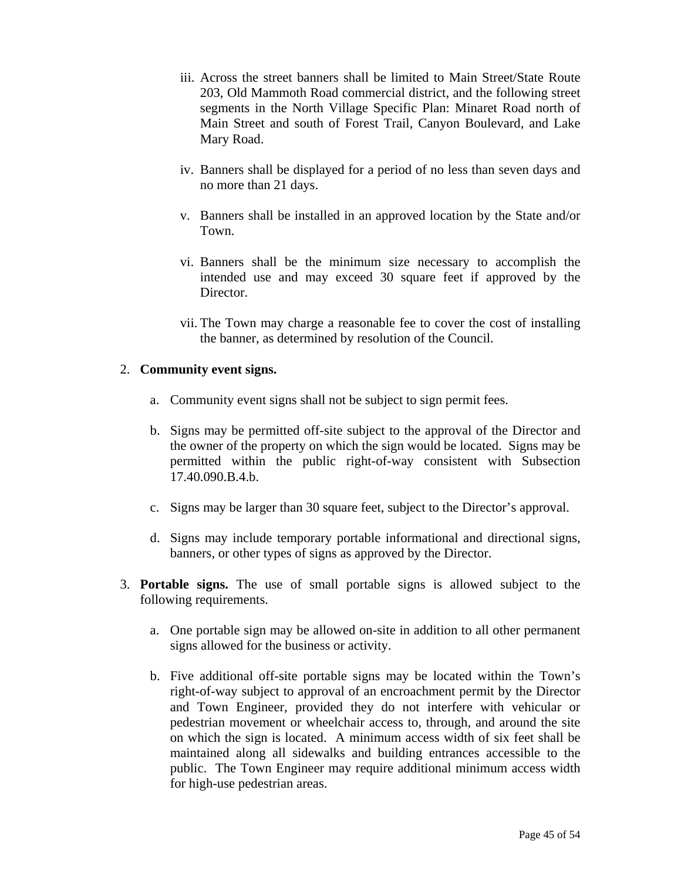iii. Across the street banners shall be limited to Main Street/State Route 203, Old Mammoth Road commercial district, and the following street segments in the North Village Specific Plan: Minaret Road north of Main Street and south of Forest Trail, Canyon Boulevard, and Lake Mary Road.

iv. Banners shall be displayed for a period of no less than seven days and no more than 21 days.

v. Banners shall be installed in an approved location by the State and/or Town.

vi. Banners shall be the minimum size necessary to accomplish the intended use and may exceed 30 square feet if approved by the Director.

vii. The Town may charge a reasonable fee to cover the cost of installing the banner, as determined by resolution of the Council.

2. **Community event signs.**

   a. Community event signs shall not be subject to sign permit fees.

   b. Signs may be permitted off-site subject to the approval of the Director and the owner of the property on which the sign would be located. Signs may be permitted within the public right-of-way consistent with Subsection 17.40.090.B.4.b.

   c. Signs may be larger than 30 square feet, subject to the Director's approval.

   d. Signs may include temporary portable informational and directional signs, banners, or other types of signs as approved by the Director.

3. **Portable signs.** The use of small portable signs is allowed subject to the following requirements.

   a. One portable sign may be allowed on-site in addition to all other permanent signs allowed for the business or activity.

   b. Five additional off-site portable signs may be located within the Town's right-of-way subject to approval of an encroachment permit by the Director and Town Engineer, provided they do not interfere with vehicular or pedestrian movement or wheelchair access to, through, and around the site on which the sign is located. A minimum access width of six feet shall be maintained along all sidewalks and building entrances accessible to the public. The Town Engineer may require additional minimum access width for high-use pedestrian areas.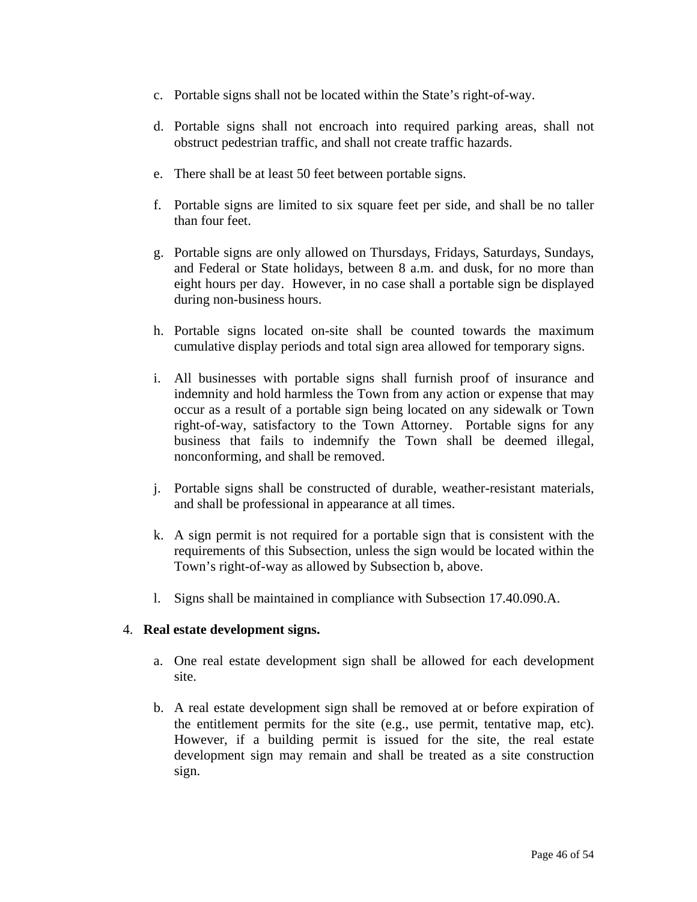c. Portable signs shall not be located within the State's right-of-way.

d. Portable signs shall not encroach into required parking areas, shall not obstruct pedestrian traffic, and shall not create traffic hazards.

e. There shall be at least 50 feet between portable signs.

f. Portable signs are limited to six square feet per side, and shall be no taller than four feet.

g. Portable signs are only allowed on Thursdays, Fridays, Saturdays, Sundays, and Federal or State holidays, between 8 a.m. and dusk, for no more than eight hours per day. However, in no case shall a portable sign be displayed during non-business hours.

h. Portable signs located on-site shall be counted towards the maximum cumulative display periods and total sign area allowed for temporary signs.

i. All businesses with portable signs shall furnish proof of insurance and indemnity and hold harmless the Town from any action or expense that may occur as a result of a portable sign being located on any sidewalk or Town right-of-way, satisfactory to the Town Attorney. Portable signs for any business that fails to indemnify the Town shall be deemed illegal, nonconforming, and shall be removed.

j. Portable signs shall be constructed of durable, weather-resistant materials, and shall be professional in appearance at all times.

k. A sign permit is not required for a portable sign that is consistent with the requirements of this Subsection, unless the sign would be located within the Town's right-of-way as allowed by Subsection b, above.

l. Signs shall be maintained in compliance with Subsection 17.40.090.A.

4. **Real estate development signs.**

a. One real estate development sign shall be allowed for each development site.

b. A real estate development sign shall be removed at or before expiration of the entitlement permits for the site (e.g., use permit, tentative map, etc). However, if a building permit is issued for the site, the real estate development sign may remain and shall be treated as a site construction sign.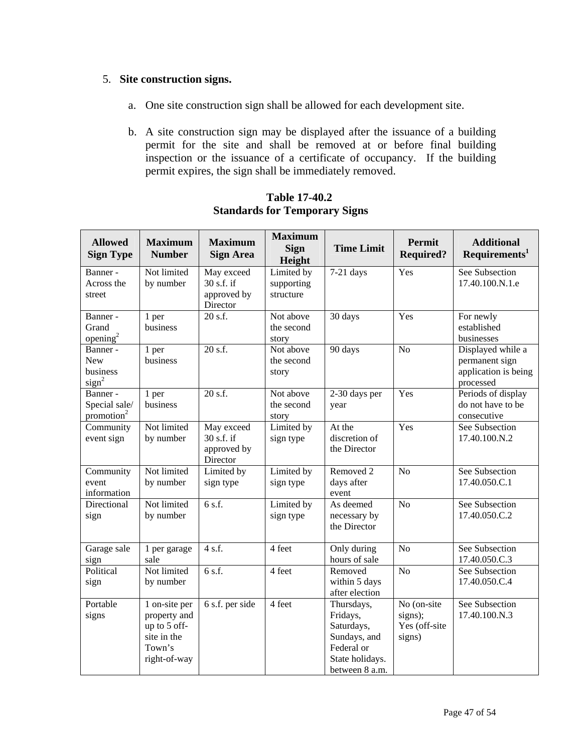5. **Site construction signs.**

   a. One site construction sign shall be allowed for each development site.

   b. A site construction sign may be displayed after the issuance of a building permit for the site and shall be removed at or before final building inspection or the issuance of a certificate of occupancy. If the building permit expires, the sign shall be immediately removed.

**Table 17-40.2**
**Standards for Temporary Signs**

| Allowed Sign Type | Maximum Number | Maximum Sign Area | Maximum Sign Height | Time Limit | Permit Required? | Additional Requirements[1] |
|---|---|---|---|---|---|---|
| Banner - Across the street | Not limited by number | May exceed 30 s.f. if approved by Director | Limited by supporting structure | 7-21 days | Yes | See Subsection 17.40.100.N.1.e |
| Banner - Grand opening[2] | 1 per business | 20 s.f. | Not above the second story | 30 days | Yes | For newly established businesses |
| Banner - New business sign[2] | 1 per business | 20 s.f. | Not above the second story | 90 days | No | Displayed while a permanent sign application is being processed |
| Banner - Special sale/ promotion[2] | 1 per business | 20 s.f. | Not above the second story | 2-30 days per year | Yes | Periods of display do not have to be consecutive |
| Community event sign | Not limited by number | May exceed 30 s.f. if approved by Director | Limited by sign type | At the discretion of the Director | Yes | See Subsection 17.40.100.N.2 |
| Community event information | Not limited by number | Limited by sign type | Limited by sign type | Removed 2 days after event | No | See Subsection 17.40.050.C.1 |
| Directional sign | Not limited by number | 6 s.f. | Limited by sign type | As deemed necessary by the Director | No | See Subsection 17.40.050.C.2 |
| Garage sale sign | 1 per garage sale | 4 s.f. | 4 feet | Only during hours of sale | No | See Subsection 17.40.050.C.3 |
| Political sign | Not limited by number | 6 s.f. | 4 feet | Removed within 5 days after election | No | See Subsection 17.40.050.C.4 |
| Portable signs | 1 on-site per property and up to 5 off-site in the Town's right-of-way | 6 s.f. per side | 4 feet | Thursdays, Fridays, Saturdays, Sundays, and Federal or State holidays. between 8 a.m. | No (on-site signs); Yes (off-site signs) | See Subsection 17.40.100.N.3 |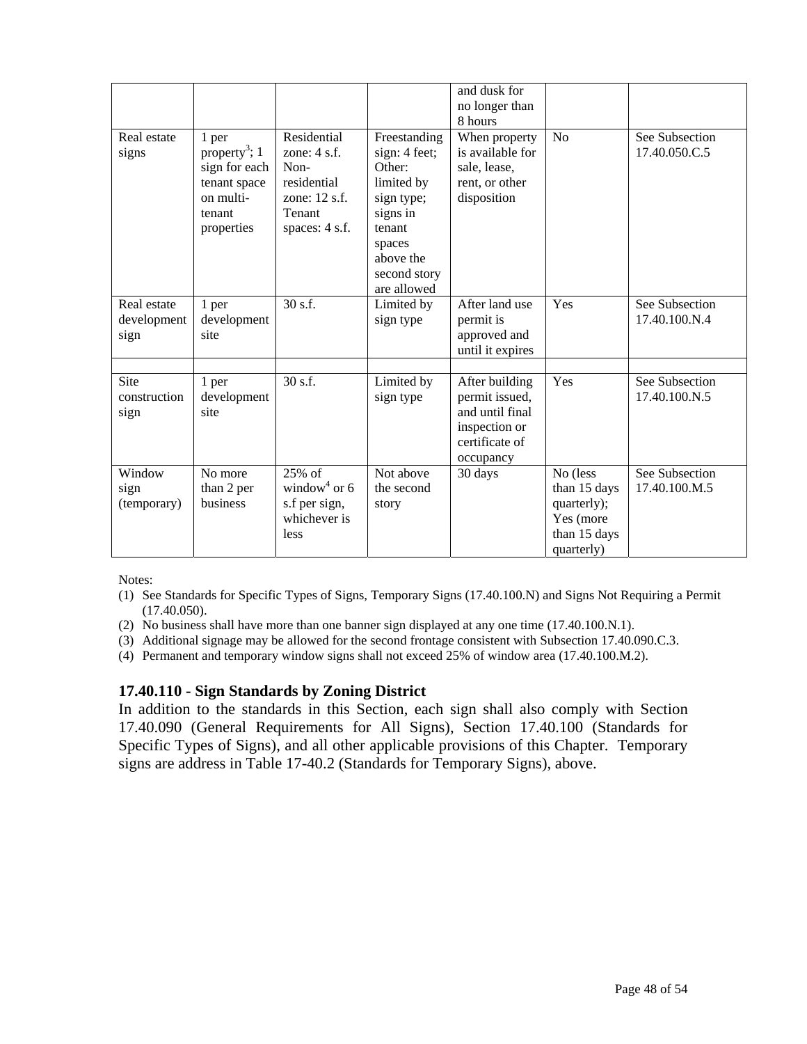| | | | | and dusk for no longer than 8 hours | | |
|---|---|---|---|---|---|---|
| Real estate signs | 1 per property[3]; 1 sign for each tenant space on multi-tenant properties | Residential zone: 4 s.f. Non-residential zone: 12 s.f. Tenant spaces: 4 s.f. | Freestanding sign: 4 feet; Other: limited by sign type; signs in tenant spaces above the second story are allowed | When property is available for sale, lease, rent, or other disposition | No | See Subsection 17.40.050.C.5 |
| Real estate development sign | 1 per development site | 30 s.f. | Limited by sign type | After land use permit is approved and until it expires | Yes | See Subsection 17.40.100.N.4 |
| | | | | | | |
| Site construction sign | 1 per development site | 30 s.f. | Limited by sign type | After building permit issued, and until final inspection or certificate of occupancy | Yes | See Subsection 17.40.100.N.5 |
| Window sign (temporary) | No more than 2 per business | 25% of window[4] or 6 s.f per sign, whichever is less | Not above the second story | 30 days | No (less than 15 days quarterly); Yes (more than 15 days quarterly) | See Subsection 17.40.100.M.5 |

Notes:

(1) See Standards for Specific Types of Signs, Temporary Signs (17.40.100.N) and Signs Not Requiring a Permit (17.40.050).

(2) No business shall have more than one banner sign displayed at any one time (17.40.100.N.1).

(3) Additional signage may be allowed for the second frontage consistent with Subsection 17.40.090.C.3.

(4) Permanent and temporary window signs shall not exceed 25% of window area (17.40.100.M.2).

### 17.40.110 - Sign Standards by Zoning District

In addition to the standards in this Section, each sign shall also comply with Section 17.40.090 (General Requirements for All Signs), Section 17.40.100 (Standards for Specific Types of Signs), and all other applicable provisions of this Chapter. Temporary signs are address in Table 17-40.2 (Standards for Temporary Signs), above.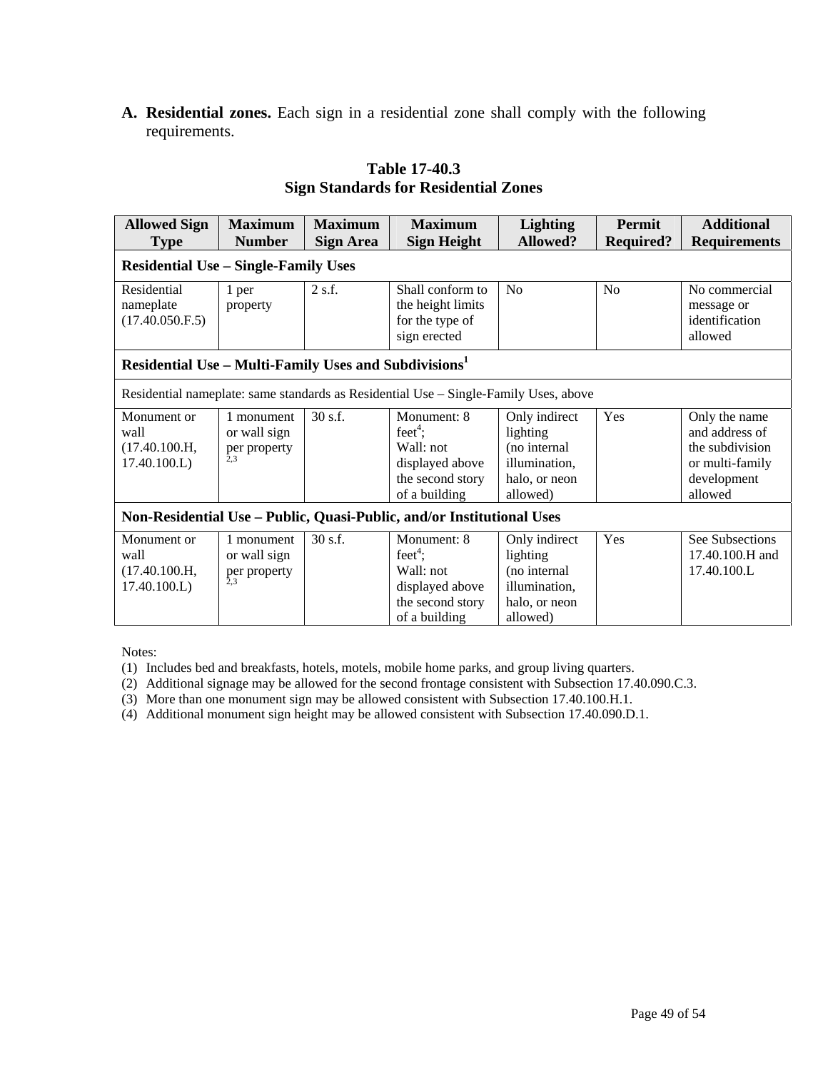**A. Residential zones.** Each sign in a residential zone shall comply with the following requirements.

**Table 17-40.3**
**Sign Standards for Residential Zones**

| Allowed Sign Type | Maximum Number | Maximum Sign Area | Maximum Sign Height | Lighting Allowed? | Permit Required? | Additional Requirements |
|---|---|---|---|---|---|---|
| **Residential Use – Single-Family Uses** | | | | | | |
| Residential nameplate (17.40.050.F.5) | 1 per property | 2 s.f. | Shall conform to the height limits for the type of sign erected | No | No | No commercial message or identification allowed |
| **Residential Use – Multi-Family Uses and Subdivisions**[1] | | | | | | |
| Residential nameplate: same standards as Residential Use – Single-Family Uses, above | | | | | | |
| Monument or wall (17.40.100.H, 17.40.100.L) | 1 monument or wall sign per property[2,3] | 30 s.f. | Monument: 8 feet[4]; Wall: not displayed above the second story of a building | Only indirect lighting (no internal illumination, halo, or neon allowed) | Yes | Only the name and address of the subdivision or multi-family development allowed |
| **Non-Residential Use – Public, Quasi-Public, and/or Institutional Uses** | | | | | | |
| Monument or wall (17.40.100.H, 17.40.100.L) | 1 monument or wall sign per property[2,3] | 30 s.f. | Monument: 8 feet[4]; Wall: not displayed above the second story of a building | Only indirect lighting (no internal illumination, halo, or neon allowed) | Yes | See Subsections 17.40.100.H and 17.40.100.L |

Notes:

(1) Includes bed and breakfasts, hotels, motels, mobile home parks, and group living quarters.
(2) Additional signage may be allowed for the second frontage consistent with Subsection 17.40.090.C.3.
(3) More than one monument sign may be allowed consistent with Subsection 17.40.100.H.1.
(4) Additional monument sign height may be allowed consistent with Subsection 17.40.090.D.1.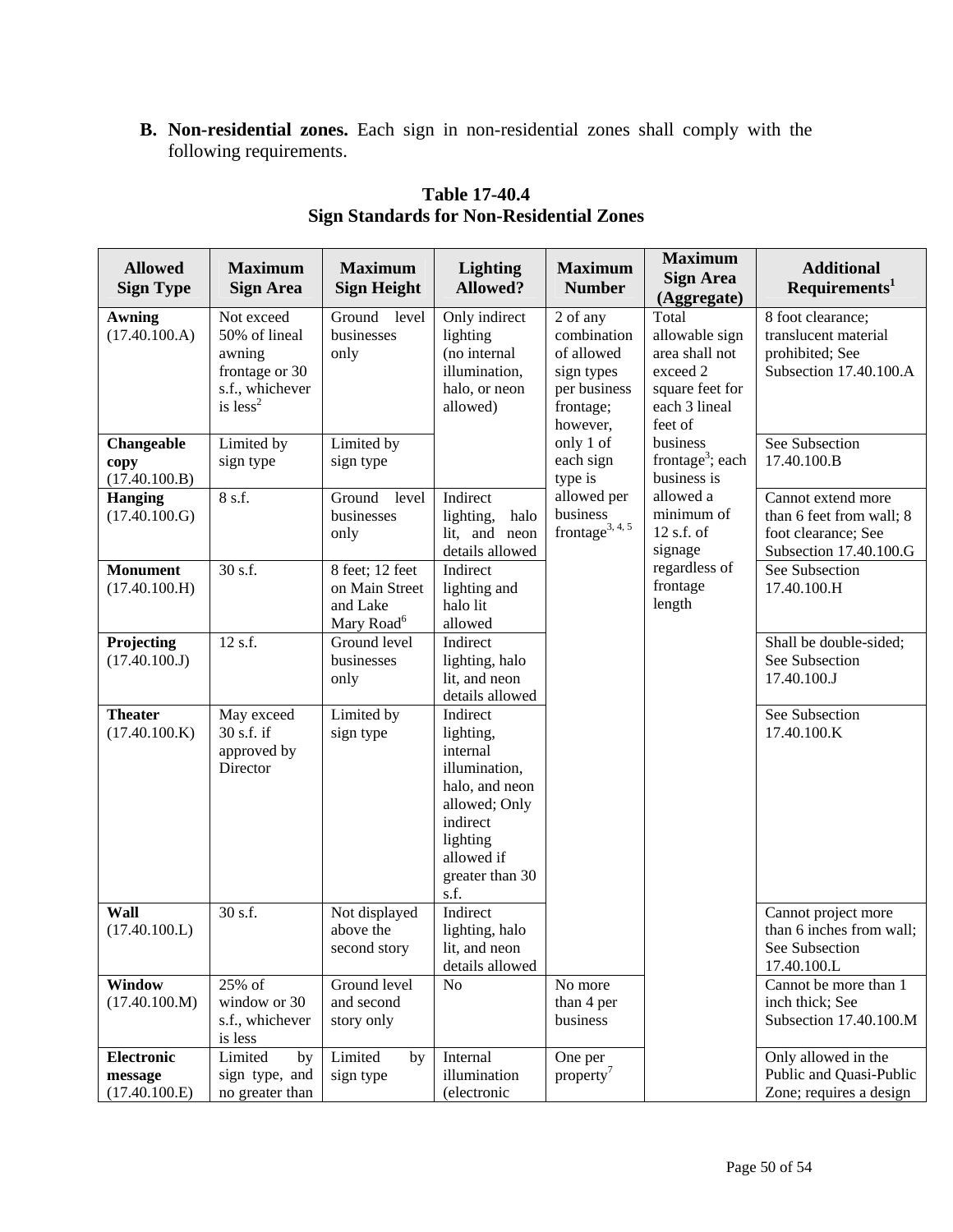**B. Non-residential zones.** Each sign in non-residential zones shall comply with the following requirements.

**Table 17-40.4**
**Sign Standards for Non-Residential Zones**

| Allowed Sign Type | Maximum Sign Area | Maximum Sign Height | Lighting Allowed? | Maximum Number | Maximum Sign Area (Aggregate) | Additional Requirements[1] |
|---|---|---|---|---|---|---|
| **Awning** (17.40.100.A) | Not exceed 50% of lineal awning frontage or 30 s.f., whichever is less[2] | Ground level businesses only | Only indirect lighting (no internal illumination, halo, or neon allowed) | 2 of any combination of allowed sign types per business frontage; however, only 1 of each sign type is allowed per business frontage[3, 4, 5] | Total allowable sign area shall not exceed 2 square feet for each 3 lineal feet of business frontage[3]; each business is allowed a minimum of 12 s.f. of signage regardless of frontage length | 8 foot clearance; translucent material prohibited; See Subsection 17.40.100.A |
| **Changeable copy** (17.40.100.B) | Limited by sign type | Limited by sign type | | | | See Subsection 17.40.100.B |
| **Hanging** (17.40.100.G) | 8 s.f. | Ground level businesses only | Indirect lighting, halo lit, and neon details allowed | | | Cannot extend more than 6 feet from wall; 8 foot clearance; See Subsection 17.40.100.G |
| **Monument** (17.40.100.H) | 30 s.f. | 8 feet; 12 feet on Main Street and Lake Mary Road[6] | Indirect lighting and halo lit allowed | | | See Subsection 17.40.100.H |
| **Projecting** (17.40.100.J) | 12 s.f. | Ground level businesses only | Indirect lighting, halo lit, and neon details allowed | | | Shall be double-sided; See Subsection 17.40.100.J |
| **Theater** (17.40.100.K) | May exceed 30 s.f. if approved by Director | Limited by sign type | Indirect lighting, internal illumination, halo, and neon allowed; Only indirect lighting allowed if greater than 30 s.f. | | | See Subsection 17.40.100.K |
| **Wall** (17.40.100.L) | 30 s.f. | Not displayed above the second story | Indirect lighting, halo lit, and neon details allowed | | | Cannot project more than 6 inches from wall; See Subsection 17.40.100.L |
| **Window** (17.40.100.M) | 25% of window or 30 s.f., whichever is less | Ground level and second story only | No | No more than 4 per business | | Cannot be more than 1 inch thick; See Subsection 17.40.100.M |
| **Electronic message** (17.40.100.E) | Limited by sign type, and no greater than | Limited by sign type | Internal illumination (electronic | One per property[7] | | Only allowed in the Public and Quasi-Public Zone; requires a design |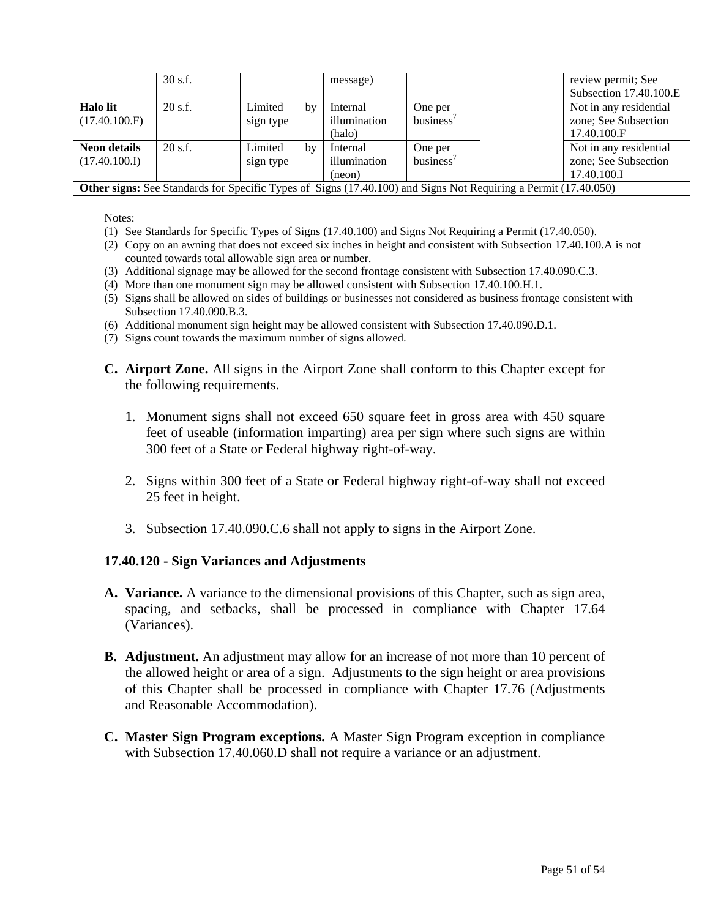|  | 30 s.f. |  | message) |  |  | review permit; See Subsection 17.40.100.E |
|---|---|---|---|---|---|---|
| **Halo lit** (17.40.100.F) | 20 s.f. | Limited by sign type | Internal illumination (halo) | One per business[7] |  | Not in any residential zone; See Subsection 17.40.100.F |
| **Neon details** (17.40.100.I) | 20 s.f. | Limited by sign type | Internal illumination (neon) | One per business[7] |  | Not in any residential zone; See Subsection 17.40.100.I |
| **Other signs:** See Standards for Specific Types of Signs (17.40.100) and Signs Not Requiring a Permit (17.40.050) | | | | | | |

Notes:

(1) See Standards for Specific Types of Signs (17.40.100) and Signs Not Requiring a Permit (17.40.050).
(2) Copy on an awning that does not exceed six inches in height and consistent with Subsection 17.40.100.A is not counted towards total allowable sign area or number.
(3) Additional signage may be allowed for the second frontage consistent with Subsection 17.40.090.C.3.
(4) More than one monument sign may be allowed consistent with Subsection 17.40.100.H.1.
(5) Signs shall be allowed on sides of buildings or businesses not considered as business frontage consistent with Subsection 17.40.090.B.3.
(6) Additional monument sign height may be allowed consistent with Subsection 17.40.090.D.1.
(7) Signs count towards the maximum number of signs allowed.

**C. Airport Zone.** All signs in the Airport Zone shall conform to this Chapter except for the following requirements.

1. Monument signs shall not exceed 650 square feet in gross area with 450 square feet of useable (information imparting) area per sign where such signs are within 300 feet of a State or Federal highway right-of-way.

2. Signs within 300 feet of a State or Federal highway right-of-way shall not exceed 25 feet in height.

3. Subsection 17.40.090.C.6 shall not apply to signs in the Airport Zone.

### 17.40.120 - Sign Variances and Adjustments

**A. Variance.** A variance to the dimensional provisions of this Chapter, such as sign area, spacing, and setbacks, shall be processed in compliance with Chapter 17.64 (Variances).

**B. Adjustment.** An adjustment may allow for an increase of not more than 10 percent of the allowed height or area of a sign. Adjustments to the sign height or area provisions of this Chapter shall be processed in compliance with Chapter 17.76 (Adjustments and Reasonable Accommodation).

**C. Master Sign Program exceptions.** A Master Sign Program exception in compliance with Subsection 17.40.060.D shall not require a variance or an adjustment.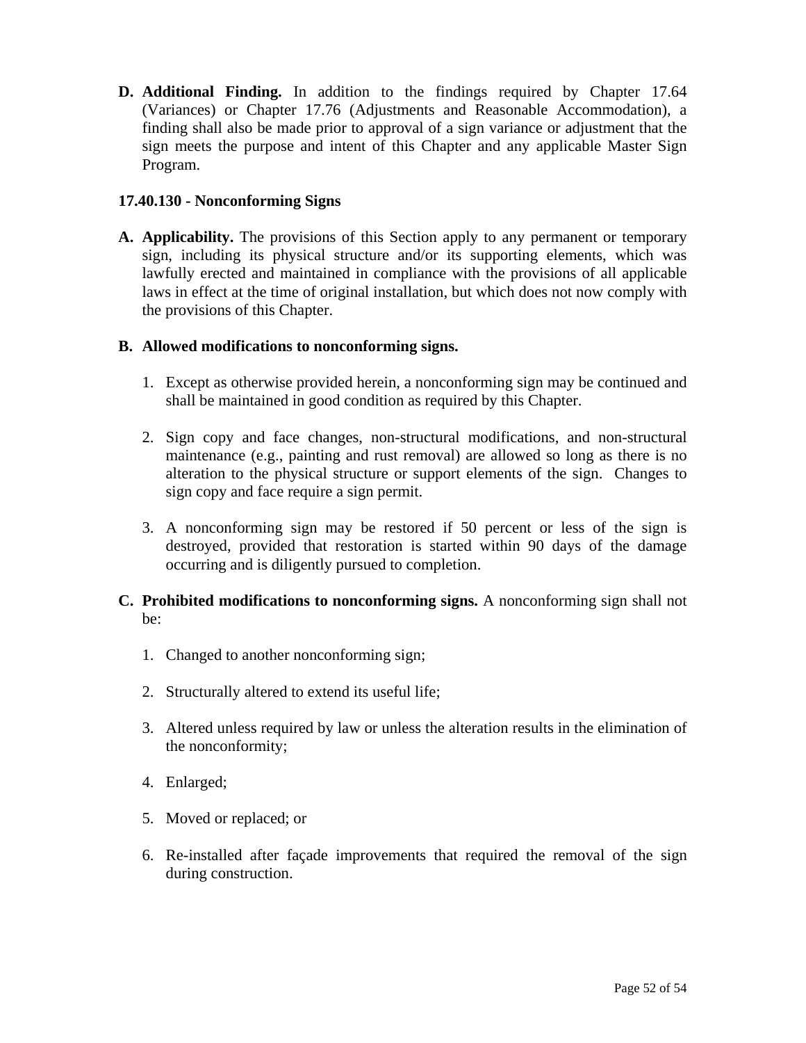**D. Additional Finding.** In addition to the findings required by Chapter 17.64 (Variances) or Chapter 17.76 (Adjustments and Reasonable Accommodation), a finding shall also be made prior to approval of a sign variance or adjustment that the sign meets the purpose and intent of this Chapter and any applicable Master Sign Program.

### 17.40.130 - Nonconforming Signs

**A. Applicability.** The provisions of this Section apply to any permanent or temporary sign, including its physical structure and/or its supporting elements, which was lawfully erected and maintained in compliance with the provisions of all applicable laws in effect at the time of original installation, but which does not now comply with the provisions of this Chapter.

**B. Allowed modifications to nonconforming signs.**

1. Except as otherwise provided herein, a nonconforming sign may be continued and shall be maintained in good condition as required by this Chapter.

2. Sign copy and face changes, non-structural modifications, and non-structural maintenance (e.g., painting and rust removal) are allowed so long as there is no alteration to the physical structure or support elements of the sign. Changes to sign copy and face require a sign permit.

3. A nonconforming sign may be restored if 50 percent or less of the sign is destroyed, provided that restoration is started within 90 days of the damage occurring and is diligently pursued to completion.

**C. Prohibited modifications to nonconforming signs.** A nonconforming sign shall not be:

1. Changed to another nonconforming sign;

2. Structurally altered to extend its useful life;

3. Altered unless required by law or unless the alteration results in the elimination of the nonconformity;

4. Enlarged;

5. Moved or replaced; or

6. Re-installed after façade improvements that required the removal of the sign during construction.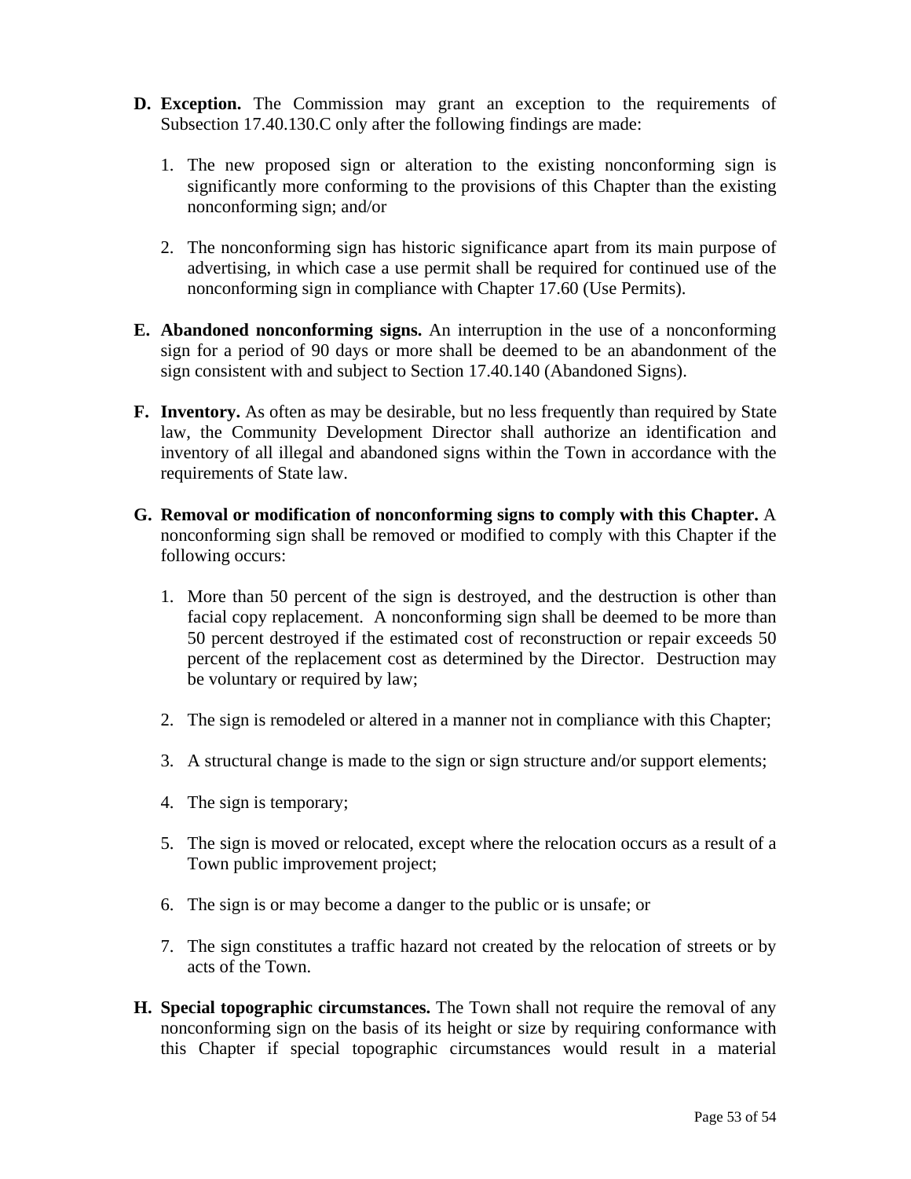**D. Exception.** The Commission may grant an exception to the requirements of Subsection 17.40.130.C only after the following findings are made:

1. The new proposed sign or alteration to the existing nonconforming sign is significantly more conforming to the provisions of this Chapter than the existing nonconforming sign; and/or

2. The nonconforming sign has historic significance apart from its main purpose of advertising, in which case a use permit shall be required for continued use of the nonconforming sign in compliance with Chapter 17.60 (Use Permits).

**E. Abandoned nonconforming signs.** An interruption in the use of a nonconforming sign for a period of 90 days or more shall be deemed to be an abandonment of the sign consistent with and subject to Section 17.40.140 (Abandoned Signs).

**F. Inventory.** As often as may be desirable, but no less frequently than required by State law, the Community Development Director shall authorize an identification and inventory of all illegal and abandoned signs within the Town in accordance with the requirements of State law.

**G. Removal or modification of nonconforming signs to comply with this Chapter.** A nonconforming sign shall be removed or modified to comply with this Chapter if the following occurs:

1. More than 50 percent of the sign is destroyed, and the destruction is other than facial copy replacement. A nonconforming sign shall be deemed to be more than 50 percent destroyed if the estimated cost of reconstruction or repair exceeds 50 percent of the replacement cost as determined by the Director. Destruction may be voluntary or required by law;

2. The sign is remodeled or altered in a manner not in compliance with this Chapter;

3. A structural change is made to the sign or sign structure and/or support elements;

4. The sign is temporary;

5. The sign is moved or relocated, except where the relocation occurs as a result of a Town public improvement project;

6. The sign is or may become a danger to the public or is unsafe; or

7. The sign constitutes a traffic hazard not created by the relocation of streets or by acts of the Town.

**H. Special topographic circumstances.** The Town shall not require the removal of any nonconforming sign on the basis of its height or size by requiring conformance with this Chapter if special topographic circumstances would result in a material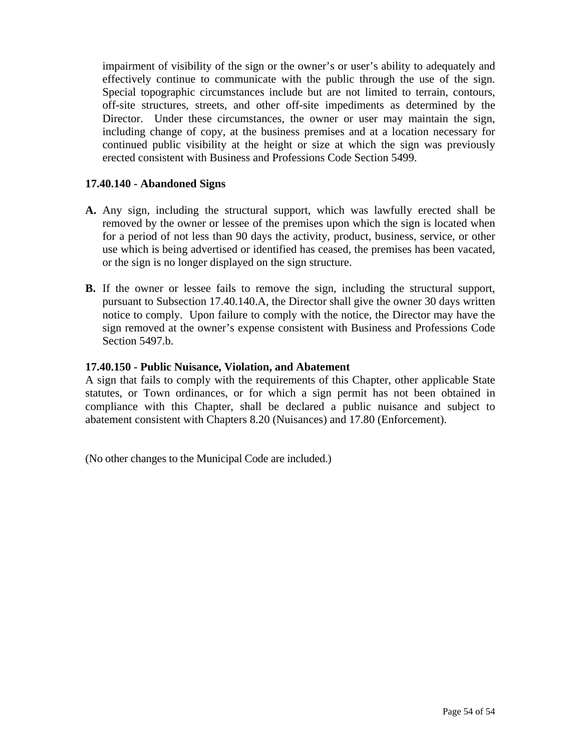impairment of visibility of the sign or the owner's or user's ability to adequately and effectively continue to communicate with the public through the use of the sign. Special topographic circumstances include but are not limited to terrain, contours, off-site structures, streets, and other off-site impediments as determined by the Director. Under these circumstances, the owner or user may maintain the sign, including change of copy, at the business premises and at a location necessary for continued public visibility at the height or size at which the sign was previously erected consistent with Business and Professions Code Section 5499.

**17.40.140 - Abandoned Signs**

**A.** Any sign, including the structural support, which was lawfully erected shall be removed by the owner or lessee of the premises upon which the sign is located when for a period of not less than 90 days the activity, product, business, service, or other use which is being advertised or identified has ceased, the premises has been vacated, or the sign is no longer displayed on the sign structure.

**B.** If the owner or lessee fails to remove the sign, including the structural support, pursuant to Subsection 17.40.140.A, the Director shall give the owner 30 days written notice to comply. Upon failure to comply with the notice, the Director may have the sign removed at the owner's expense consistent with Business and Professions Code Section 5497.b.

**17.40.150 - Public Nuisance, Violation, and Abatement**

A sign that fails to comply with the requirements of this Chapter, other applicable State statutes, or Town ordinances, or for which a sign permit has not been obtained in compliance with this Chapter, shall be declared a public nuisance and subject to abatement consistent with Chapters 8.20 (Nuisances) and 17.80 (Enforcement).

(No other changes to the Municipal Code are included.)